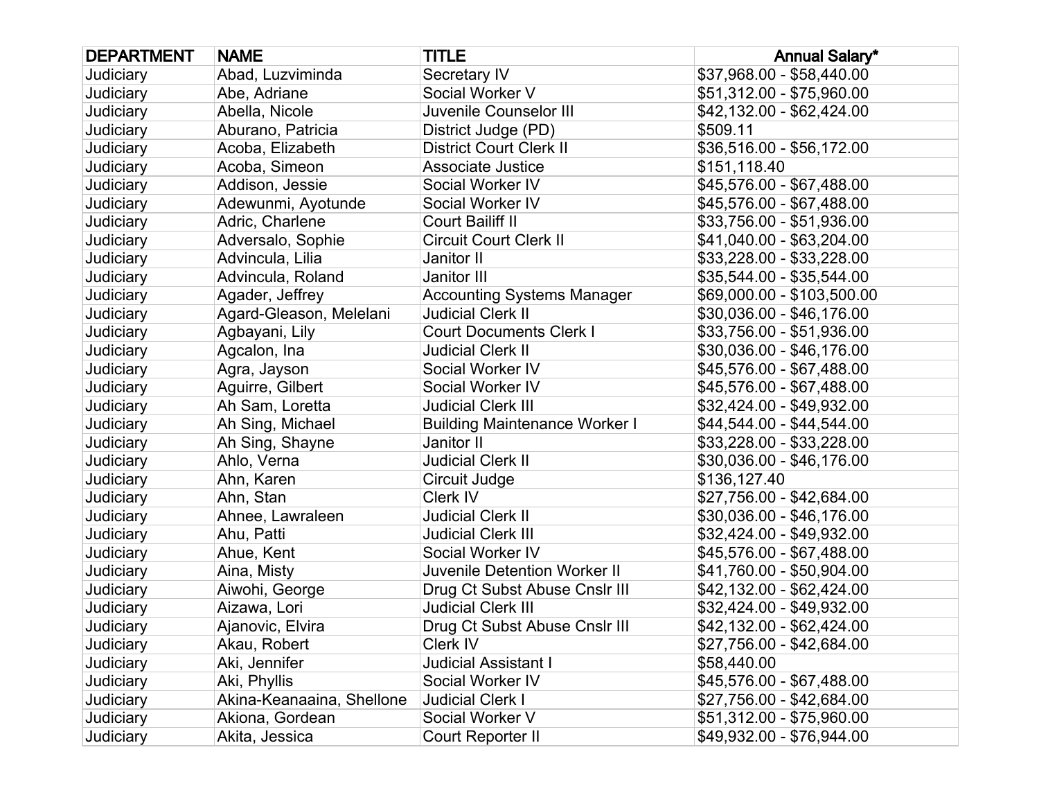| DEPARTMENT | NAME | TITLE | Annual Salary* |
| --- | --- | --- | --- |
| Judiciary | Abad, Luzviminda | Secretary IV | $37,968.00 - $58,440.00 |
| Judiciary | Abe, Adriane | Social Worker V | $51,312.00 - $75,960.00 |
| Judiciary | Abella, Nicole | Juvenile Counselor III | $42,132.00 - $62,424.00 |
| Judiciary | Aburano, Patricia | District Judge (PD) | $509.11 |
| Judiciary | Acoba, Elizabeth | District Court Clerk II | $36,516.00 - $56,172.00 |
| Judiciary | Acoba, Simeon | Associate Justice | $151,118.40 |
| Judiciary | Addison, Jessie | Social Worker IV | $45,576.00 - $67,488.00 |
| Judiciary | Adewunmi, Ayotunde | Social Worker IV | $45,576.00 - $67,488.00 |
| Judiciary | Adric, Charlene | Court Bailiff II | $33,756.00 - $51,936.00 |
| Judiciary | Adversalo, Sophie | Circuit Court Clerk II | $41,040.00 - $63,204.00 |
| Judiciary | Advincula, Lilia | Janitor II | $33,228.00 - $33,228.00 |
| Judiciary | Advincula, Roland | Janitor III | $35,544.00 - $35,544.00 |
| Judiciary | Agader, Jeffrey | Accounting Systems Manager | $69,000.00 - $103,500.00 |
| Judiciary | Agard-Gleason, Melelani | Judicial Clerk II | $30,036.00 - $46,176.00 |
| Judiciary | Agbayani, Lily | Court Documents Clerk I | $33,756.00 - $51,936.00 |
| Judiciary | Agcalon, Ina | Judicial Clerk II | $30,036.00 - $46,176.00 |
| Judiciary | Agra, Jayson | Social Worker IV | $45,576.00 - $67,488.00 |
| Judiciary | Aguirre, Gilbert | Social Worker IV | $45,576.00 - $67,488.00 |
| Judiciary | Ah Sam, Loretta | Judicial Clerk III | $32,424.00 - $49,932.00 |
| Judiciary | Ah Sing, Michael | Building Maintenance Worker I | $44,544.00 - $44,544.00 |
| Judiciary | Ah Sing, Shayne | Janitor II | $33,228.00 - $33,228.00 |
| Judiciary | Ahlo, Verna | Judicial Clerk II | $30,036.00 - $46,176.00 |
| Judiciary | Ahn, Karen | Circuit Judge | $136,127.40 |
| Judiciary | Ahn, Stan | Clerk IV | $27,756.00 - $42,684.00 |
| Judiciary | Ahnee, Lawraleen | Judicial Clerk II | $30,036.00 - $46,176.00 |
| Judiciary | Ahu, Patti | Judicial Clerk III | $32,424.00 - $49,932.00 |
| Judiciary | Ahue, Kent | Social Worker IV | $45,576.00 - $67,488.00 |
| Judiciary | Aina, Misty | Juvenile Detention Worker II | $41,760.00 - $50,904.00 |
| Judiciary | Aiwohi, George | Drug Ct Subst Abuse Cnslr III | $42,132.00 - $62,424.00 |
| Judiciary | Aizawa, Lori | Judicial Clerk III | $32,424.00 - $49,932.00 |
| Judiciary | Ajanovic, Elvira | Drug Ct Subst Abuse Cnslr III | $42,132.00 - $62,424.00 |
| Judiciary | Akau, Robert | Clerk IV | $27,756.00 - $42,684.00 |
| Judiciary | Aki, Jennifer | Judicial Assistant I | $58,440.00 |
| Judiciary | Aki, Phyllis | Social Worker IV | $45,576.00 - $67,488.00 |
| Judiciary | Akina-Keanaaina, Shellone | Judicial Clerk I | $27,756.00 - $42,684.00 |
| Judiciary | Akiona, Gordean | Social Worker V | $51,312.00 - $75,960.00 |
| Judiciary | Akita, Jessica | Court Reporter II | $49,932.00 - $76,944.00 |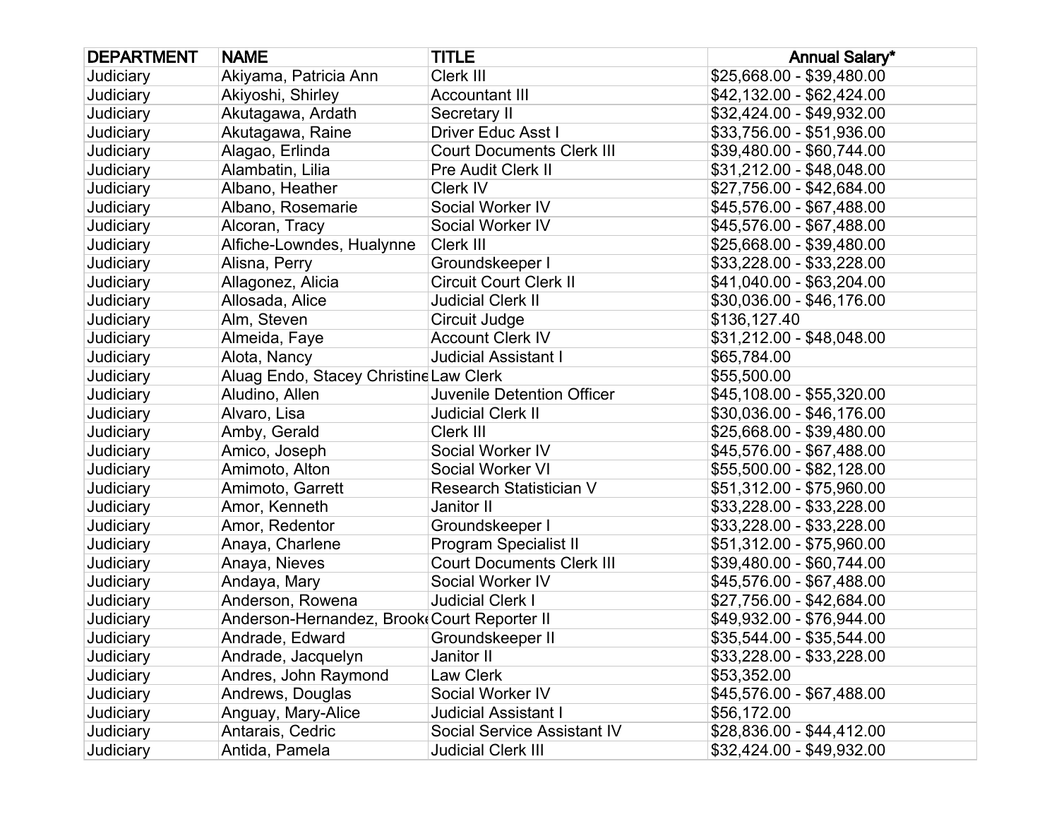| DEPARTMENT | NAME | TITLE | Annual Salary* |
| --- | --- | --- | --- |
| Judiciary | Akiyama, Patricia Ann | Clerk III | $25,668.00 - $39,480.00 |
| Judiciary | Akiyoshi, Shirley | Accountant III | $42,132.00 - $62,424.00 |
| Judiciary | Akutagawa, Ardath | Secretary II | $32,424.00 - $49,932.00 |
| Judiciary | Akutagawa, Raine | Driver Educ Asst I | $33,756.00 - $51,936.00 |
| Judiciary | Alagao, Erlinda | Court Documents Clerk III | $39,480.00 - $60,744.00 |
| Judiciary | Alambatin, Lilia | Pre Audit Clerk II | $31,212.00 - $48,048.00 |
| Judiciary | Albano, Heather | Clerk IV | $27,756.00 - $42,684.00 |
| Judiciary | Albano, Rosemarie | Social Worker IV | $45,576.00 - $67,488.00 |
| Judiciary | Alcoran, Tracy | Social Worker IV | $45,576.00 - $67,488.00 |
| Judiciary | Alfiche-Lowndes, Hualynne | Clerk III | $25,668.00 - $39,480.00 |
| Judiciary | Alisna, Perry | Groundskeeper I | $33,228.00 - $33,228.00 |
| Judiciary | Allagonez, Alicia | Circuit Court Clerk II | $41,040.00 - $63,204.00 |
| Judiciary | Allosada, Alice | Judicial Clerk II | $30,036.00 - $46,176.00 |
| Judiciary | Alm, Steven | Circuit Judge | $136,127.40 |
| Judiciary | Almeida, Faye | Account Clerk IV | $31,212.00 - $48,048.00 |
| Judiciary | Alota, Nancy | Judicial Assistant I | $65,784.00 |
| Judiciary | Aluag Endo, Stacey Christine | Law Clerk | $55,500.00 |
| Judiciary | Aludino, Allen | Juvenile Detention Officer | $45,108.00 - $55,320.00 |
| Judiciary | Alvaro, Lisa | Judicial Clerk II | $30,036.00 - $46,176.00 |
| Judiciary | Amby, Gerald | Clerk III | $25,668.00 - $39,480.00 |
| Judiciary | Amico, Joseph | Social Worker IV | $45,576.00 - $67,488.00 |
| Judiciary | Amimoto, Alton | Social Worker VI | $55,500.00 - $82,128.00 |
| Judiciary | Amimoto, Garrett | Research Statistician V | $51,312.00 - $75,960.00 |
| Judiciary | Amor, Kenneth | Janitor II | $33,228.00 - $33,228.00 |
| Judiciary | Amor, Redentor | Groundskeeper I | $33,228.00 - $33,228.00 |
| Judiciary | Anaya, Charlene | Program Specialist II | $51,312.00 - $75,960.00 |
| Judiciary | Anaya, Nieves | Court Documents Clerk III | $39,480.00 - $60,744.00 |
| Judiciary | Andaya, Mary | Social Worker IV | $45,576.00 - $67,488.00 |
| Judiciary | Anderson, Rowena | Judicial Clerk I | $27,756.00 - $42,684.00 |
| Judiciary | Anderson-Hernandez, Brooke | Court Reporter II | $49,932.00 - $76,944.00 |
| Judiciary | Andrade, Edward | Groundskeeper II | $35,544.00 - $35,544.00 |
| Judiciary | Andrade, Jacquelyn | Janitor II | $33,228.00 - $33,228.00 |
| Judiciary | Andres, John Raymond | Law Clerk | $53,352.00 |
| Judiciary | Andrews, Douglas | Social Worker IV | $45,576.00 - $67,488.00 |
| Judiciary | Anguay, Mary-Alice | Judicial Assistant I | $56,172.00 |
| Judiciary | Antarais, Cedric | Social Service Assistant IV | $28,836.00 - $44,412.00 |
| Judiciary | Antida, Pamela | Judicial Clerk III | $32,424.00 - $49,932.00 |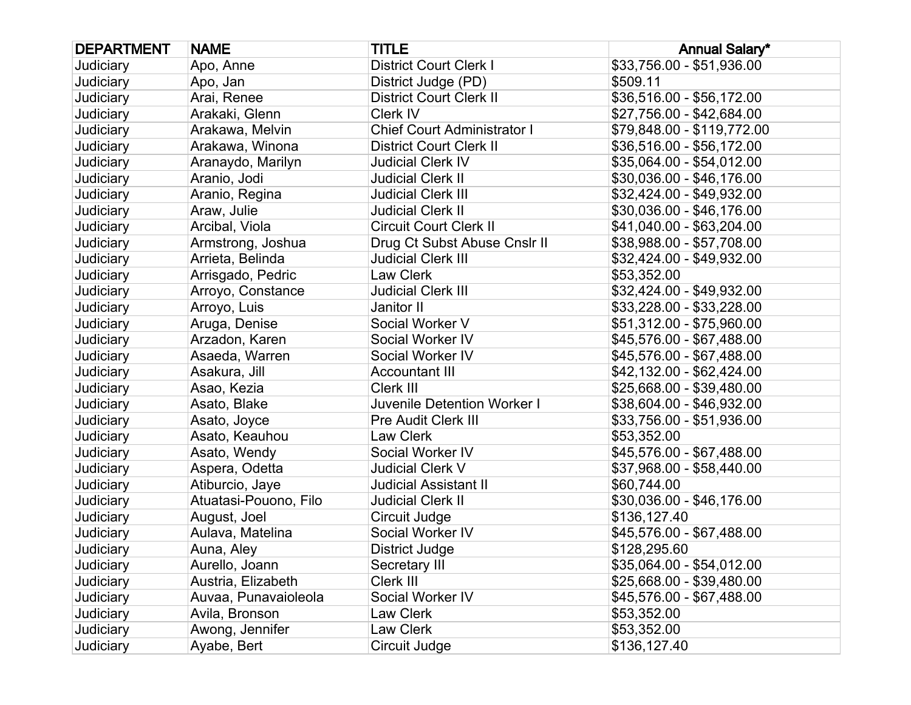| DEPARTMENT | NAME | TITLE | Annual Salary* |
|---|---|---|---|
| Judiciary | Apo, Anne | District Court Clerk I | $33,756.00 - $51,936.00 |
| Judiciary | Apo, Jan | District Judge (PD) | $509.11 |
| Judiciary | Arai, Renee | District Court Clerk II | $36,516.00 - $56,172.00 |
| Judiciary | Arakaki, Glenn | Clerk IV | $27,756.00 - $42,684.00 |
| Judiciary | Arakawa, Melvin | Chief Court Administrator I | $79,848.00 - $119,772.00 |
| Judiciary | Arakawa, Winona | District Court Clerk II | $36,516.00 - $56,172.00 |
| Judiciary | Aranaydo, Marilyn | Judicial Clerk IV | $35,064.00 - $54,012.00 |
| Judiciary | Aranio, Jodi | Judicial Clerk II | $30,036.00 - $46,176.00 |
| Judiciary | Aranio, Regina | Judicial Clerk III | $32,424.00 - $49,932.00 |
| Judiciary | Araw, Julie | Judicial Clerk II | $30,036.00 - $46,176.00 |
| Judiciary | Arcibal, Viola | Circuit Court Clerk II | $41,040.00 - $63,204.00 |
| Judiciary | Armstrong, Joshua | Drug Ct Subst Abuse Cnslr II | $38,988.00 - $57,708.00 |
| Judiciary | Arrieta, Belinda | Judicial Clerk III | $32,424.00 - $49,932.00 |
| Judiciary | Arrisgado, Pedric | Law Clerk | $53,352.00 |
| Judiciary | Arroyo, Constance | Judicial Clerk III | $32,424.00 - $49,932.00 |
| Judiciary | Arroyo, Luis | Janitor II | $33,228.00 - $33,228.00 |
| Judiciary | Aruga, Denise | Social Worker V | $51,312.00 - $75,960.00 |
| Judiciary | Arzadon, Karen | Social Worker IV | $45,576.00 - $67,488.00 |
| Judiciary | Asaeda, Warren | Social Worker IV | $45,576.00 - $67,488.00 |
| Judiciary | Asakura, Jill | Accountant III | $42,132.00 - $62,424.00 |
| Judiciary | Asao, Kezia | Clerk III | $25,668.00 - $39,480.00 |
| Judiciary | Asato, Blake | Juvenile Detention Worker I | $38,604.00 - $46,932.00 |
| Judiciary | Asato, Joyce | Pre Audit Clerk III | $33,756.00 - $51,936.00 |
| Judiciary | Asato, Keauhou | Law Clerk | $53,352.00 |
| Judiciary | Asato, Wendy | Social Worker IV | $45,576.00 - $67,488.00 |
| Judiciary | Aspera, Odetta | Judicial Clerk V | $37,968.00 - $58,440.00 |
| Judiciary | Atiburcio, Jaye | Judicial Assistant II | $60,744.00 |
| Judiciary | Atuatasi-Pouono, Filo | Judicial Clerk II | $30,036.00 - $46,176.00 |
| Judiciary | August, Joel | Circuit Judge | $136,127.40 |
| Judiciary | Aulava, Matelina | Social Worker IV | $45,576.00 - $67,488.00 |
| Judiciary | Auna, Aley | District Judge | $128,295.60 |
| Judiciary | Aurello, Joann | Secretary III | $35,064.00 - $54,012.00 |
| Judiciary | Austria, Elizabeth | Clerk III | $25,668.00 - $39,480.00 |
| Judiciary | Auvaa, Punavaioleola | Social Worker IV | $45,576.00 - $67,488.00 |
| Judiciary | Avila, Bronson | Law Clerk | $53,352.00 |
| Judiciary | Awong, Jennifer | Law Clerk | $53,352.00 |
| Judiciary | Ayabe, Bert | Circuit Judge | $136,127.40 |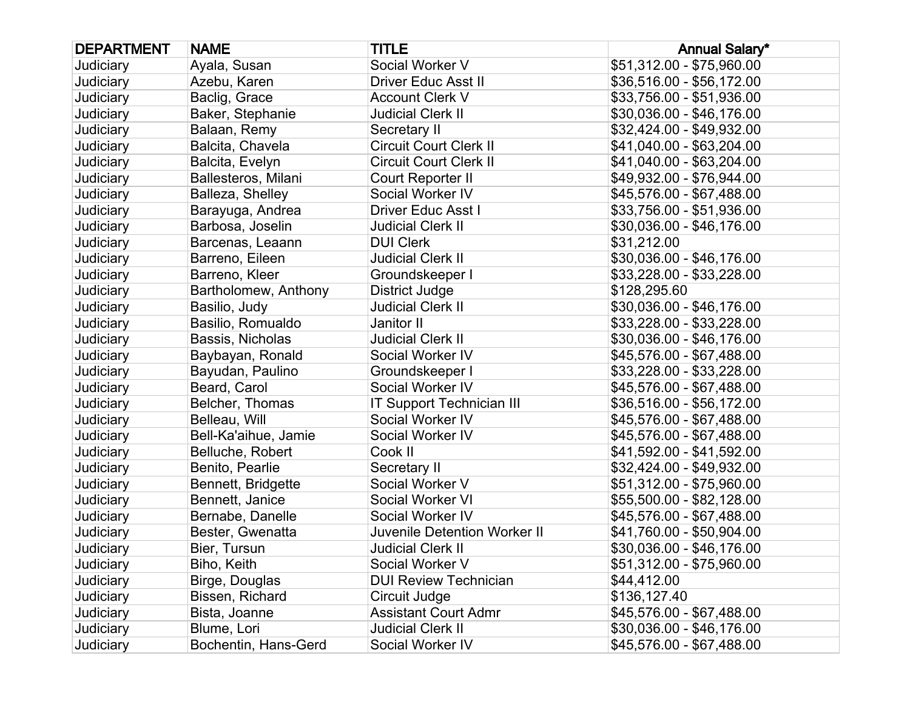| DEPARTMENT | NAME | TITLE | Annual Salary* |
|---|---|---|---|
| Judiciary | Ayala, Susan | Social Worker V | $51,312.00 - $75,960.00 |
| Judiciary | Azebu, Karen | Driver Educ Asst II | $36,516.00 - $56,172.00 |
| Judiciary | Baclig, Grace | Account Clerk V | $33,756.00 - $51,936.00 |
| Judiciary | Baker, Stephanie | Judicial Clerk II | $30,036.00 - $46,176.00 |
| Judiciary | Balaan, Remy | Secretary II | $32,424.00 - $49,932.00 |
| Judiciary | Balcita, Chavela | Circuit Court Clerk II | $41,040.00 - $63,204.00 |
| Judiciary | Balcita, Evelyn | Circuit Court Clerk II | $41,040.00 - $63,204.00 |
| Judiciary | Ballesteros, Milani | Court Reporter II | $49,932.00 - $76,944.00 |
| Judiciary | Balleza, Shelley | Social Worker IV | $45,576.00 - $67,488.00 |
| Judiciary | Barayuga, Andrea | Driver Educ Asst I | $33,756.00 - $51,936.00 |
| Judiciary | Barbosa, Joselin | Judicial Clerk II | $30,036.00 - $46,176.00 |
| Judiciary | Barcenas, Leaann | DUI Clerk | $31,212.00 |
| Judiciary | Barreno, Eileen | Judicial Clerk II | $30,036.00 - $46,176.00 |
| Judiciary | Barreno, Kleer | Groundskeeper I | $33,228.00 - $33,228.00 |
| Judiciary | Bartholomew, Anthony | District Judge | $128,295.60 |
| Judiciary | Basilio, Judy | Judicial Clerk II | $30,036.00 - $46,176.00 |
| Judiciary | Basilio, Romualdo | Janitor II | $33,228.00 - $33,228.00 |
| Judiciary | Bassis, Nicholas | Judicial Clerk II | $30,036.00 - $46,176.00 |
| Judiciary | Baybayan, Ronald | Social Worker IV | $45,576.00 - $67,488.00 |
| Judiciary | Bayudan, Paulino | Groundskeeper I | $33,228.00 - $33,228.00 |
| Judiciary | Beard, Carol | Social Worker IV | $45,576.00 - $67,488.00 |
| Judiciary | Belcher, Thomas | IT Support Technician III | $36,516.00 - $56,172.00 |
| Judiciary | Belleau, Will | Social Worker IV | $45,576.00 - $67,488.00 |
| Judiciary | Bell-Ka'aihue, Jamie | Social Worker IV | $45,576.00 - $67,488.00 |
| Judiciary | Belluche, Robert | Cook II | $41,592.00 - $41,592.00 |
| Judiciary | Benito, Pearlie | Secretary II | $32,424.00 - $49,932.00 |
| Judiciary | Bennett, Bridgette | Social Worker V | $51,312.00 - $75,960.00 |
| Judiciary | Bennett, Janice | Social Worker VI | $55,500.00 - $82,128.00 |
| Judiciary | Bernabe, Danelle | Social Worker IV | $45,576.00 - $67,488.00 |
| Judiciary | Bester, Gwenatta | Juvenile Detention Worker II | $41,760.00 - $50,904.00 |
| Judiciary | Bier, Tursun | Judicial Clerk II | $30,036.00 - $46,176.00 |
| Judiciary | Biho, Keith | Social Worker V | $51,312.00 - $75,960.00 |
| Judiciary | Birge, Douglas | DUI Review Technician | $44,412.00 |
| Judiciary | Bissen, Richard | Circuit Judge | $136,127.40 |
| Judiciary | Bista, Joanne | Assistant Court Admr | $45,576.00 - $67,488.00 |
| Judiciary | Blume, Lori | Judicial Clerk II | $30,036.00 - $46,176.00 |
| Judiciary | Bochentin, Hans-Gerd | Social Worker IV | $45,576.00 - $67,488.00 |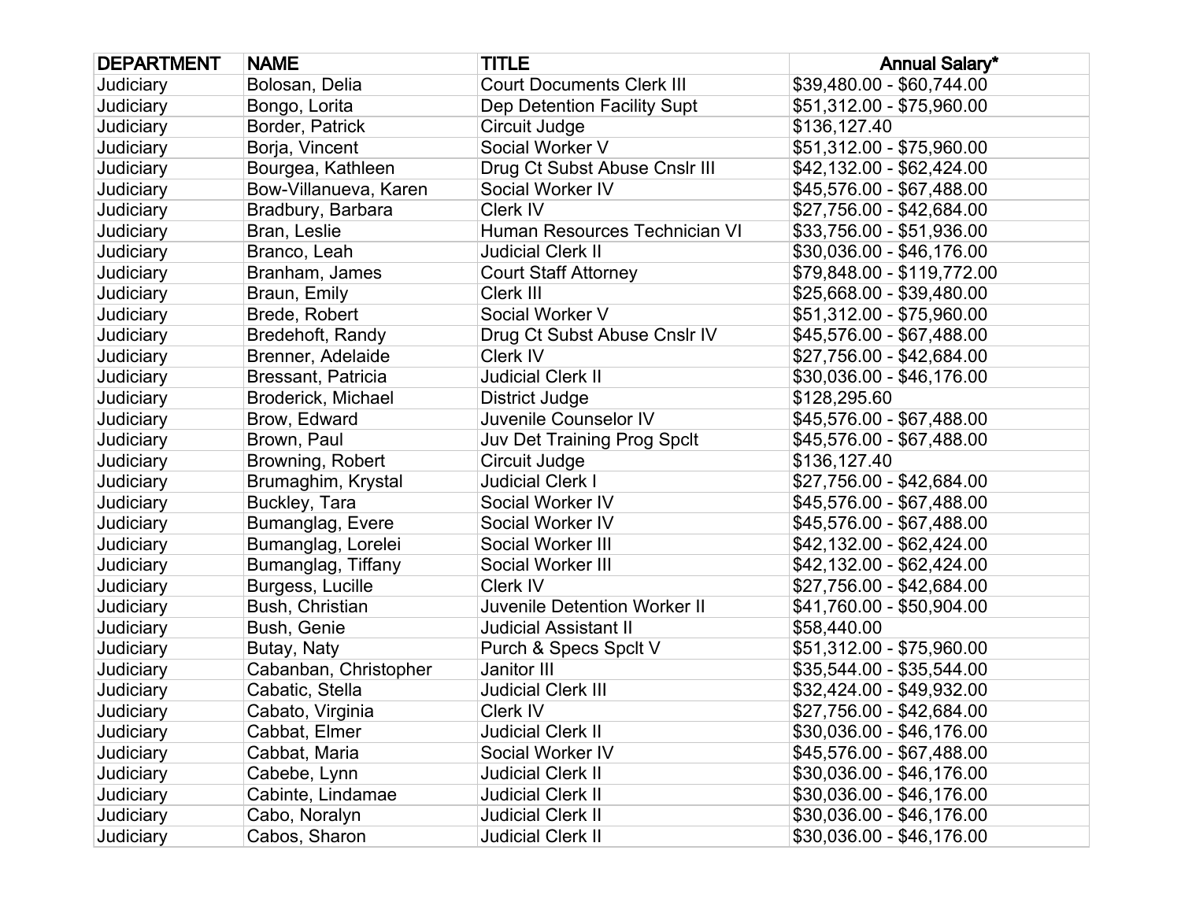| DEPARTMENT | NAME | TITLE | Annual Salary* |
|---|---|---|---|
| Judiciary | Bolosan, Delia | Court Documents Clerk III | $39,480.00 - $60,744.00 |
| Judiciary | Bongo, Lorita | Dep Detention Facility Supt | $51,312.00 - $75,960.00 |
| Judiciary | Border, Patrick | Circuit Judge | $136,127.40 |
| Judiciary | Borja, Vincent | Social Worker V | $51,312.00 - $75,960.00 |
| Judiciary | Bourgea, Kathleen | Drug Ct Subst Abuse Cnslr III | $42,132.00 - $62,424.00 |
| Judiciary | Bow-Villanueva, Karen | Social Worker IV | $45,576.00 - $67,488.00 |
| Judiciary | Bradbury, Barbara | Clerk IV | $27,756.00 - $42,684.00 |
| Judiciary | Bran, Leslie | Human Resources Technician VI | $33,756.00 - $51,936.00 |
| Judiciary | Branco, Leah | Judicial Clerk II | $30,036.00 - $46,176.00 |
| Judiciary | Branham, James | Court Staff Attorney | $79,848.00 - $119,772.00 |
| Judiciary | Braun, Emily | Clerk III | $25,668.00 - $39,480.00 |
| Judiciary | Brede, Robert | Social Worker V | $51,312.00 - $75,960.00 |
| Judiciary | Bredehoft, Randy | Drug Ct Subst Abuse Cnslr IV | $45,576.00 - $67,488.00 |
| Judiciary | Brenner, Adelaide | Clerk IV | $27,756.00 - $42,684.00 |
| Judiciary | Bressant, Patricia | Judicial Clerk II | $30,036.00 - $46,176.00 |
| Judiciary | Broderick, Michael | District Judge | $128,295.60 |
| Judiciary | Brow, Edward | Juvenile Counselor IV | $45,576.00 - $67,488.00 |
| Judiciary | Brown, Paul | Juv Det Training Prog Spclt | $45,576.00 - $67,488.00 |
| Judiciary | Browning, Robert | Circuit Judge | $136,127.40 |
| Judiciary | Brumaghim, Krystal | Judicial Clerk I | $27,756.00 - $42,684.00 |
| Judiciary | Buckley, Tara | Social Worker IV | $45,576.00 - $67,488.00 |
| Judiciary | Bumanglag, Evere | Social Worker IV | $45,576.00 - $67,488.00 |
| Judiciary | Bumanglag, Lorelei | Social Worker III | $42,132.00 - $62,424.00 |
| Judiciary | Bumanglag, Tiffany | Social Worker III | $42,132.00 - $62,424.00 |
| Judiciary | Burgess, Lucille | Clerk IV | $27,756.00 - $42,684.00 |
| Judiciary | Bush, Christian | Juvenile Detention Worker II | $41,760.00 - $50,904.00 |
| Judiciary | Bush, Genie | Judicial Assistant II | $58,440.00 |
| Judiciary | Butay, Naty | Purch & Specs Spclt V | $51,312.00 - $75,960.00 |
| Judiciary | Cabanban, Christopher | Janitor III | $35,544.00 - $35,544.00 |
| Judiciary | Cabatic, Stella | Judicial Clerk III | $32,424.00 - $49,932.00 |
| Judiciary | Cabato, Virginia | Clerk IV | $27,756.00 - $42,684.00 |
| Judiciary | Cabbat, Elmer | Judicial Clerk II | $30,036.00 - $46,176.00 |
| Judiciary | Cabbat, Maria | Social Worker IV | $45,576.00 - $67,488.00 |
| Judiciary | Cabebe, Lynn | Judicial Clerk II | $30,036.00 - $46,176.00 |
| Judiciary | Cabinte, Lindamae | Judicial Clerk II | $30,036.00 - $46,176.00 |
| Judiciary | Cabo, Noralyn | Judicial Clerk II | $30,036.00 - $46,176.00 |
| Judiciary | Cabos, Sharon | Judicial Clerk II | $30,036.00 - $46,176.00 |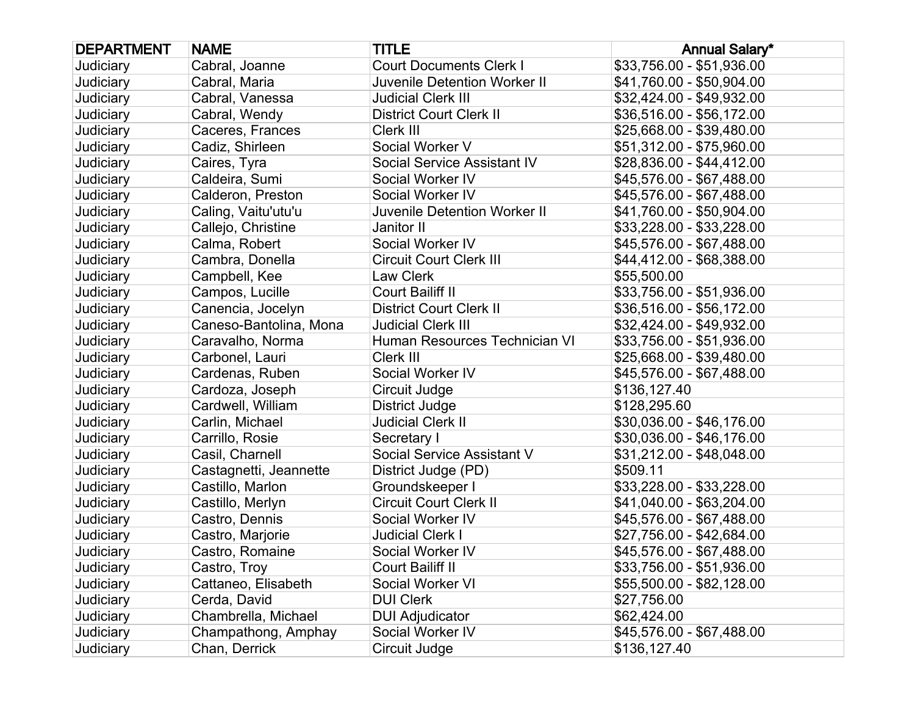| DEPARTMENT | NAME | TITLE | Annual Salary* |
|---|---|---|---|
| Judiciary | Cabral, Joanne | Court Documents Clerk I | $33,756.00 - $51,936.00 |
| Judiciary | Cabral, Maria | Juvenile Detention Worker II | $41,760.00 - $50,904.00 |
| Judiciary | Cabral, Vanessa | Judicial Clerk III | $32,424.00 - $49,932.00 |
| Judiciary | Cabral, Wendy | District Court Clerk II | $36,516.00 - $56,172.00 |
| Judiciary | Caceres, Frances | Clerk III | $25,668.00 - $39,480.00 |
| Judiciary | Cadiz, Shirleen | Social Worker V | $51,312.00 - $75,960.00 |
| Judiciary | Caires, Tyra | Social Service Assistant IV | $28,836.00 - $44,412.00 |
| Judiciary | Caldeira, Sumi | Social Worker IV | $45,576.00 - $67,488.00 |
| Judiciary | Calderon, Preston | Social Worker IV | $45,576.00 - $67,488.00 |
| Judiciary | Caling, Vaitu'utu'u | Juvenile Detention Worker II | $41,760.00 - $50,904.00 |
| Judiciary | Callejo, Christine | Janitor II | $33,228.00 - $33,228.00 |
| Judiciary | Calma, Robert | Social Worker IV | $45,576.00 - $67,488.00 |
| Judiciary | Cambra, Donella | Circuit Court Clerk III | $44,412.00 - $68,388.00 |
| Judiciary | Campbell, Kee | Law Clerk | $55,500.00 |
| Judiciary | Campos, Lucille | Court Bailiff II | $33,756.00 - $51,936.00 |
| Judiciary | Canencia, Jocelyn | District Court Clerk II | $36,516.00 - $56,172.00 |
| Judiciary | Caneso-Bantolina, Mona | Judicial Clerk III | $32,424.00 - $49,932.00 |
| Judiciary | Caravalho, Norma | Human Resources Technician VI | $33,756.00 - $51,936.00 |
| Judiciary | Carbonel, Lauri | Clerk III | $25,668.00 - $39,480.00 |
| Judiciary | Cardenas, Ruben | Social Worker IV | $45,576.00 - $67,488.00 |
| Judiciary | Cardoza, Joseph | Circuit Judge | $136,127.40 |
| Judiciary | Cardwell, William | District Judge | $128,295.60 |
| Judiciary | Carlin, Michael | Judicial Clerk II | $30,036.00 - $46,176.00 |
| Judiciary | Carrillo, Rosie | Secretary I | $30,036.00 - $46,176.00 |
| Judiciary | Casil, Charnell | Social Service Assistant V | $31,212.00 - $48,048.00 |
| Judiciary | Castagnetti, Jeannette | District Judge (PD) | $509.11 |
| Judiciary | Castillo, Marlon | Groundskeeper I | $33,228.00 - $33,228.00 |
| Judiciary | Castillo, Merlyn | Circuit Court Clerk II | $41,040.00 - $63,204.00 |
| Judiciary | Castro, Dennis | Social Worker IV | $45,576.00 - $67,488.00 |
| Judiciary | Castro, Marjorie | Judicial Clerk I | $27,756.00 - $42,684.00 |
| Judiciary | Castro, Romaine | Social Worker IV | $45,576.00 - $67,488.00 |
| Judiciary | Castro, Troy | Court Bailiff II | $33,756.00 - $51,936.00 |
| Judiciary | Cattaneo, Elisabeth | Social Worker VI | $55,500.00 - $82,128.00 |
| Judiciary | Cerda, David | DUI Clerk | $27,756.00 |
| Judiciary | Chambrella, Michael | DUI Adjudicator | $62,424.00 |
| Judiciary | Champathong, Amphay | Social Worker IV | $45,576.00 - $67,488.00 |
| Judiciary | Chan, Derrick | Circuit Judge | $136,127.40 |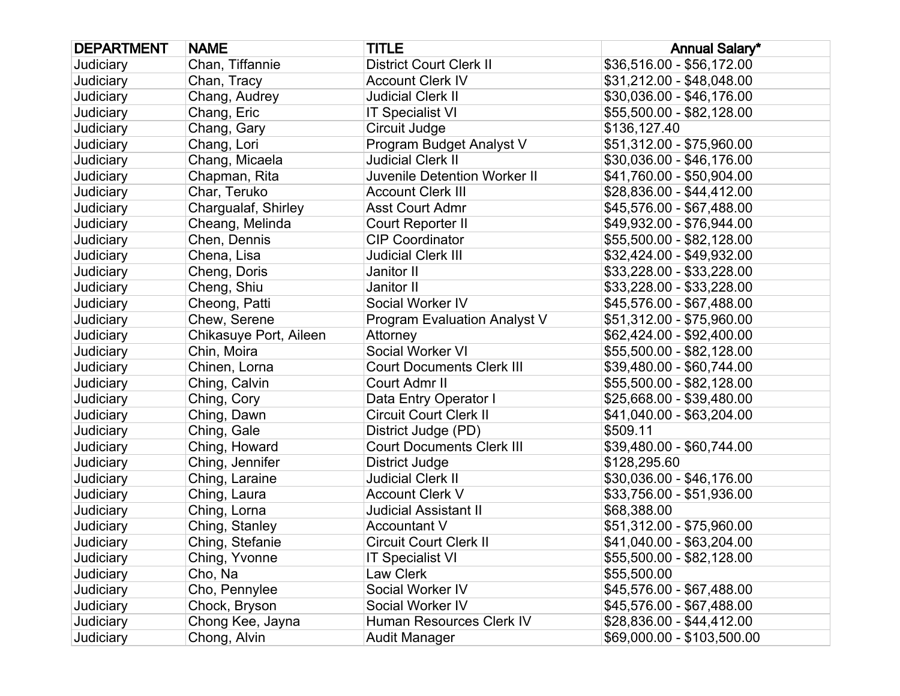| DEPARTMENT | NAME | TITLE | Annual Salary* |
|---|---|---|---|
| Judiciary | Chan, Tiffannie | District Court Clerk II | $36,516.00 - $56,172.00 |
| Judiciary | Chan, Tracy | Account Clerk IV | $31,212.00 - $48,048.00 |
| Judiciary | Chang, Audrey | Judicial Clerk II | $30,036.00 - $46,176.00 |
| Judiciary | Chang, Eric | IT Specialist VI | $55,500.00 - $82,128.00 |
| Judiciary | Chang, Gary | Circuit Judge | $136,127.40 |
| Judiciary | Chang, Lori | Program Budget Analyst V | $51,312.00 - $75,960.00 |
| Judiciary | Chang, Micaela | Judicial Clerk II | $30,036.00 - $46,176.00 |
| Judiciary | Chapman, Rita | Juvenile Detention Worker II | $41,760.00 - $50,904.00 |
| Judiciary | Char, Teruko | Account Clerk III | $28,836.00 - $44,412.00 |
| Judiciary | Chargualaf, Shirley | Asst Court Admr | $45,576.00 - $67,488.00 |
| Judiciary | Cheang, Melinda | Court Reporter II | $49,932.00 - $76,944.00 |
| Judiciary | Chen, Dennis | CIP Coordinator | $55,500.00 - $82,128.00 |
| Judiciary | Chena, Lisa | Judicial Clerk III | $32,424.00 - $49,932.00 |
| Judiciary | Cheng, Doris | Janitor II | $33,228.00 - $33,228.00 |
| Judiciary | Cheng, Shiu | Janitor II | $33,228.00 - $33,228.00 |
| Judiciary | Cheong, Patti | Social Worker IV | $45,576.00 - $67,488.00 |
| Judiciary | Chew, Serene | Program Evaluation Analyst V | $51,312.00 - $75,960.00 |
| Judiciary | Chikasuye Port, Aileen | Attorney | $62,424.00 - $92,400.00 |
| Judiciary | Chin, Moira | Social Worker VI | $55,500.00 - $82,128.00 |
| Judiciary | Chinen, Lorna | Court Documents Clerk III | $39,480.00 - $60,744.00 |
| Judiciary | Ching, Calvin | Court Admr II | $55,500.00 - $82,128.00 |
| Judiciary | Ching, Cory | Data Entry Operator I | $25,668.00 - $39,480.00 |
| Judiciary | Ching, Dawn | Circuit Court Clerk II | $41,040.00 - $63,204.00 |
| Judiciary | Ching, Gale | District Judge (PD) | $509.11 |
| Judiciary | Ching, Howard | Court Documents Clerk III | $39,480.00 - $60,744.00 |
| Judiciary | Ching, Jennifer | District Judge | $128,295.60 |
| Judiciary | Ching, Laraine | Judicial Clerk II | $30,036.00 - $46,176.00 |
| Judiciary | Ching, Laura | Account Clerk V | $33,756.00 - $51,936.00 |
| Judiciary | Ching, Lorna | Judicial Assistant II | $68,388.00 |
| Judiciary | Ching, Stanley | Accountant V | $51,312.00 - $75,960.00 |
| Judiciary | Ching, Stefanie | Circuit Court Clerk II | $41,040.00 - $63,204.00 |
| Judiciary | Ching, Yvonne | IT Specialist VI | $55,500.00 - $82,128.00 |
| Judiciary | Cho, Na | Law Clerk | $55,500.00 |
| Judiciary | Cho, Pennylee | Social Worker IV | $45,576.00 - $67,488.00 |
| Judiciary | Chock, Bryson | Social Worker IV | $45,576.00 - $67,488.00 |
| Judiciary | Chong Kee, Jayna | Human Resources Clerk IV | $28,836.00 - $44,412.00 |
| Judiciary | Chong, Alvin | Audit Manager | $69,000.00 - $103,500.00 |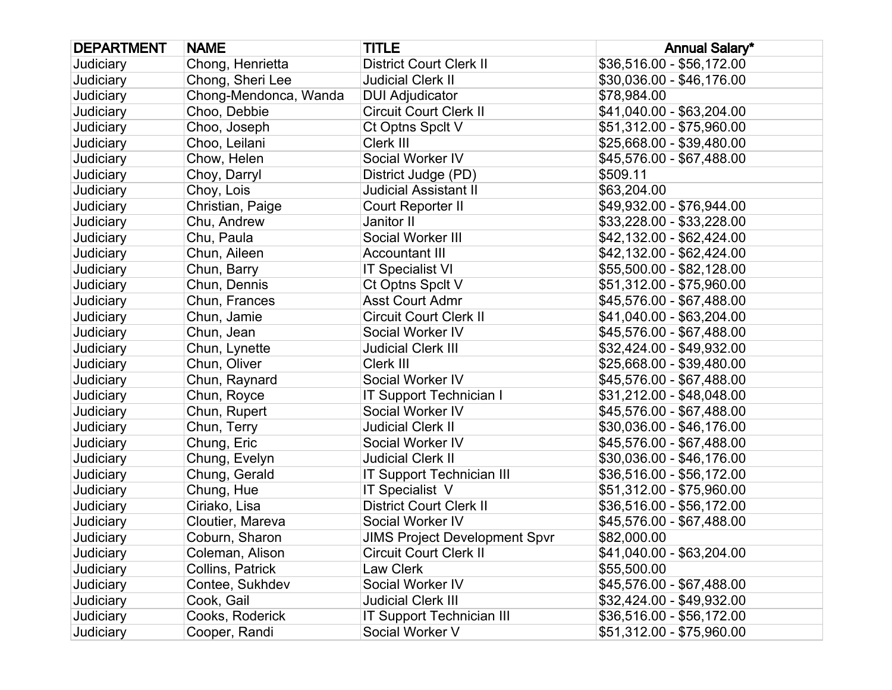| DEPARTMENT | NAME | TITLE | Annual Salary* |
| --- | --- | --- | --- |
| Judiciary | Chong, Henrietta | District Court Clerk II | $36,516.00 - $56,172.00 |
| Judiciary | Chong, Sheri Lee | Judicial Clerk II | $30,036.00 - $46,176.00 |
| Judiciary | Chong-Mendonca, Wanda | DUI Adjudicator | $78,984.00 |
| Judiciary | Choo, Debbie | Circuit Court Clerk II | $41,040.00 - $63,204.00 |
| Judiciary | Choo, Joseph | Ct Optns Spclt V | $51,312.00 - $75,960.00 |
| Judiciary | Choo, Leilani | Clerk III | $25,668.00 - $39,480.00 |
| Judiciary | Chow, Helen | Social Worker IV | $45,576.00 - $67,488.00 |
| Judiciary | Choy, Darryl | District Judge (PD) | $509.11 |
| Judiciary | Choy, Lois | Judicial Assistant II | $63,204.00 |
| Judiciary | Christian, Paige | Court Reporter II | $49,932.00 - $76,944.00 |
| Judiciary | Chu, Andrew | Janitor II | $33,228.00 - $33,228.00 |
| Judiciary | Chu, Paula | Social Worker III | $42,132.00 - $62,424.00 |
| Judiciary | Chun, Aileen | Accountant III | $42,132.00 - $62,424.00 |
| Judiciary | Chun, Barry | IT Specialist VI | $55,500.00 - $82,128.00 |
| Judiciary | Chun, Dennis | Ct Optns Spclt V | $51,312.00 - $75,960.00 |
| Judiciary | Chun, Frances | Asst Court Admr | $45,576.00 - $67,488.00 |
| Judiciary | Chun, Jamie | Circuit Court Clerk II | $41,040.00 - $63,204.00 |
| Judiciary | Chun, Jean | Social Worker IV | $45,576.00 - $67,488.00 |
| Judiciary | Chun, Lynette | Judicial Clerk III | $32,424.00 - $49,932.00 |
| Judiciary | Chun, Oliver | Clerk III | $25,668.00 - $39,480.00 |
| Judiciary | Chun, Raynard | Social Worker IV | $45,576.00 - $67,488.00 |
| Judiciary | Chun, Royce | IT Support Technician I | $31,212.00 - $48,048.00 |
| Judiciary | Chun, Rupert | Social Worker IV | $45,576.00 - $67,488.00 |
| Judiciary | Chun, Terry | Judicial Clerk II | $30,036.00 - $46,176.00 |
| Judiciary | Chung, Eric | Social Worker IV | $45,576.00 - $67,488.00 |
| Judiciary | Chung, Evelyn | Judicial Clerk II | $30,036.00 - $46,176.00 |
| Judiciary | Chung, Gerald | IT Support Technician III | $36,516.00 - $56,172.00 |
| Judiciary | Chung, Hue | IT Specialist V | $51,312.00 - $75,960.00 |
| Judiciary | Ciriako, Lisa | District Court Clerk II | $36,516.00 - $56,172.00 |
| Judiciary | Cloutier, Mareva | Social Worker IV | $45,576.00 - $67,488.00 |
| Judiciary | Coburn, Sharon | JIMS Project Development Spvr | $82,000.00 |
| Judiciary | Coleman, Alison | Circuit Court Clerk II | $41,040.00 - $63,204.00 |
| Judiciary | Collins, Patrick | Law Clerk | $55,500.00 |
| Judiciary | Contee, Sukhdev | Social Worker IV | $45,576.00 - $67,488.00 |
| Judiciary | Cook, Gail | Judicial Clerk III | $32,424.00 - $49,932.00 |
| Judiciary | Cooks, Roderick | IT Support Technician III | $36,516.00 - $56,172.00 |
| Judiciary | Cooper, Randi | Social Worker V | $51,312.00 - $75,960.00 |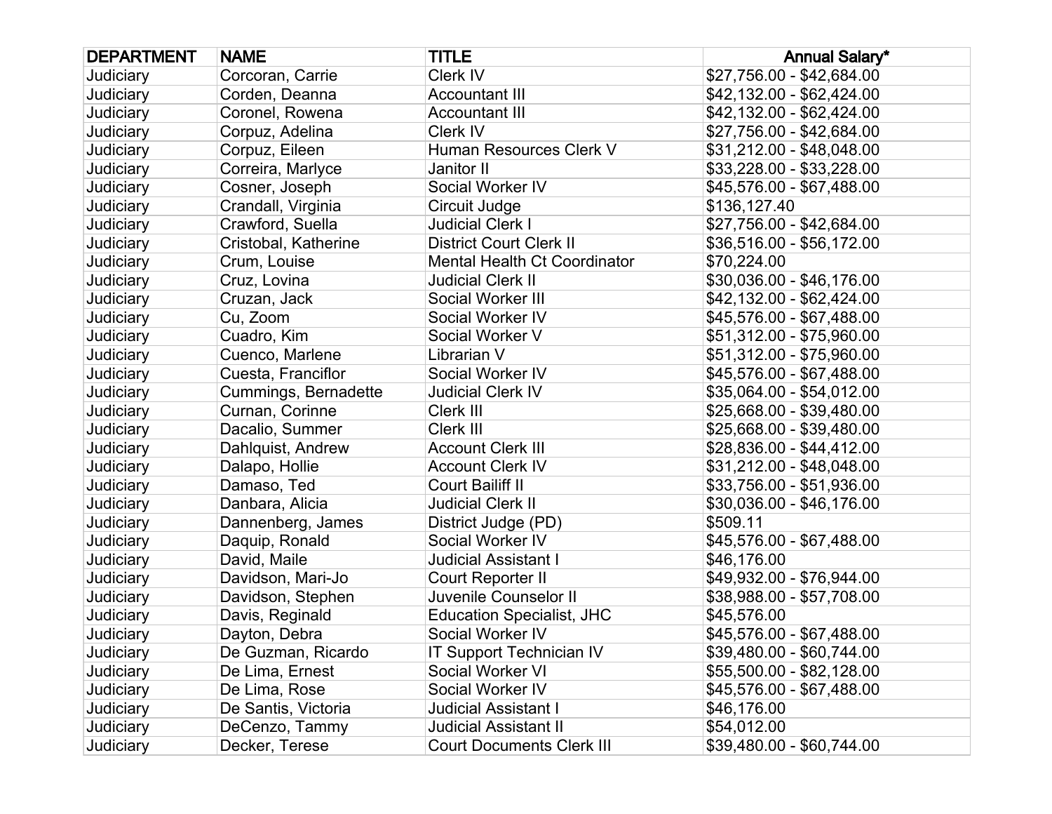| DEPARTMENT | NAME | TITLE | Annual Salary* |
|---|---|---|---|
| Judiciary | Corcoran, Carrie | Clerk IV | $27,756.00 - $42,684.00 |
| Judiciary | Corden, Deanna | Accountant III | $42,132.00 - $62,424.00 |
| Judiciary | Coronel, Rowena | Accountant III | $42,132.00 - $62,424.00 |
| Judiciary | Corpuz, Adelina | Clerk IV | $27,756.00 - $42,684.00 |
| Judiciary | Corpuz, Eileen | Human Resources Clerk V | $31,212.00 - $48,048.00 |
| Judiciary | Correira, Marlyce | Janitor II | $33,228.00 - $33,228.00 |
| Judiciary | Cosner, Joseph | Social Worker IV | $45,576.00 - $67,488.00 |
| Judiciary | Crandall, Virginia | Circuit Judge | $136,127.40 |
| Judiciary | Crawford, Suella | Judicial Clerk I | $27,756.00 - $42,684.00 |
| Judiciary | Cristobal, Katherine | District Court Clerk II | $36,516.00 - $56,172.00 |
| Judiciary | Crum, Louise | Mental Health Ct Coordinator | $70,224.00 |
| Judiciary | Cruz, Lovina | Judicial Clerk II | $30,036.00 - $46,176.00 |
| Judiciary | Cruzan, Jack | Social Worker III | $42,132.00 - $62,424.00 |
| Judiciary | Cu, Zoom | Social Worker IV | $45,576.00 - $67,488.00 |
| Judiciary | Cuadro, Kim | Social Worker V | $51,312.00 - $75,960.00 |
| Judiciary | Cuenco, Marlene | Librarian V | $51,312.00 - $75,960.00 |
| Judiciary | Cuesta, Franciflor | Social Worker IV | $45,576.00 - $67,488.00 |
| Judiciary | Cummings, Bernadette | Judicial Clerk IV | $35,064.00 - $54,012.00 |
| Judiciary | Curnan, Corinne | Clerk III | $25,668.00 - $39,480.00 |
| Judiciary | Dacalio, Summer | Clerk III | $25,668.00 - $39,480.00 |
| Judiciary | Dahlquist, Andrew | Account Clerk III | $28,836.00 - $44,412.00 |
| Judiciary | Dalapo, Hollie | Account Clerk IV | $31,212.00 - $48,048.00 |
| Judiciary | Damaso, Ted | Court Bailiff II | $33,756.00 - $51,936.00 |
| Judiciary | Danbara, Alicia | Judicial Clerk II | $30,036.00 - $46,176.00 |
| Judiciary | Dannenberg, James | District Judge (PD) | $509.11 |
| Judiciary | Daquip, Ronald | Social Worker IV | $45,576.00 - $67,488.00 |
| Judiciary | David, Maile | Judicial Assistant I | $46,176.00 |
| Judiciary | Davidson, Mari-Jo | Court Reporter II | $49,932.00 - $76,944.00 |
| Judiciary | Davidson, Stephen | Juvenile Counselor II | $38,988.00 - $57,708.00 |
| Judiciary | Davis, Reginald | Education Specialist, JHC | $45,576.00 |
| Judiciary | Dayton, Debra | Social Worker IV | $45,576.00 - $67,488.00 |
| Judiciary | De Guzman, Ricardo | IT Support Technician IV | $39,480.00 - $60,744.00 |
| Judiciary | De Lima, Ernest | Social Worker VI | $55,500.00 - $82,128.00 |
| Judiciary | De Lima, Rose | Social Worker IV | $45,576.00 - $67,488.00 |
| Judiciary | De Santis, Victoria | Judicial Assistant I | $46,176.00 |
| Judiciary | DeCenzo, Tammy | Judicial Assistant II | $54,012.00 |
| Judiciary | Decker, Terese | Court Documents Clerk III | $39,480.00 - $60,744.00 |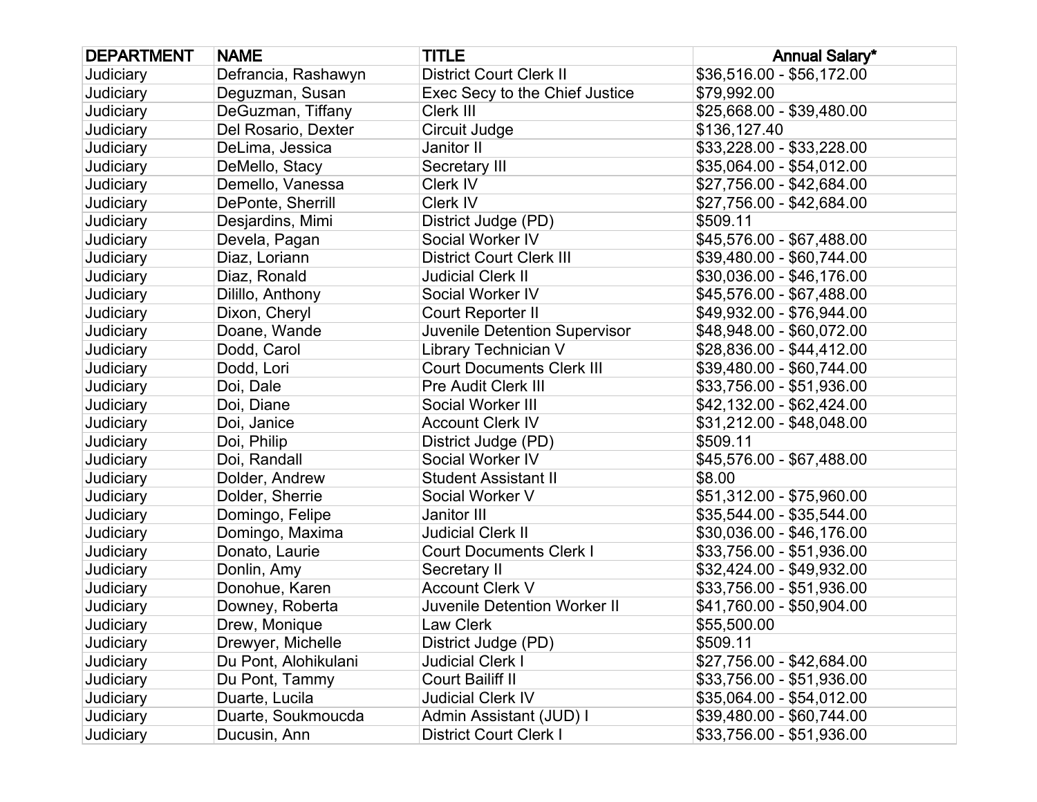| DEPARTMENT | NAME | TITLE | Annual Salary* |
|---|---|---|---|
| Judiciary | Defrancia, Rashawyn | District Court Clerk II | $36,516.00 - $56,172.00 |
| Judiciary | Deguzman, Susan | Exec Secy to the Chief Justice | $79,992.00 |
| Judiciary | DeGuzman, Tiffany | Clerk III | $25,668.00 - $39,480.00 |
| Judiciary | Del Rosario, Dexter | Circuit Judge | $136,127.40 |
| Judiciary | DeLima, Jessica | Janitor II | $33,228.00 - $33,228.00 |
| Judiciary | DeMello, Stacy | Secretary III | $35,064.00 - $54,012.00 |
| Judiciary | Demello, Vanessa | Clerk IV | $27,756.00 - $42,684.00 |
| Judiciary | DePonte, Sherrill | Clerk IV | $27,756.00 - $42,684.00 |
| Judiciary | Desjardins, Mimi | District Judge (PD) | $509.11 |
| Judiciary | Devela, Pagan | Social Worker IV | $45,576.00 - $67,488.00 |
| Judiciary | Diaz, Loriann | District Court Clerk III | $39,480.00 - $60,744.00 |
| Judiciary | Diaz, Ronald | Judicial Clerk II | $30,036.00 - $46,176.00 |
| Judiciary | Dilillo, Anthony | Social Worker IV | $45,576.00 - $67,488.00 |
| Judiciary | Dixon, Cheryl | Court Reporter II | $49,932.00 - $76,944.00 |
| Judiciary | Doane, Wande | Juvenile Detention Supervisor | $48,948.00 - $60,072.00 |
| Judiciary | Dodd, Carol | Library Technician V | $28,836.00 - $44,412.00 |
| Judiciary | Dodd, Lori | Court Documents Clerk III | $39,480.00 - $60,744.00 |
| Judiciary | Doi, Dale | Pre Audit Clerk III | $33,756.00 - $51,936.00 |
| Judiciary | Doi, Diane | Social Worker III | $42,132.00 - $62,424.00 |
| Judiciary | Doi, Janice | Account Clerk IV | $31,212.00 - $48,048.00 |
| Judiciary | Doi, Philip | District Judge (PD) | $509.11 |
| Judiciary | Doi, Randall | Social Worker IV | $45,576.00 - $67,488.00 |
| Judiciary | Dolder, Andrew | Student Assistant II | $8.00 |
| Judiciary | Dolder, Sherrie | Social Worker V | $51,312.00 - $75,960.00 |
| Judiciary | Domingo, Felipe | Janitor III | $35,544.00 - $35,544.00 |
| Judiciary | Domingo, Maxima | Judicial Clerk II | $30,036.00 - $46,176.00 |
| Judiciary | Donato, Laurie | Court Documents Clerk I | $33,756.00 - $51,936.00 |
| Judiciary | Donlin, Amy | Secretary II | $32,424.00 - $49,932.00 |
| Judiciary | Donohue, Karen | Account Clerk V | $33,756.00 - $51,936.00 |
| Judiciary | Downey, Roberta | Juvenile Detention Worker II | $41,760.00 - $50,904.00 |
| Judiciary | Drew, Monique | Law Clerk | $55,500.00 |
| Judiciary | Drewyer, Michelle | District Judge (PD) | $509.11 |
| Judiciary | Du Pont, Alohikulani | Judicial Clerk I | $27,756.00 - $42,684.00 |
| Judiciary | Du Pont, Tammy | Court Bailiff II | $33,756.00 - $51,936.00 |
| Judiciary | Duarte, Lucila | Judicial Clerk IV | $35,064.00 - $54,012.00 |
| Judiciary | Duarte, Soukmoucda | Admin Assistant (JUD) I | $39,480.00 - $60,744.00 |
| Judiciary | Ducusin, Ann | District Court Clerk I | $33,756.00 - $51,936.00 |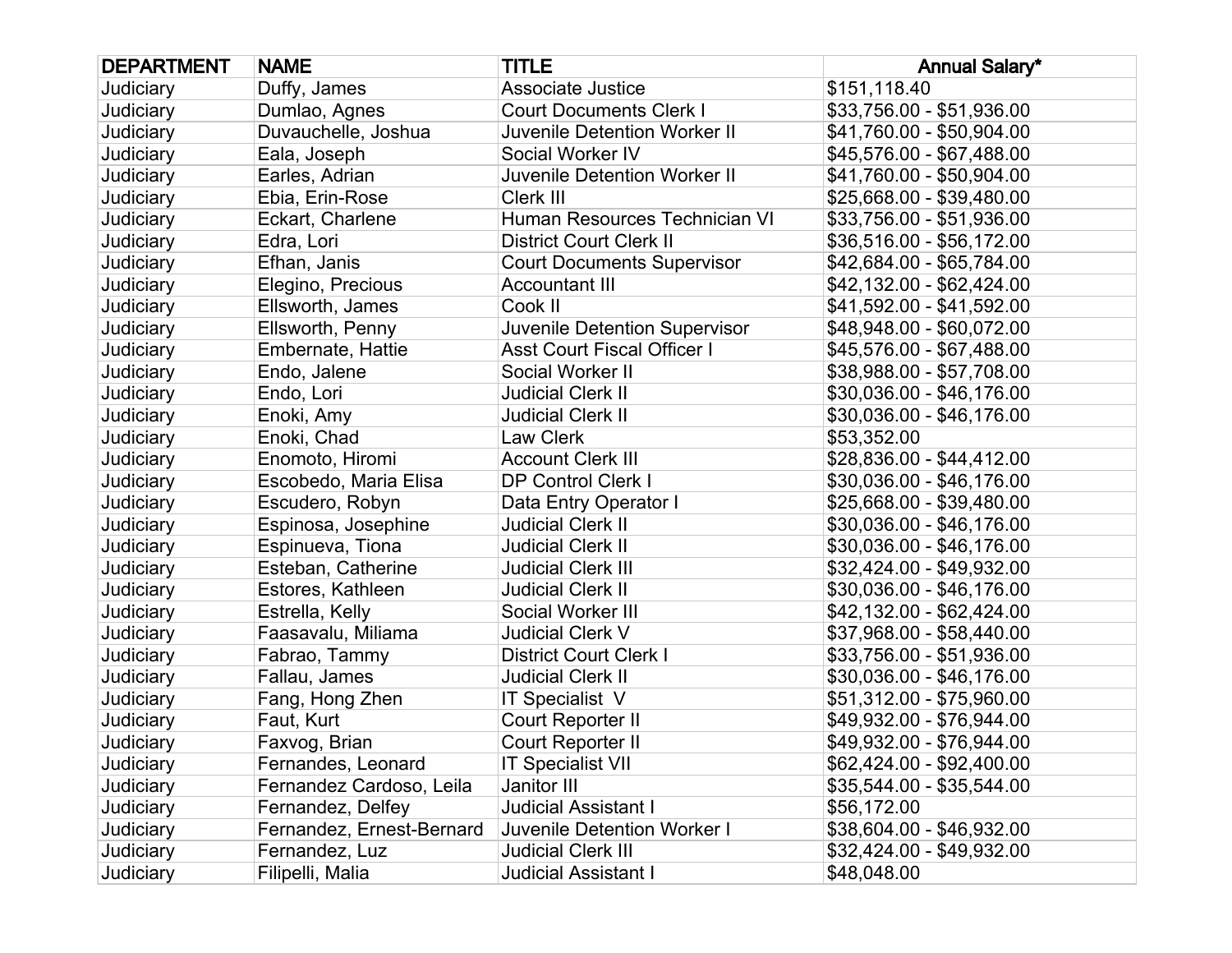| DEPARTMENT | NAME | TITLE | Annual Salary* |
| --- | --- | --- | --- |
| Judiciary | Duffy, James | Associate Justice | $151,118.40 |
| Judiciary | Dumlao, Agnes | Court Documents Clerk I | $33,756.00 - $51,936.00 |
| Judiciary | Duvauchelle, Joshua | Juvenile Detention Worker II | $41,760.00 - $50,904.00 |
| Judiciary | Eala, Joseph | Social Worker IV | $45,576.00 - $67,488.00 |
| Judiciary | Earles, Adrian | Juvenile Detention Worker II | $41,760.00 - $50,904.00 |
| Judiciary | Ebia, Erin-Rose | Clerk III | $25,668.00 - $39,480.00 |
| Judiciary | Eckart, Charlene | Human Resources Technician VI | $33,756.00 - $51,936.00 |
| Judiciary | Edra, Lori | District Court Clerk II | $36,516.00 - $56,172.00 |
| Judiciary | Efhan, Janis | Court Documents Supervisor | $42,684.00 - $65,784.00 |
| Judiciary | Elegino, Precious | Accountant III | $42,132.00 - $62,424.00 |
| Judiciary | Ellsworth, James | Cook II | $41,592.00 - $41,592.00 |
| Judiciary | Ellsworth, Penny | Juvenile Detention Supervisor | $48,948.00 - $60,072.00 |
| Judiciary | Embernate, Hattie | Asst Court Fiscal Officer I | $45,576.00 - $67,488.00 |
| Judiciary | Endo, Jalene | Social Worker II | $38,988.00 - $57,708.00 |
| Judiciary | Endo, Lori | Judicial Clerk II | $30,036.00 - $46,176.00 |
| Judiciary | Enoki, Amy | Judicial Clerk II | $30,036.00 - $46,176.00 |
| Judiciary | Enoki, Chad | Law Clerk | $53,352.00 |
| Judiciary | Enomoto, Hiromi | Account Clerk III | $28,836.00 - $44,412.00 |
| Judiciary | Escobedo, Maria Elisa | DP Control Clerk I | $30,036.00 - $46,176.00 |
| Judiciary | Escudero, Robyn | Data Entry Operator I | $25,668.00 - $39,480.00 |
| Judiciary | Espinosa, Josephine | Judicial Clerk II | $30,036.00 - $46,176.00 |
| Judiciary | Espinueva, Tiona | Judicial Clerk II | $30,036.00 - $46,176.00 |
| Judiciary | Esteban, Catherine | Judicial Clerk III | $32,424.00 - $49,932.00 |
| Judiciary | Estores, Kathleen | Judicial Clerk II | $30,036.00 - $46,176.00 |
| Judiciary | Estrella, Kelly | Social Worker III | $42,132.00 - $62,424.00 |
| Judiciary | Faasavalu, Miliama | Judicial Clerk V | $37,968.00 - $58,440.00 |
| Judiciary | Fabrao, Tammy | District Court Clerk I | $33,756.00 - $51,936.00 |
| Judiciary | Fallau, James | Judicial Clerk II | $30,036.00 - $46,176.00 |
| Judiciary | Fang, Hong Zhen | IT Specialist V | $51,312.00 - $75,960.00 |
| Judiciary | Faut, Kurt | Court Reporter II | $49,932.00 - $76,944.00 |
| Judiciary | Faxvog, Brian | Court Reporter II | $49,932.00 - $76,944.00 |
| Judiciary | Fernandes, Leonard | IT Specialist VII | $62,424.00 - $92,400.00 |
| Judiciary | Fernandez Cardoso, Leila | Janitor III | $35,544.00 - $35,544.00 |
| Judiciary | Fernandez, Delfey | Judicial Assistant I | $56,172.00 |
| Judiciary | Fernandez, Ernest-Bernard | Juvenile Detention Worker I | $38,604.00 - $46,932.00 |
| Judiciary | Fernandez, Luz | Judicial Clerk III | $32,424.00 - $49,932.00 |
| Judiciary | Filipelli, Malia | Judicial Assistant I | $48,048.00 |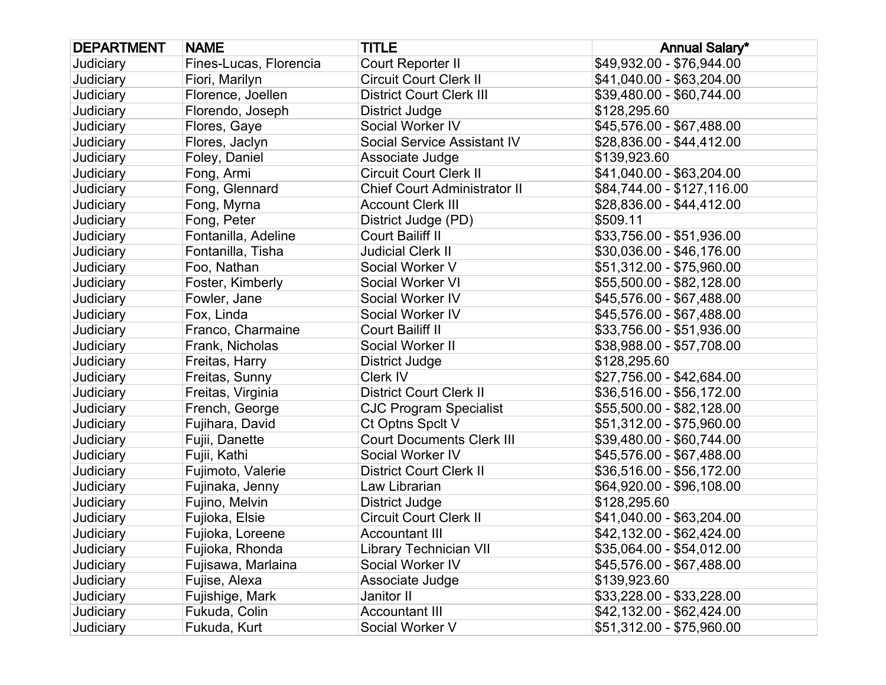| DEPARTMENT | NAME | TITLE | Annual Salary* |
| --- | --- | --- | --- |
| Judiciary | Fines-Lucas, Florencia | Court Reporter II | $49,932.00 - $76,944.00 |
| Judiciary | Fiori, Marilyn | Circuit Court Clerk II | $41,040.00 - $63,204.00 |
| Judiciary | Florence, Joellen | District Court Clerk III | $39,480.00 - $60,744.00 |
| Judiciary | Florendo, Joseph | District Judge | $128,295.60 |
| Judiciary | Flores, Gaye | Social Worker IV | $45,576.00 - $67,488.00 |
| Judiciary | Flores, Jaclyn | Social Service Assistant IV | $28,836.00 - $44,412.00 |
| Judiciary | Foley, Daniel | Associate Judge | $139,923.60 |
| Judiciary | Fong, Armi | Circuit Court Clerk II | $41,040.00 - $63,204.00 |
| Judiciary | Fong, Glennard | Chief Court Administrator II | $84,744.00 - $127,116.00 |
| Judiciary | Fong, Myrna | Account Clerk III | $28,836.00 - $44,412.00 |
| Judiciary | Fong, Peter | District Judge (PD) | $509.11 |
| Judiciary | Fontanilla, Adeline | Court Bailiff II | $33,756.00 - $51,936.00 |
| Judiciary | Fontanilla, Tisha | Judicial Clerk II | $30,036.00 - $46,176.00 |
| Judiciary | Foo, Nathan | Social Worker V | $51,312.00 - $75,960.00 |
| Judiciary | Foster, Kimberly | Social Worker VI | $55,500.00 - $82,128.00 |
| Judiciary | Fowler, Jane | Social Worker IV | $45,576.00 - $67,488.00 |
| Judiciary | Fox, Linda | Social Worker IV | $45,576.00 - $67,488.00 |
| Judiciary | Franco, Charmaine | Court Bailiff II | $33,756.00 - $51,936.00 |
| Judiciary | Frank, Nicholas | Social Worker II | $38,988.00 - $57,708.00 |
| Judiciary | Freitas, Harry | District Judge | $128,295.60 |
| Judiciary | Freitas, Sunny | Clerk IV | $27,756.00 - $42,684.00 |
| Judiciary | Freitas, Virginia | District Court Clerk II | $36,516.00 - $56,172.00 |
| Judiciary | French, George | CJC Program Specialist | $55,500.00 - $82,128.00 |
| Judiciary | Fujihara, David | Ct Optns Spclt V | $51,312.00 - $75,960.00 |
| Judiciary | Fujii, Danette | Court Documents Clerk III | $39,480.00 - $60,744.00 |
| Judiciary | Fujii, Kathi | Social Worker IV | $45,576.00 - $67,488.00 |
| Judiciary | Fujimoto, Valerie | District Court Clerk II | $36,516.00 - $56,172.00 |
| Judiciary | Fujinaka, Jenny | Law Librarian | $64,920.00 - $96,108.00 |
| Judiciary | Fujino, Melvin | District Judge | $128,295.60 |
| Judiciary | Fujioka, Elsie | Circuit Court Clerk II | $41,040.00 - $63,204.00 |
| Judiciary | Fujioka, Loreene | Accountant III | $42,132.00 - $62,424.00 |
| Judiciary | Fujioka, Rhonda | Library Technician VII | $35,064.00 - $54,012.00 |
| Judiciary | Fujisawa, Marlaina | Social Worker IV | $45,576.00 - $67,488.00 |
| Judiciary | Fujise, Alexa | Associate Judge | $139,923.60 |
| Judiciary | Fujishige, Mark | Janitor II | $33,228.00 - $33,228.00 |
| Judiciary | Fukuda, Colin | Accountant III | $42,132.00 - $62,424.00 |
| Judiciary | Fukuda, Kurt | Social Worker V | $51,312.00 - $75,960.00 |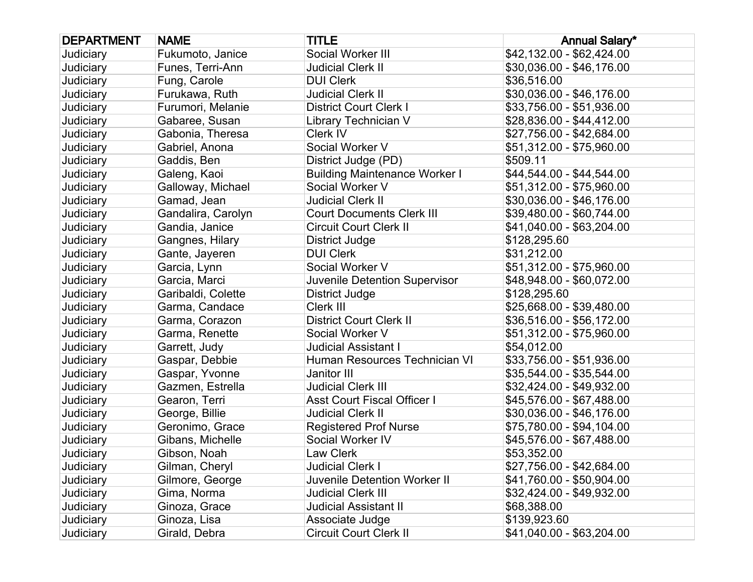| DEPARTMENT | NAME | TITLE | Annual Salary* |
|---|---|---|---|
| Judiciary | Fukumoto, Janice | Social Worker III | $42,132.00 - $62,424.00 |
| Judiciary | Funes, Terri-Ann | Judicial Clerk II | $30,036.00 - $46,176.00 |
| Judiciary | Fung, Carole | DUI Clerk | $36,516.00 |
| Judiciary | Furukawa, Ruth | Judicial Clerk II | $30,036.00 - $46,176.00 |
| Judiciary | Furumori, Melanie | District Court Clerk I | $33,756.00 - $51,936.00 |
| Judiciary | Gabaree, Susan | Library Technician V | $28,836.00 - $44,412.00 |
| Judiciary | Gabonia, Theresa | Clerk IV | $27,756.00 - $42,684.00 |
| Judiciary | Gabriel, Anona | Social Worker V | $51,312.00 - $75,960.00 |
| Judiciary | Gaddis, Ben | District Judge (PD) | $509.11 |
| Judiciary | Galeng, Kaoi | Building Maintenance Worker I | $44,544.00 - $44,544.00 |
| Judiciary | Galloway, Michael | Social Worker V | $51,312.00 - $75,960.00 |
| Judiciary | Gamad, Jean | Judicial Clerk II | $30,036.00 - $46,176.00 |
| Judiciary | Gandalira, Carolyn | Court Documents Clerk III | $39,480.00 - $60,744.00 |
| Judiciary | Gandia, Janice | Circuit Court Clerk II | $41,040.00 - $63,204.00 |
| Judiciary | Gangnes, Hilary | District Judge | $128,295.60 |
| Judiciary | Gante, Jayeren | DUI Clerk | $31,212.00 |
| Judiciary | Garcia, Lynn | Social Worker V | $51,312.00 - $75,960.00 |
| Judiciary | Garcia, Marci | Juvenile Detention Supervisor | $48,948.00 - $60,072.00 |
| Judiciary | Garibaldi, Colette | District Judge | $128,295.60 |
| Judiciary | Garma, Candace | Clerk III | $25,668.00 - $39,480.00 |
| Judiciary | Garma, Corazon | District Court Clerk II | $36,516.00 - $56,172.00 |
| Judiciary | Garma, Renette | Social Worker V | $51,312.00 - $75,960.00 |
| Judiciary | Garrett, Judy | Judicial Assistant I | $54,012.00 |
| Judiciary | Gaspar, Debbie | Human Resources Technician VI | $33,756.00 - $51,936.00 |
| Judiciary | Gaspar, Yvonne | Janitor III | $35,544.00 - $35,544.00 |
| Judiciary | Gazmen, Estrella | Judicial Clerk III | $32,424.00 - $49,932.00 |
| Judiciary | Gearon, Terri | Asst Court Fiscal Officer I | $45,576.00 - $67,488.00 |
| Judiciary | George, Billie | Judicial Clerk II | $30,036.00 - $46,176.00 |
| Judiciary | Geronimo, Grace | Registered Prof Nurse | $75,780.00 - $94,104.00 |
| Judiciary | Gibans, Michelle | Social Worker IV | $45,576.00 - $67,488.00 |
| Judiciary | Gibson, Noah | Law Clerk | $53,352.00 |
| Judiciary | Gilman, Cheryl | Judicial Clerk I | $27,756.00 - $42,684.00 |
| Judiciary | Gilmore, George | Juvenile Detention Worker II | $41,760.00 - $50,904.00 |
| Judiciary | Gima, Norma | Judicial Clerk III | $32,424.00 - $49,932.00 |
| Judiciary | Ginoza, Grace | Judicial Assistant II | $68,388.00 |
| Judiciary | Ginoza, Lisa | Associate Judge | $139,923.60 |
| Judiciary | Girald, Debra | Circuit Court Clerk II | $41,040.00 - $63,204.00 |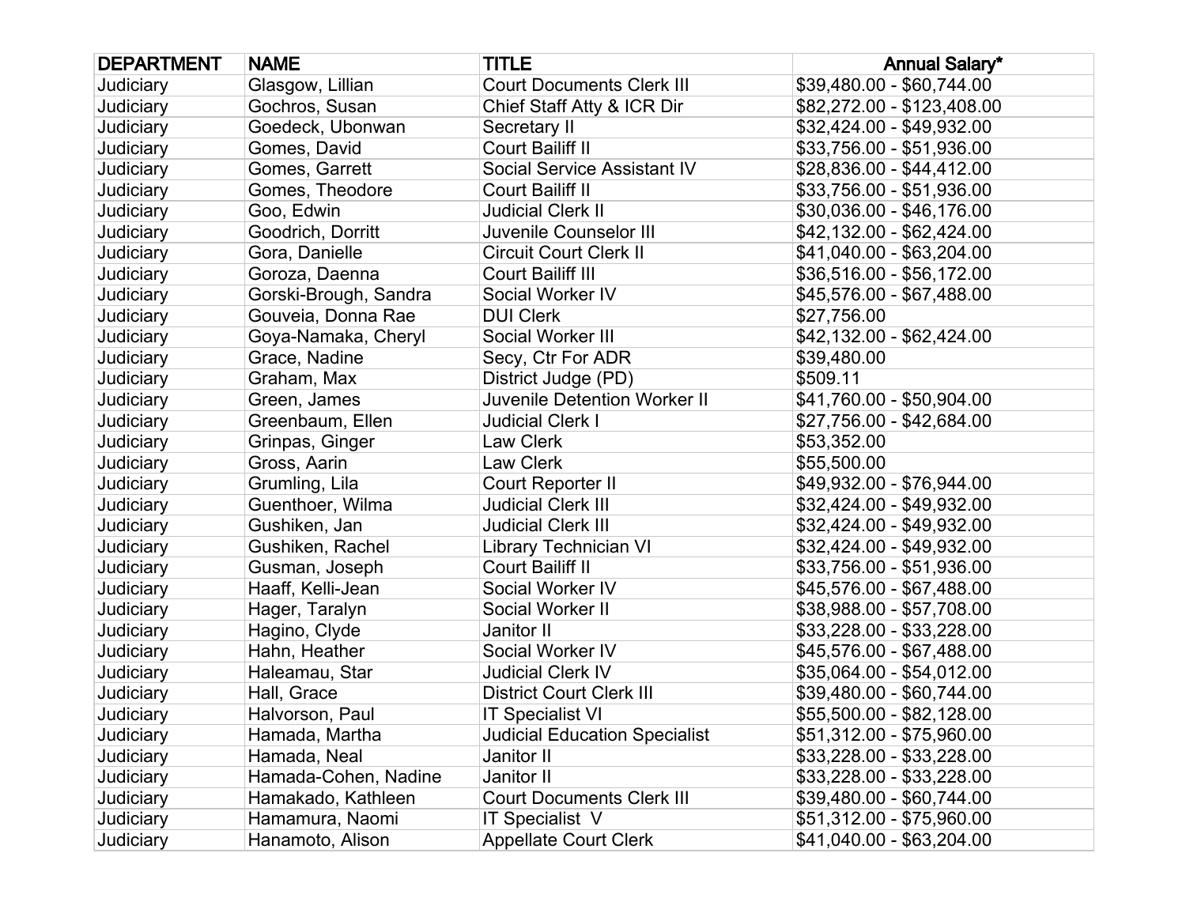| DEPARTMENT | NAME | TITLE | Annual Salary* |
|---|---|---|---|
| Judiciary | Glasgow, Lillian | Court Documents Clerk III | $39,480.00 - $60,744.00 |
| Judiciary | Gochros, Susan | Chief Staff Atty & ICR Dir | $82,272.00 - $123,408.00 |
| Judiciary | Goedeck, Ubonwan | Secretary II | $32,424.00 - $49,932.00 |
| Judiciary | Gomes, David | Court Bailiff II | $33,756.00 - $51,936.00 |
| Judiciary | Gomes, Garrett | Social Service Assistant IV | $28,836.00 - $44,412.00 |
| Judiciary | Gomes, Theodore | Court Bailiff II | $33,756.00 - $51,936.00 |
| Judiciary | Goo, Edwin | Judicial Clerk II | $30,036.00 - $46,176.00 |
| Judiciary | Goodrich, Dorritt | Juvenile Counselor III | $42,132.00 - $62,424.00 |
| Judiciary | Gora, Danielle | Circuit Court Clerk II | $41,040.00 - $63,204.00 |
| Judiciary | Goroza, Daenna | Court Bailiff III | $36,516.00 - $56,172.00 |
| Judiciary | Gorski-Brough, Sandra | Social Worker IV | $45,576.00 - $67,488.00 |
| Judiciary | Gouveia, Donna Rae | DUI Clerk | $27,756.00 |
| Judiciary | Goya-Namaka, Cheryl | Social Worker III | $42,132.00 - $62,424.00 |
| Judiciary | Grace, Nadine | Secy, Ctr For ADR | $39,480.00 |
| Judiciary | Graham, Max | District Judge (PD) | $509.11 |
| Judiciary | Green, James | Juvenile Detention Worker II | $41,760.00 - $50,904.00 |
| Judiciary | Greenbaum, Ellen | Judicial Clerk I | $27,756.00 - $42,684.00 |
| Judiciary | Grinpas, Ginger | Law Clerk | $53,352.00 |
| Judiciary | Gross, Aarin | Law Clerk | $55,500.00 |
| Judiciary | Grumling, Lila | Court Reporter II | $49,932.00 - $76,944.00 |
| Judiciary | Guenthoer, Wilma | Judicial Clerk III | $32,424.00 - $49,932.00 |
| Judiciary | Gushiken, Jan | Judicial Clerk III | $32,424.00 - $49,932.00 |
| Judiciary | Gushiken, Rachel | Library Technician VI | $32,424.00 - $49,932.00 |
| Judiciary | Gusman, Joseph | Court Bailiff II | $33,756.00 - $51,936.00 |
| Judiciary | Haaff, Kelli-Jean | Social Worker IV | $45,576.00 - $67,488.00 |
| Judiciary | Hager, Taralyn | Social Worker II | $38,988.00 - $57,708.00 |
| Judiciary | Hagino, Clyde | Janitor II | $33,228.00 - $33,228.00 |
| Judiciary | Hahn, Heather | Social Worker IV | $45,576.00 - $67,488.00 |
| Judiciary | Haleamau, Star | Judicial Clerk IV | $35,064.00 - $54,012.00 |
| Judiciary | Hall, Grace | District Court Clerk III | $39,480.00 - $60,744.00 |
| Judiciary | Halvorson, Paul | IT Specialist VI | $55,500.00 - $82,128.00 |
| Judiciary | Hamada, Martha | Judicial Education Specialist | $51,312.00 - $75,960.00 |
| Judiciary | Hamada, Neal | Janitor II | $33,228.00 - $33,228.00 |
| Judiciary | Hamada-Cohen, Nadine | Janitor II | $33,228.00 - $33,228.00 |
| Judiciary | Hamakado, Kathleen | Court Documents Clerk III | $39,480.00 - $60,744.00 |
| Judiciary | Hamamura, Naomi | IT Specialist V | $51,312.00 - $75,960.00 |
| Judiciary | Hanamoto, Alison | Appellate Court Clerk | $41,040.00 - $63,204.00 |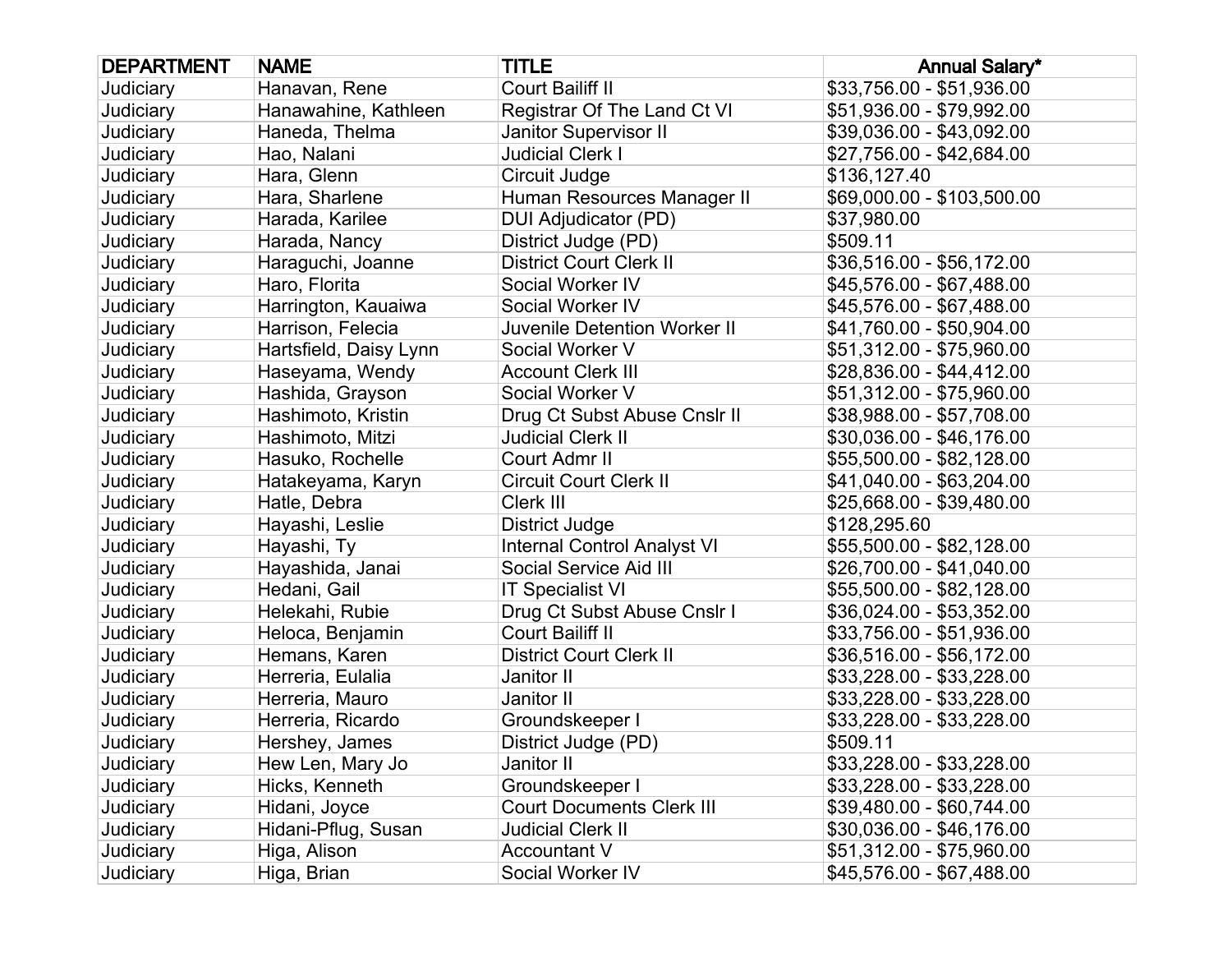| DEPARTMENT | NAME | TITLE | Annual Salary* |
| --- | --- | --- | --- |
| Judiciary | Hanavan, Rene | Court Bailiff II | $33,756.00 - $51,936.00 |
| Judiciary | Hanawahine, Kathleen | Registrar Of The Land Ct VI | $51,936.00 - $79,992.00 |
| Judiciary | Haneda, Thelma | Janitor Supervisor II | $39,036.00 - $43,092.00 |
| Judiciary | Hao, Nalani | Judicial Clerk I | $27,756.00 - $42,684.00 |
| Judiciary | Hara, Glenn | Circuit Judge | $136,127.40 |
| Judiciary | Hara, Sharlene | Human Resources Manager II | $69,000.00 - $103,500.00 |
| Judiciary | Harada, Karilee | DUI Adjudicator (PD) | $37,980.00 |
| Judiciary | Harada, Nancy | District Judge (PD) | $509.11 |
| Judiciary | Haraguchi, Joanne | District Court Clerk II | $36,516.00 - $56,172.00 |
| Judiciary | Haro, Florita | Social Worker IV | $45,576.00 - $67,488.00 |
| Judiciary | Harrington, Kauaiwa | Social Worker IV | $45,576.00 - $67,488.00 |
| Judiciary | Harrison, Felecia | Juvenile Detention Worker II | $41,760.00 - $50,904.00 |
| Judiciary | Hartsfield, Daisy Lynn | Social Worker V | $51,312.00 - $75,960.00 |
| Judiciary | Haseyama, Wendy | Account Clerk III | $28,836.00 - $44,412.00 |
| Judiciary | Hashida, Grayson | Social Worker V | $51,312.00 - $75,960.00 |
| Judiciary | Hashimoto, Kristin | Drug Ct Subst Abuse Cnslr II | $38,988.00 - $57,708.00 |
| Judiciary | Hashimoto, Mitzi | Judicial Clerk II | $30,036.00 - $46,176.00 |
| Judiciary | Hasuko, Rochelle | Court Admr II | $55,500.00 - $82,128.00 |
| Judiciary | Hatakeyama, Karyn | Circuit Court Clerk II | $41,040.00 - $63,204.00 |
| Judiciary | Hatle, Debra | Clerk III | $25,668.00 - $39,480.00 |
| Judiciary | Hayashi, Leslie | District Judge | $128,295.60 |
| Judiciary | Hayashi, Ty | Internal Control Analyst VI | $55,500.00 - $82,128.00 |
| Judiciary | Hayashida, Janai | Social Service Aid III | $26,700.00 - $41,040.00 |
| Judiciary | Hedani, Gail | IT Specialist VI | $55,500.00 - $82,128.00 |
| Judiciary | Helekahi, Rubie | Drug Ct Subst Abuse Cnslr I | $36,024.00 - $53,352.00 |
| Judiciary | Heloca, Benjamin | Court Bailiff II | $33,756.00 - $51,936.00 |
| Judiciary | Hemans, Karen | District Court Clerk II | $36,516.00 - $56,172.00 |
| Judiciary | Herreria, Eulalia | Janitor II | $33,228.00 - $33,228.00 |
| Judiciary | Herreria, Mauro | Janitor II | $33,228.00 - $33,228.00 |
| Judiciary | Herreria, Ricardo | Groundskeeper I | $33,228.00 - $33,228.00 |
| Judiciary | Hershey, James | District Judge (PD) | $509.11 |
| Judiciary | Hew Len, Mary Jo | Janitor II | $33,228.00 - $33,228.00 |
| Judiciary | Hicks, Kenneth | Groundskeeper I | $33,228.00 - $33,228.00 |
| Judiciary | Hidani, Joyce | Court Documents Clerk III | $39,480.00 - $60,744.00 |
| Judiciary | Hidani-Pflug, Susan | Judicial Clerk II | $30,036.00 - $46,176.00 |
| Judiciary | Higa, Alison | Accountant V | $51,312.00 - $75,960.00 |
| Judiciary | Higa, Brian | Social Worker IV | $45,576.00 - $67,488.00 |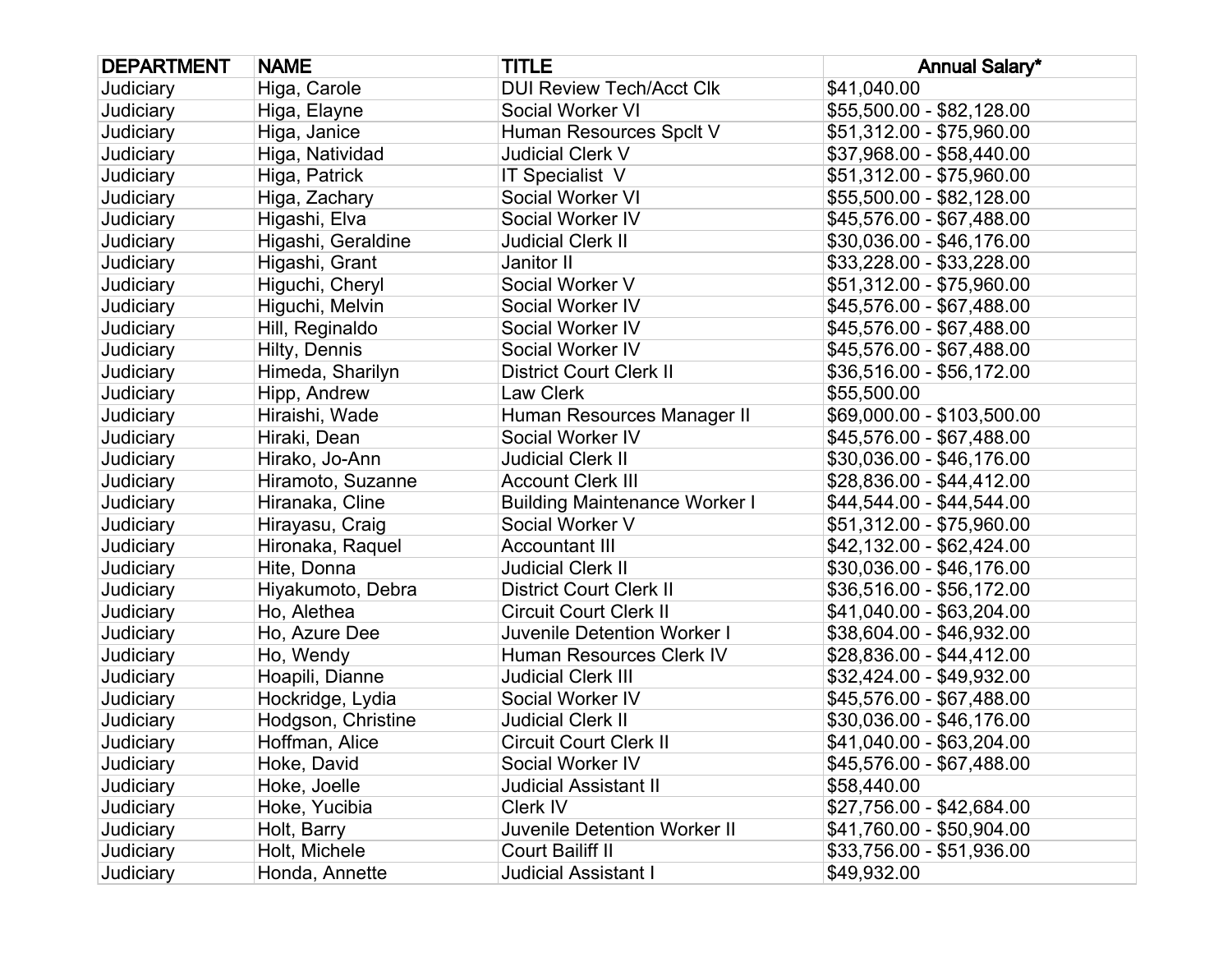| DEPARTMENT | NAME | TITLE | Annual Salary* |
| --- | --- | --- | --- |
| Judiciary | Higa, Carole | DUI Review Tech/Acct Clk | $41,040.00 |
| Judiciary | Higa, Elayne | Social Worker VI | $55,500.00 - $82,128.00 |
| Judiciary | Higa, Janice | Human Resources Spclt V | $51,312.00 - $75,960.00 |
| Judiciary | Higa, Natividad | Judicial Clerk V | $37,968.00 - $58,440.00 |
| Judiciary | Higa, Patrick | IT Specialist V | $51,312.00 - $75,960.00 |
| Judiciary | Higa, Zachary | Social Worker VI | $55,500.00 - $82,128.00 |
| Judiciary | Higashi, Elva | Social Worker IV | $45,576.00 - $67,488.00 |
| Judiciary | Higashi, Geraldine | Judicial Clerk II | $30,036.00 - $46,176.00 |
| Judiciary | Higashi, Grant | Janitor II | $33,228.00 - $33,228.00 |
| Judiciary | Higuchi, Cheryl | Social Worker V | $51,312.00 - $75,960.00 |
| Judiciary | Higuchi, Melvin | Social Worker IV | $45,576.00 - $67,488.00 |
| Judiciary | Hill, Reginaldo | Social Worker IV | $45,576.00 - $67,488.00 |
| Judiciary | Hilty, Dennis | Social Worker IV | $45,576.00 - $67,488.00 |
| Judiciary | Himeda, Sharilyn | District Court Clerk II | $36,516.00 - $56,172.00 |
| Judiciary | Hipp, Andrew | Law Clerk | $55,500.00 |
| Judiciary | Hiraishi, Wade | Human Resources Manager II | $69,000.00 - $103,500.00 |
| Judiciary | Hiraki, Dean | Social Worker IV | $45,576.00 - $67,488.00 |
| Judiciary | Hirako, Jo-Ann | Judicial Clerk II | $30,036.00 - $46,176.00 |
| Judiciary | Hiramoto, Suzanne | Account Clerk III | $28,836.00 - $44,412.00 |
| Judiciary | Hiranaka, Cline | Building Maintenance Worker I | $44,544.00 - $44,544.00 |
| Judiciary | Hirayasu, Craig | Social Worker V | $51,312.00 - $75,960.00 |
| Judiciary | Hironaka, Raquel | Accountant III | $42,132.00 - $62,424.00 |
| Judiciary | Hite, Donna | Judicial Clerk II | $30,036.00 - $46,176.00 |
| Judiciary | Hiyakumoto, Debra | District Court Clerk II | $36,516.00 - $56,172.00 |
| Judiciary | Ho, Alethea | Circuit Court Clerk II | $41,040.00 - $63,204.00 |
| Judiciary | Ho, Azure Dee | Juvenile Detention Worker I | $38,604.00 - $46,932.00 |
| Judiciary | Ho, Wendy | Human Resources Clerk IV | $28,836.00 - $44,412.00 |
| Judiciary | Hoapili, Dianne | Judicial Clerk III | $32,424.00 - $49,932.00 |
| Judiciary | Hockridge, Lydia | Social Worker IV | $45,576.00 - $67,488.00 |
| Judiciary | Hodgson, Christine | Judicial Clerk II | $30,036.00 - $46,176.00 |
| Judiciary | Hoffman, Alice | Circuit Court Clerk II | $41,040.00 - $63,204.00 |
| Judiciary | Hoke, David | Social Worker IV | $45,576.00 - $67,488.00 |
| Judiciary | Hoke, Joelle | Judicial Assistant II | $58,440.00 |
| Judiciary | Hoke, Yucibia | Clerk IV | $27,756.00 - $42,684.00 |
| Judiciary | Holt, Barry | Juvenile Detention Worker II | $41,760.00 - $50,904.00 |
| Judiciary | Holt, Michele | Court Bailiff II | $33,756.00 - $51,936.00 |
| Judiciary | Honda, Annette | Judicial Assistant I | $49,932.00 |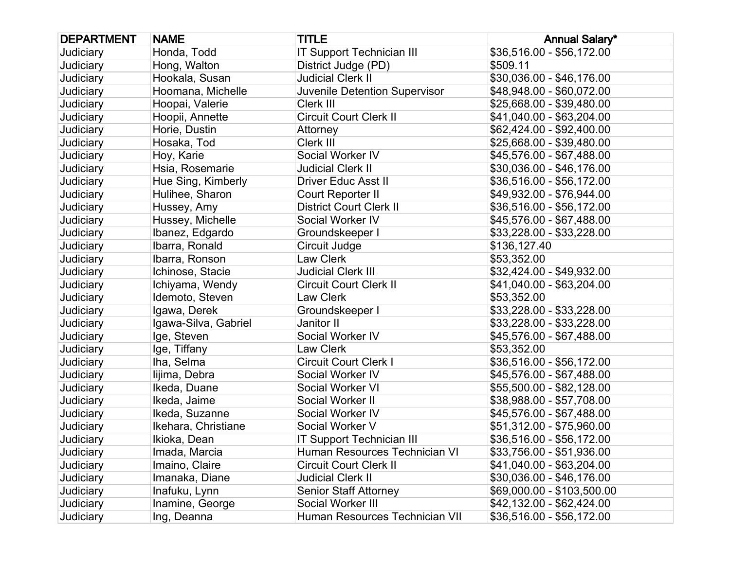| DEPARTMENT | NAME | TITLE | Annual Salary* |
|---|---|---|---|
| Judiciary | Honda, Todd | IT Support Technician III | $36,516.00 - $56,172.00 |
| Judiciary | Hong, Walton | District Judge (PD) | $509.11 |
| Judiciary | Hookala, Susan | Judicial Clerk II | $30,036.00 - $46,176.00 |
| Judiciary | Hoomana, Michelle | Juvenile Detention Supervisor | $48,948.00 - $60,072.00 |
| Judiciary | Hoopai, Valerie | Clerk III | $25,668.00 - $39,480.00 |
| Judiciary | Hoopii, Annette | Circuit Court Clerk II | $41,040.00 - $63,204.00 |
| Judiciary | Horie, Dustin | Attorney | $62,424.00 - $92,400.00 |
| Judiciary | Hosaka, Tod | Clerk III | $25,668.00 - $39,480.00 |
| Judiciary | Hoy, Karie | Social Worker IV | $45,576.00 - $67,488.00 |
| Judiciary | Hsia, Rosemarie | Judicial Clerk II | $30,036.00 - $46,176.00 |
| Judiciary | Hue Sing, Kimberly | Driver Educ Asst II | $36,516.00 - $56,172.00 |
| Judiciary | Hulihee, Sharon | Court Reporter II | $49,932.00 - $76,944.00 |
| Judiciary | Hussey, Amy | District Court Clerk II | $36,516.00 - $56,172.00 |
| Judiciary | Hussey, Michelle | Social Worker IV | $45,576.00 - $67,488.00 |
| Judiciary | Ibanez, Edgardo | Groundskeeper I | $33,228.00 - $33,228.00 |
| Judiciary | Ibarra, Ronald | Circuit Judge | $136,127.40 |
| Judiciary | Ibarra, Ronson | Law Clerk | $53,352.00 |
| Judiciary | Ichinose, Stacie | Judicial Clerk III | $32,424.00 - $49,932.00 |
| Judiciary | Ichiyama, Wendy | Circuit Court Clerk II | $41,040.00 - $63,204.00 |
| Judiciary | Idemoto, Steven | Law Clerk | $53,352.00 |
| Judiciary | Igawa, Derek | Groundskeeper I | $33,228.00 - $33,228.00 |
| Judiciary | Igawa-Silva, Gabriel | Janitor II | $33,228.00 - $33,228.00 |
| Judiciary | Ige, Steven | Social Worker IV | $45,576.00 - $67,488.00 |
| Judiciary | Ige, Tiffany | Law Clerk | $53,352.00 |
| Judiciary | Iha, Selma | Circuit Court Clerk I | $36,516.00 - $56,172.00 |
| Judiciary | Iijima, Debra | Social Worker IV | $45,576.00 - $67,488.00 |
| Judiciary | Ikeda, Duane | Social Worker VI | $55,500.00 - $82,128.00 |
| Judiciary | Ikeda, Jaime | Social Worker II | $38,988.00 - $57,708.00 |
| Judiciary | Ikeda, Suzanne | Social Worker IV | $45,576.00 - $67,488.00 |
| Judiciary | Ikehara, Christiane | Social Worker V | $51,312.00 - $75,960.00 |
| Judiciary | Ikioka, Dean | IT Support Technician III | $36,516.00 - $56,172.00 |
| Judiciary | Imada, Marcia | Human Resources Technician VI | $33,756.00 - $51,936.00 |
| Judiciary | Imaino, Claire | Circuit Court Clerk II | $41,040.00 - $63,204.00 |
| Judiciary | Imanaka, Diane | Judicial Clerk II | $30,036.00 - $46,176.00 |
| Judiciary | Inafuku, Lynn | Senior Staff Attorney | $69,000.00 - $103,500.00 |
| Judiciary | Inamine, George | Social Worker III | $42,132.00 - $62,424.00 |
| Judiciary | Ing, Deanna | Human Resources Technician VII | $36,516.00 - $56,172.00 |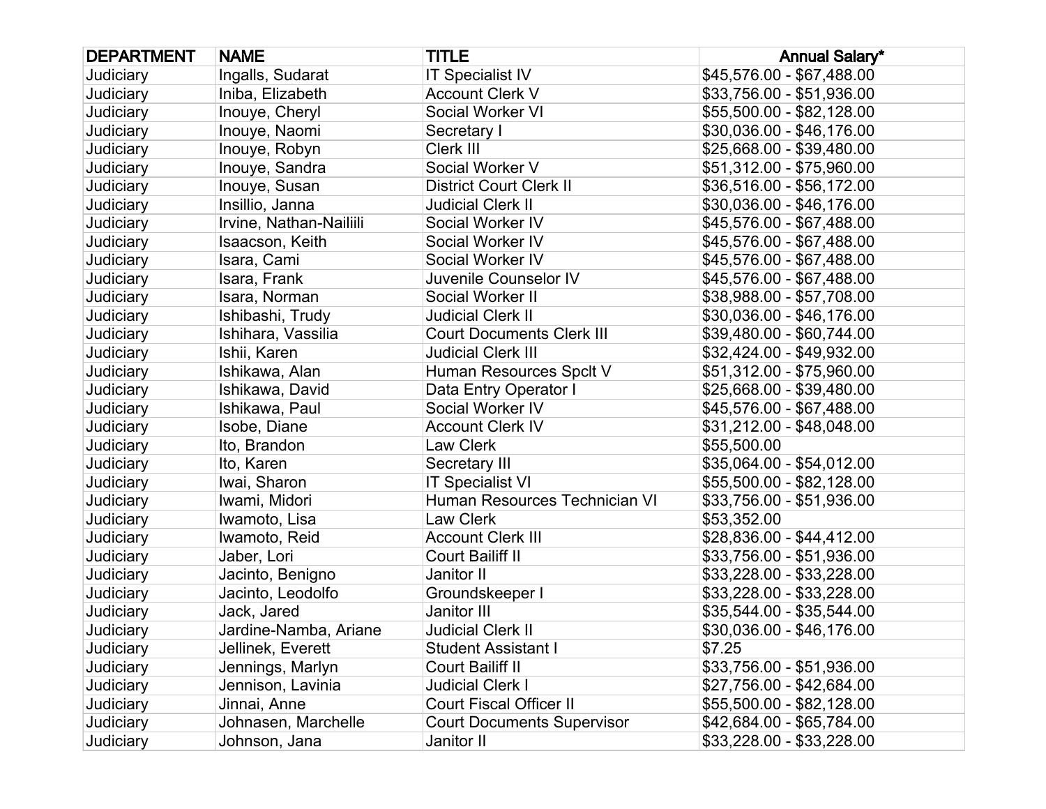| DEPARTMENT | NAME | TITLE | Annual Salary* |
|---|---|---|---|
| Judiciary | Ingalls, Sudarat | IT Specialist IV | $45,576.00 - $67,488.00 |
| Judiciary | Iniba, Elizabeth | Account Clerk V | $33,756.00 - $51,936.00 |
| Judiciary | Inouye, Cheryl | Social Worker VI | $55,500.00 - $82,128.00 |
| Judiciary | Inouye, Naomi | Secretary I | $30,036.00 - $46,176.00 |
| Judiciary | Inouye, Robyn | Clerk III | $25,668.00 - $39,480.00 |
| Judiciary | Inouye, Sandra | Social Worker V | $51,312.00 - $75,960.00 |
| Judiciary | Inouye, Susan | District Court Clerk II | $36,516.00 - $56,172.00 |
| Judiciary | Insillio, Janna | Judicial Clerk II | $30,036.00 - $46,176.00 |
| Judiciary | Irvine, Nathan-Nailiili | Social Worker IV | $45,576.00 - $67,488.00 |
| Judiciary | Isaacson, Keith | Social Worker IV | $45,576.00 - $67,488.00 |
| Judiciary | Isara, Cami | Social Worker IV | $45,576.00 - $67,488.00 |
| Judiciary | Isara, Frank | Juvenile Counselor IV | $45,576.00 - $67,488.00 |
| Judiciary | Isara, Norman | Social Worker II | $38,988.00 - $57,708.00 |
| Judiciary | Ishibashi, Trudy | Judicial Clerk II | $30,036.00 - $46,176.00 |
| Judiciary | Ishihara, Vassilia | Court Documents Clerk III | $39,480.00 - $60,744.00 |
| Judiciary | Ishii, Karen | Judicial Clerk III | $32,424.00 - $49,932.00 |
| Judiciary | Ishikawa, Alan | Human Resources Spclt V | $51,312.00 - $75,960.00 |
| Judiciary | Ishikawa, David | Data Entry Operator I | $25,668.00 - $39,480.00 |
| Judiciary | Ishikawa, Paul | Social Worker IV | $45,576.00 - $67,488.00 |
| Judiciary | Isobe, Diane | Account Clerk IV | $31,212.00 - $48,048.00 |
| Judiciary | Ito, Brandon | Law Clerk | $55,500.00 |
| Judiciary | Ito, Karen | Secretary III | $35,064.00 - $54,012.00 |
| Judiciary | Iwai, Sharon | IT Specialist VI | $55,500.00 - $82,128.00 |
| Judiciary | Iwami, Midori | Human Resources Technician VI | $33,756.00 - $51,936.00 |
| Judiciary | Iwamoto, Lisa | Law Clerk | $53,352.00 |
| Judiciary | Iwamoto, Reid | Account Clerk III | $28,836.00 - $44,412.00 |
| Judiciary | Jaber, Lori | Court Bailiff II | $33,756.00 - $51,936.00 |
| Judiciary | Jacinto, Benigno | Janitor II | $33,228.00 - $33,228.00 |
| Judiciary | Jacinto, Leodolfo | Groundskeeper I | $33,228.00 - $33,228.00 |
| Judiciary | Jack, Jared | Janitor III | $35,544.00 - $35,544.00 |
| Judiciary | Jardine-Namba, Ariane | Judicial Clerk II | $30,036.00 - $46,176.00 |
| Judiciary | Jellinek, Everett | Student Assistant I | $7.25 |
| Judiciary | Jennings, Marlyn | Court Bailiff II | $33,756.00 - $51,936.00 |
| Judiciary | Jennison, Lavinia | Judicial Clerk I | $27,756.00 - $42,684.00 |
| Judiciary | Jinnai, Anne | Court Fiscal Officer II | $55,500.00 - $82,128.00 |
| Judiciary | Johnasen, Marchelle | Court Documents Supervisor | $42,684.00 - $65,784.00 |
| Judiciary | Johnson, Jana | Janitor II | $33,228.00 - $33,228.00 |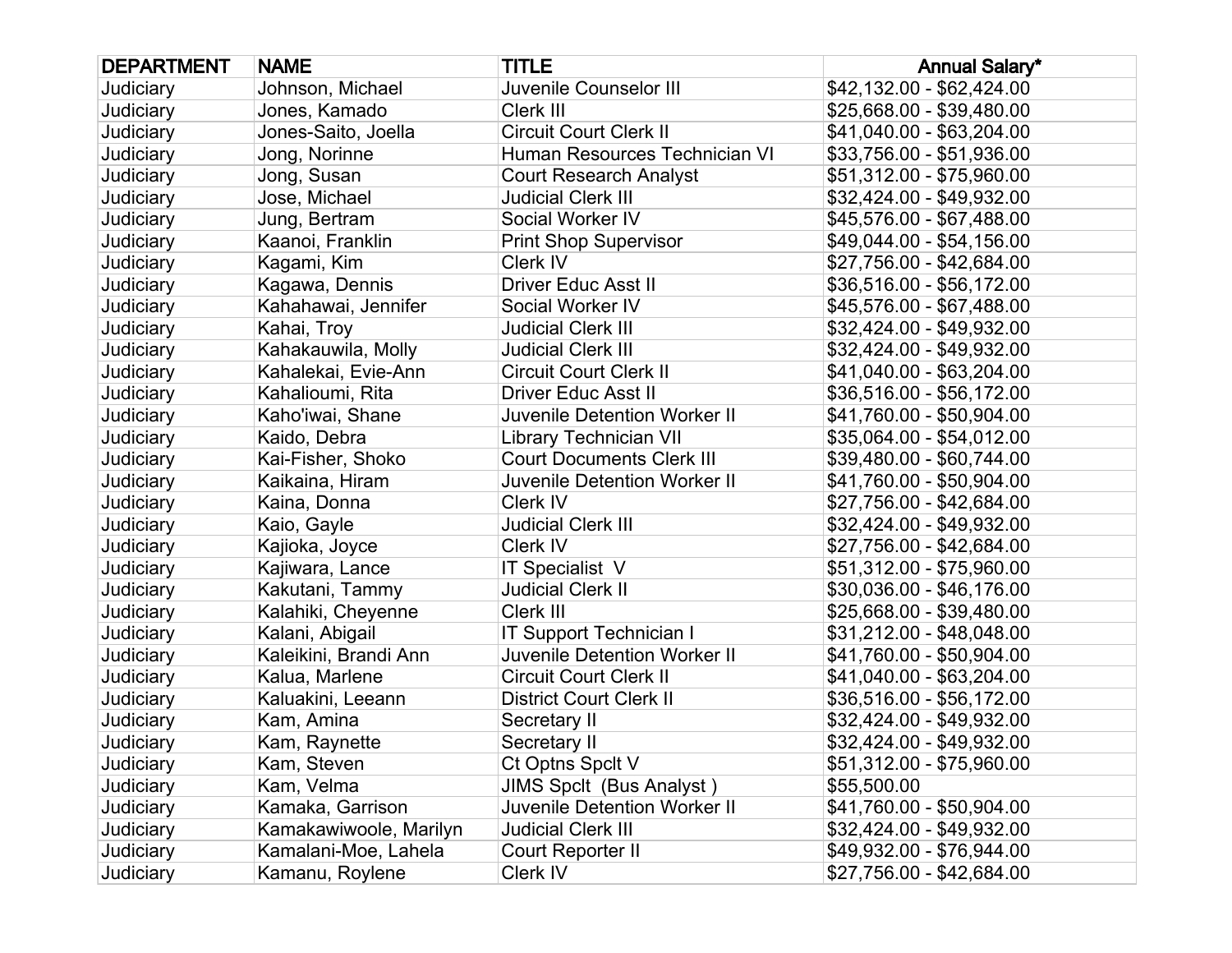| DEPARTMENT | NAME | TITLE | Annual Salary* |
|---|---|---|---|
| Judiciary | Johnson, Michael | Juvenile Counselor III | $42,132.00 - $62,424.00 |
| Judiciary | Jones, Kamado | Clerk III | $25,668.00 - $39,480.00 |
| Judiciary | Jones-Saito, Joella | Circuit Court Clerk II | $41,040.00 - $63,204.00 |
| Judiciary | Jong, Norinne | Human Resources Technician VI | $33,756.00 - $51,936.00 |
| Judiciary | Jong, Susan | Court Research Analyst | $51,312.00 - $75,960.00 |
| Judiciary | Jose, Michael | Judicial Clerk III | $32,424.00 - $49,932.00 |
| Judiciary | Jung, Bertram | Social Worker IV | $45,576.00 - $67,488.00 |
| Judiciary | Kaanoi, Franklin | Print Shop Supervisor | $49,044.00 - $54,156.00 |
| Judiciary | Kagami, Kim | Clerk IV | $27,756.00 - $42,684.00 |
| Judiciary | Kagawa, Dennis | Driver Educ Asst II | $36,516.00 - $56,172.00 |
| Judiciary | Kahahawai, Jennifer | Social Worker IV | $45,576.00 - $67,488.00 |
| Judiciary | Kahai, Troy | Judicial Clerk III | $32,424.00 - $49,932.00 |
| Judiciary | Kahakauwila, Molly | Judicial Clerk III | $32,424.00 - $49,932.00 |
| Judiciary | Kahalekai, Evie-Ann | Circuit Court Clerk II | $41,040.00 - $63,204.00 |
| Judiciary | Kahalioumi, Rita | Driver Educ Asst II | $36,516.00 - $56,172.00 |
| Judiciary | Kaho'iwai, Shane | Juvenile Detention Worker II | $41,760.00 - $50,904.00 |
| Judiciary | Kaido, Debra | Library Technician VII | $35,064.00 - $54,012.00 |
| Judiciary | Kai-Fisher, Shoko | Court Documents Clerk III | $39,480.00 - $60,744.00 |
| Judiciary | Kaikaina, Hiram | Juvenile Detention Worker II | $41,760.00 - $50,904.00 |
| Judiciary | Kaina, Donna | Clerk IV | $27,756.00 - $42,684.00 |
| Judiciary | Kaio, Gayle | Judicial Clerk III | $32,424.00 - $49,932.00 |
| Judiciary | Kajioka, Joyce | Clerk IV | $27,756.00 - $42,684.00 |
| Judiciary | Kajiwara, Lance | IT Specialist V | $51,312.00 - $75,960.00 |
| Judiciary | Kakutani, Tammy | Judicial Clerk II | $30,036.00 - $46,176.00 |
| Judiciary | Kalahiki, Cheyenne | Clerk III | $25,668.00 - $39,480.00 |
| Judiciary | Kalani, Abigail | IT Support Technician I | $31,212.00 - $48,048.00 |
| Judiciary | Kaleikini, Brandi Ann | Juvenile Detention Worker II | $41,760.00 - $50,904.00 |
| Judiciary | Kalua, Marlene | Circuit Court Clerk II | $41,040.00 - $63,204.00 |
| Judiciary | Kaluakini, Leeann | District Court Clerk II | $36,516.00 - $56,172.00 |
| Judiciary | Kam, Amina | Secretary II | $32,424.00 - $49,932.00 |
| Judiciary | Kam, Raynette | Secretary II | $32,424.00 - $49,932.00 |
| Judiciary | Kam, Steven | Ct Optns Spclt V | $51,312.00 - $75,960.00 |
| Judiciary | Kam, Velma | JIMS Spclt (Bus Analyst ) | $55,500.00 |
| Judiciary | Kamaka, Garrison | Juvenile Detention Worker II | $41,760.00 - $50,904.00 |
| Judiciary | Kamakawiwoole, Marilyn | Judicial Clerk III | $32,424.00 - $49,932.00 |
| Judiciary | Kamalani-Moe, Lahela | Court Reporter II | $49,932.00 - $76,944.00 |
| Judiciary | Kamanu, Roylene | Clerk IV | $27,756.00 - $42,684.00 |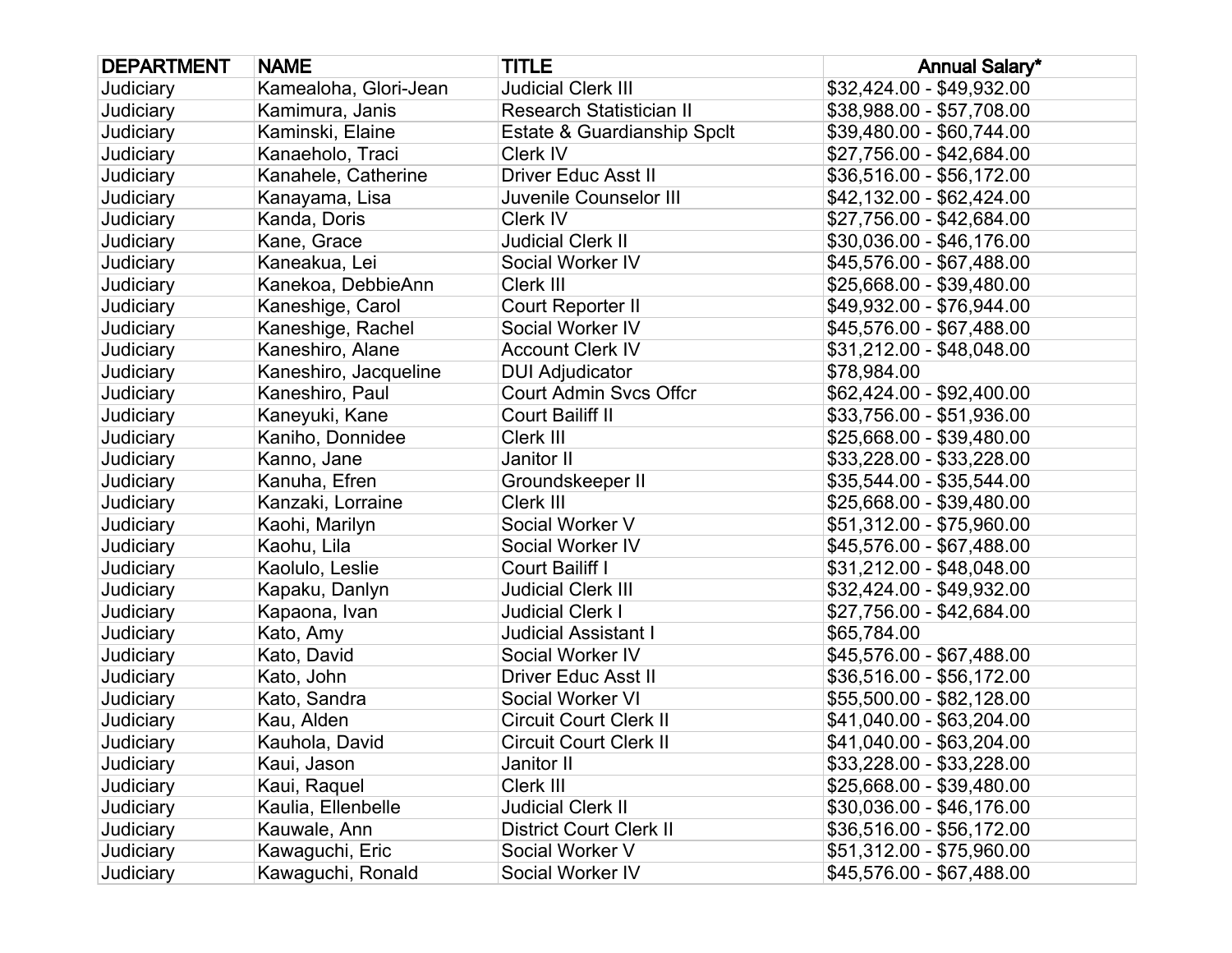| DEPARTMENT | NAME | TITLE | Annual Salary* |
|---|---|---|---|
| Judiciary | Kamealoha, Glori-Jean | Judicial Clerk III | $32,424.00 - $49,932.00 |
| Judiciary | Kamimura, Janis | Research Statistician II | $38,988.00 - $57,708.00 |
| Judiciary | Kaminski, Elaine | Estate & Guardianship Spclt | $39,480.00 - $60,744.00 |
| Judiciary | Kanaeholo, Traci | Clerk IV | $27,756.00 - $42,684.00 |
| Judiciary | Kanahele, Catherine | Driver Educ Asst II | $36,516.00 - $56,172.00 |
| Judiciary | Kanayama, Lisa | Juvenile Counselor III | $42,132.00 - $62,424.00 |
| Judiciary | Kanda, Doris | Clerk IV | $27,756.00 - $42,684.00 |
| Judiciary | Kane, Grace | Judicial Clerk II | $30,036.00 - $46,176.00 |
| Judiciary | Kaneakua, Lei | Social Worker IV | $45,576.00 - $67,488.00 |
| Judiciary | Kanekoa, DebbieAnn | Clerk III | $25,668.00 - $39,480.00 |
| Judiciary | Kaneshige, Carol | Court Reporter II | $49,932.00 - $76,944.00 |
| Judiciary | Kaneshige, Rachel | Social Worker IV | $45,576.00 - $67,488.00 |
| Judiciary | Kaneshiro, Alane | Account Clerk IV | $31,212.00 - $48,048.00 |
| Judiciary | Kaneshiro, Jacqueline | DUI Adjudicator | $78,984.00 |
| Judiciary | Kaneshiro, Paul | Court Admin Svcs Offcr | $62,424.00 - $92,400.00 |
| Judiciary | Kaneyuki, Kane | Court Bailiff II | $33,756.00 - $51,936.00 |
| Judiciary | Kaniho, Donnidee | Clerk III | $25,668.00 - $39,480.00 |
| Judiciary | Kanno, Jane | Janitor II | $33,228.00 - $33,228.00 |
| Judiciary | Kanuha, Efren | Groundskeeper II | $35,544.00 - $35,544.00 |
| Judiciary | Kanzaki, Lorraine | Clerk III | $25,668.00 - $39,480.00 |
| Judiciary | Kaohi, Marilyn | Social Worker V | $51,312.00 - $75,960.00 |
| Judiciary | Kaohu, Lila | Social Worker IV | $45,576.00 - $67,488.00 |
| Judiciary | Kaolulo, Leslie | Court Bailiff I | $31,212.00 - $48,048.00 |
| Judiciary | Kapaku, Danlyn | Judicial Clerk III | $32,424.00 - $49,932.00 |
| Judiciary | Kapaona, Ivan | Judicial Clerk I | $27,756.00 - $42,684.00 |
| Judiciary | Kato, Amy | Judicial Assistant I | $65,784.00 |
| Judiciary | Kato, David | Social Worker IV | $45,576.00 - $67,488.00 |
| Judiciary | Kato, John | Driver Educ Asst II | $36,516.00 - $56,172.00 |
| Judiciary | Kato, Sandra | Social Worker VI | $55,500.00 - $82,128.00 |
| Judiciary | Kau, Alden | Circuit Court Clerk II | $41,040.00 - $63,204.00 |
| Judiciary | Kauhola, David | Circuit Court Clerk II | $41,040.00 - $63,204.00 |
| Judiciary | Kaui, Jason | Janitor II | $33,228.00 - $33,228.00 |
| Judiciary | Kaui, Raquel | Clerk III | $25,668.00 - $39,480.00 |
| Judiciary | Kaulia, Ellenbelle | Judicial Clerk II | $30,036.00 - $46,176.00 |
| Judiciary | Kauwale, Ann | District Court Clerk II | $36,516.00 - $56,172.00 |
| Judiciary | Kawaguchi, Eric | Social Worker V | $51,312.00 - $75,960.00 |
| Judiciary | Kawaguchi, Ronald | Social Worker IV | $45,576.00 - $67,488.00 |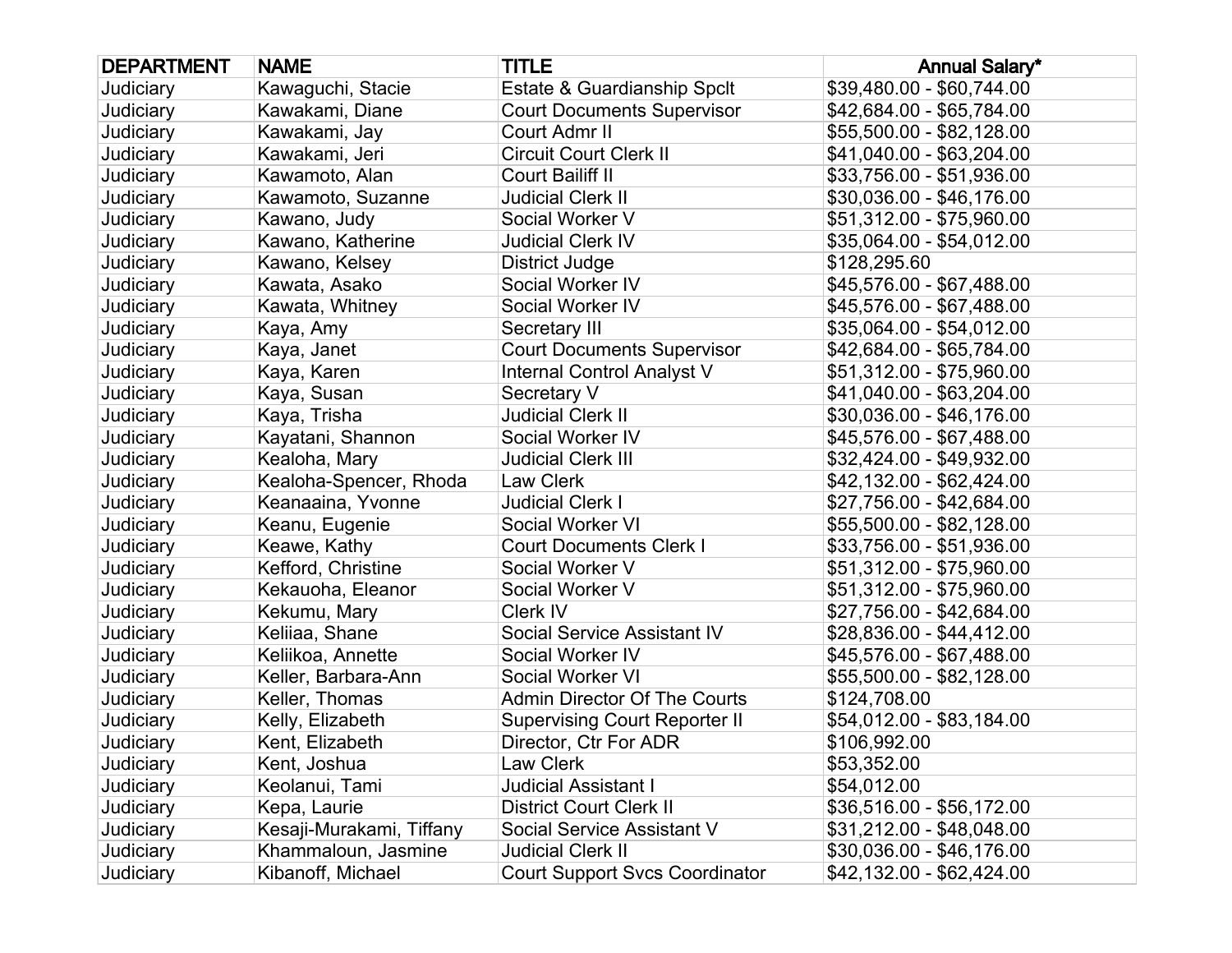| DEPARTMENT | NAME | TITLE | Annual Salary* |
|---|---|---|---|
| Judiciary | Kawaguchi, Stacie | Estate & Guardianship Spclt | $39,480.00 - $60,744.00 |
| Judiciary | Kawakami, Diane | Court Documents Supervisor | $42,684.00 - $65,784.00 |
| Judiciary | Kawakami, Jay | Court Admr II | $55,500.00 - $82,128.00 |
| Judiciary | Kawakami, Jeri | Circuit Court Clerk II | $41,040.00 - $63,204.00 |
| Judiciary | Kawamoto, Alan | Court Bailiff II | $33,756.00 - $51,936.00 |
| Judiciary | Kawamoto, Suzanne | Judicial Clerk II | $30,036.00 - $46,176.00 |
| Judiciary | Kawano, Judy | Social Worker V | $51,312.00 - $75,960.00 |
| Judiciary | Kawano, Katherine | Judicial Clerk IV | $35,064.00 - $54,012.00 |
| Judiciary | Kawano, Kelsey | District Judge | $128,295.60 |
| Judiciary | Kawata, Asako | Social Worker IV | $45,576.00 - $67,488.00 |
| Judiciary | Kawata, Whitney | Social Worker IV | $45,576.00 - $67,488.00 |
| Judiciary | Kaya, Amy | Secretary III | $35,064.00 - $54,012.00 |
| Judiciary | Kaya, Janet | Court Documents Supervisor | $42,684.00 - $65,784.00 |
| Judiciary | Kaya, Karen | Internal Control Analyst V | $51,312.00 - $75,960.00 |
| Judiciary | Kaya, Susan | Secretary V | $41,040.00 - $63,204.00 |
| Judiciary | Kaya, Trisha | Judicial Clerk II | $30,036.00 - $46,176.00 |
| Judiciary | Kayatani, Shannon | Social Worker IV | $45,576.00 - $67,488.00 |
| Judiciary | Kealoha, Mary | Judicial Clerk III | $32,424.00 - $49,932.00 |
| Judiciary | Kealoha-Spencer, Rhoda | Law Clerk | $42,132.00 - $62,424.00 |
| Judiciary | Keanaaina, Yvonne | Judicial Clerk I | $27,756.00 - $42,684.00 |
| Judiciary | Keanu, Eugenie | Social Worker VI | $55,500.00 - $82,128.00 |
| Judiciary | Keawe, Kathy | Court Documents Clerk I | $33,756.00 - $51,936.00 |
| Judiciary | Kefford, Christine | Social Worker V | $51,312.00 - $75,960.00 |
| Judiciary | Kekauoha, Eleanor | Social Worker V | $51,312.00 - $75,960.00 |
| Judiciary | Kekumu, Mary | Clerk IV | $27,756.00 - $42,684.00 |
| Judiciary | Keliiaa, Shane | Social Service Assistant IV | $28,836.00 - $44,412.00 |
| Judiciary | Keliikoa, Annette | Social Worker IV | $45,576.00 - $67,488.00 |
| Judiciary | Keller, Barbara-Ann | Social Worker VI | $55,500.00 - $82,128.00 |
| Judiciary | Keller, Thomas | Admin Director Of The Courts | $124,708.00 |
| Judiciary | Kelly, Elizabeth | Supervising Court Reporter II | $54,012.00 - $83,184.00 |
| Judiciary | Kent, Elizabeth | Director, Ctr For ADR | $106,992.00 |
| Judiciary | Kent, Joshua | Law Clerk | $53,352.00 |
| Judiciary | Keolanui, Tami | Judicial Assistant I | $54,012.00 |
| Judiciary | Kepa, Laurie | District Court Clerk II | $36,516.00 - $56,172.00 |
| Judiciary | Kesaji-Murakami, Tiffany | Social Service Assistant V | $31,212.00 - $48,048.00 |
| Judiciary | Khammaloun, Jasmine | Judicial Clerk II | $30,036.00 - $46,176.00 |
| Judiciary | Kibanoff, Michael | Court Support Svcs Coordinator | $42,132.00 - $62,424.00 |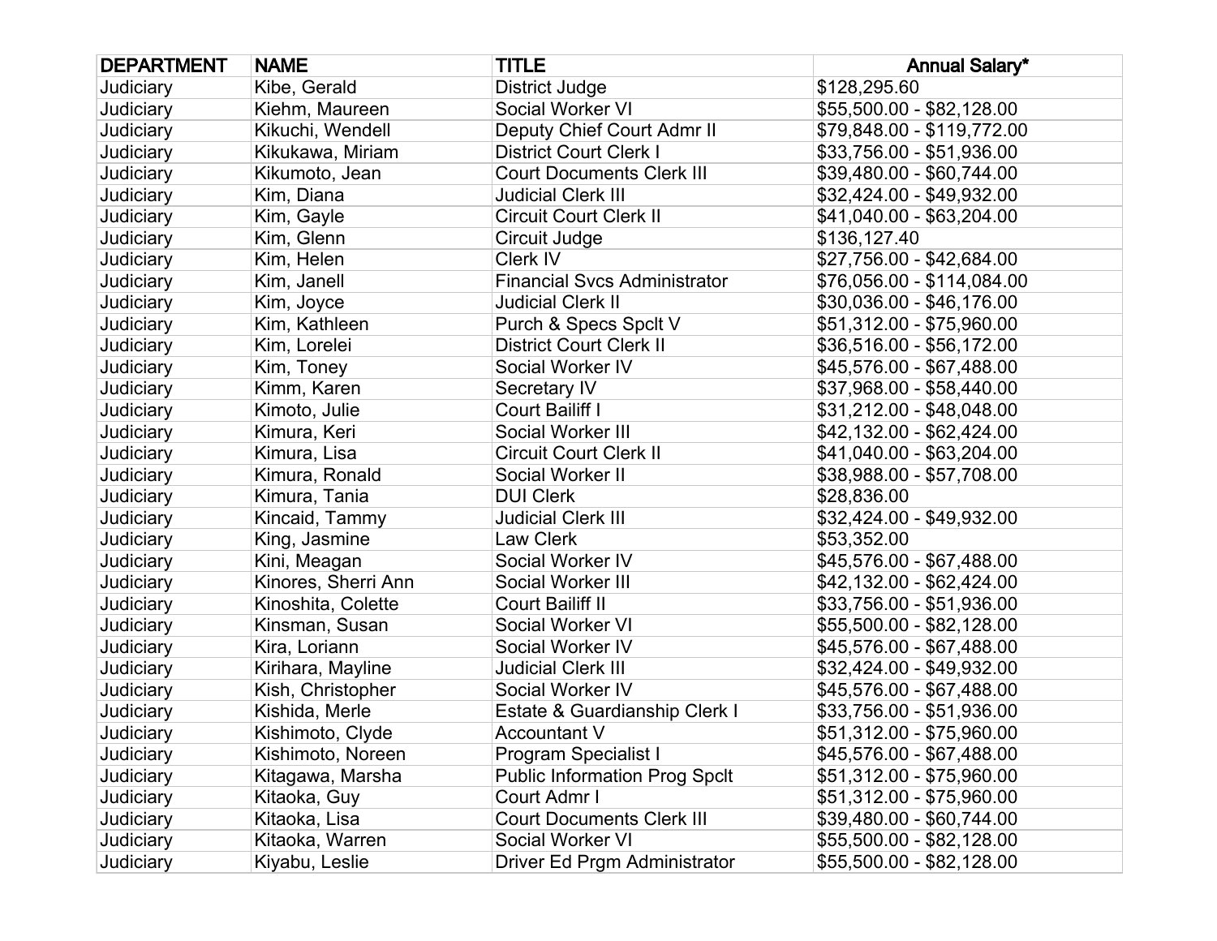| DEPARTMENT | NAME | TITLE | Annual Salary* |
|---|---|---|---|
| Judiciary | Kibe, Gerald | District Judge | $128,295.60 |
| Judiciary | Kiehm, Maureen | Social Worker VI | $55,500.00 - $82,128.00 |
| Judiciary | Kikuchi, Wendell | Deputy Chief Court Admr II | $79,848.00 - $119,772.00 |
| Judiciary | Kikukawa, Miriam | District Court Clerk I | $33,756.00 - $51,936.00 |
| Judiciary | Kikumoto, Jean | Court Documents Clerk III | $39,480.00 - $60,744.00 |
| Judiciary | Kim, Diana | Judicial Clerk III | $32,424.00 - $49,932.00 |
| Judiciary | Kim, Gayle | Circuit Court Clerk II | $41,040.00 - $63,204.00 |
| Judiciary | Kim, Glenn | Circuit Judge | $136,127.40 |
| Judiciary | Kim, Helen | Clerk IV | $27,756.00 - $42,684.00 |
| Judiciary | Kim, Janell | Financial Svcs Administrator | $76,056.00 - $114,084.00 |
| Judiciary | Kim, Joyce | Judicial Clerk II | $30,036.00 - $46,176.00 |
| Judiciary | Kim, Kathleen | Purch & Specs Spclt V | $51,312.00 - $75,960.00 |
| Judiciary | Kim, Lorelei | District Court Clerk II | $36,516.00 - $56,172.00 |
| Judiciary | Kim, Toney | Social Worker IV | $45,576.00 - $67,488.00 |
| Judiciary | Kimm, Karen | Secretary IV | $37,968.00 - $58,440.00 |
| Judiciary | Kimoto, Julie | Court Bailiff I | $31,212.00 - $48,048.00 |
| Judiciary | Kimura, Keri | Social Worker III | $42,132.00 - $62,424.00 |
| Judiciary | Kimura, Lisa | Circuit Court Clerk II | $41,040.00 - $63,204.00 |
| Judiciary | Kimura, Ronald | Social Worker II | $38,988.00 - $57,708.00 |
| Judiciary | Kimura, Tania | DUI Clerk | $28,836.00 |
| Judiciary | Kincaid, Tammy | Judicial Clerk III | $32,424.00 - $49,932.00 |
| Judiciary | King, Jasmine | Law Clerk | $53,352.00 |
| Judiciary | Kini, Meagan | Social Worker IV | $45,576.00 - $67,488.00 |
| Judiciary | Kinores, Sherri Ann | Social Worker III | $42,132.00 - $62,424.00 |
| Judiciary | Kinoshita, Colette | Court Bailiff II | $33,756.00 - $51,936.00 |
| Judiciary | Kinsman, Susan | Social Worker VI | $55,500.00 - $82,128.00 |
| Judiciary | Kira, Loriann | Social Worker IV | $45,576.00 - $67,488.00 |
| Judiciary | Kirihara, Mayline | Judicial Clerk III | $32,424.00 - $49,932.00 |
| Judiciary | Kish, Christopher | Social Worker IV | $45,576.00 - $67,488.00 |
| Judiciary | Kishida, Merle | Estate & Guardianship Clerk I | $33,756.00 - $51,936.00 |
| Judiciary | Kishimoto, Clyde | Accountant V | $51,312.00 - $75,960.00 |
| Judiciary | Kishimoto, Noreen | Program Specialist I | $45,576.00 - $67,488.00 |
| Judiciary | Kitagawa, Marsha | Public Information Prog Spclt | $51,312.00 - $75,960.00 |
| Judiciary | Kitaoka, Guy | Court Admr I | $51,312.00 - $75,960.00 |
| Judiciary | Kitaoka, Lisa | Court Documents Clerk III | $39,480.00 - $60,744.00 |
| Judiciary | Kitaoka, Warren | Social Worker VI | $55,500.00 - $82,128.00 |
| Judiciary | Kiyabu, Leslie | Driver Ed Prgm Administrator | $55,500.00 - $82,128.00 |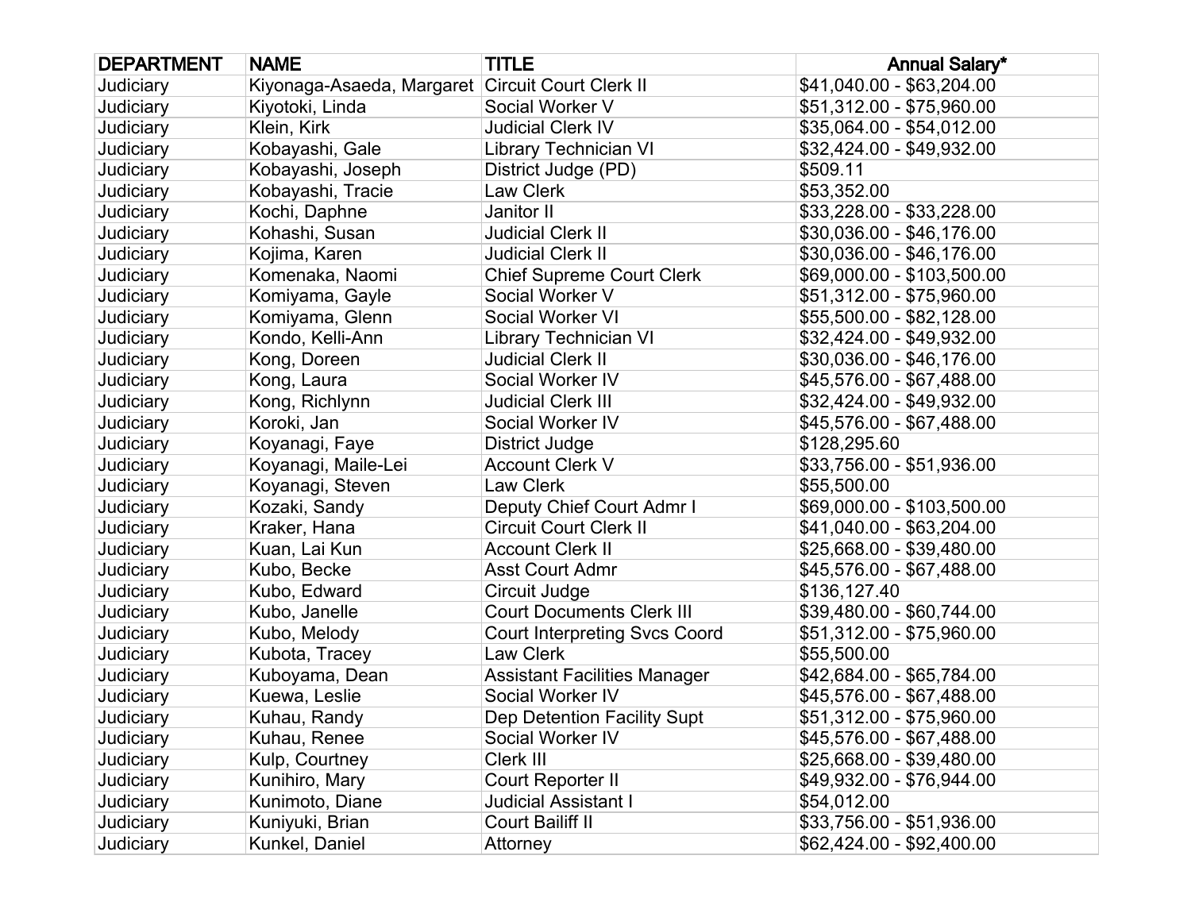| DEPARTMENT | NAME | TITLE | Annual Salary* |
|---|---|---|---|
| Judiciary | Kiyonaga-Asaeda, Margaret | Circuit Court Clerk II | $41,040.00 - $63,204.00 |
| Judiciary | Kiyotoki, Linda | Social Worker V | $51,312.00 - $75,960.00 |
| Judiciary | Klein, Kirk | Judicial Clerk IV | $35,064.00 - $54,012.00 |
| Judiciary | Kobayashi, Gale | Library Technician VI | $32,424.00 - $49,932.00 |
| Judiciary | Kobayashi, Joseph | District Judge (PD) | $509.11 |
| Judiciary | Kobayashi, Tracie | Law Clerk | $53,352.00 |
| Judiciary | Kochi, Daphne | Janitor II | $33,228.00 - $33,228.00 |
| Judiciary | Kohashi, Susan | Judicial Clerk II | $30,036.00 - $46,176.00 |
| Judiciary | Kojima, Karen | Judicial Clerk II | $30,036.00 - $46,176.00 |
| Judiciary | Komenaka, Naomi | Chief Supreme Court Clerk | $69,000.00 - $103,500.00 |
| Judiciary | Komiyama, Gayle | Social Worker V | $51,312.00 - $75,960.00 |
| Judiciary | Komiyama, Glenn | Social Worker VI | $55,500.00 - $82,128.00 |
| Judiciary | Kondo, Kelli-Ann | Library Technician VI | $32,424.00 - $49,932.00 |
| Judiciary | Kong, Doreen | Judicial Clerk II | $30,036.00 - $46,176.00 |
| Judiciary | Kong, Laura | Social Worker IV | $45,576.00 - $67,488.00 |
| Judiciary | Kong, Richlynn | Judicial Clerk III | $32,424.00 - $49,932.00 |
| Judiciary | Koroki, Jan | Social Worker IV | $45,576.00 - $67,488.00 |
| Judiciary | Koyanagi, Faye | District Judge | $128,295.60 |
| Judiciary | Koyanagi, Maile-Lei | Account Clerk V | $33,756.00 - $51,936.00 |
| Judiciary | Koyanagi, Steven | Law Clerk | $55,500.00 |
| Judiciary | Kozaki, Sandy | Deputy Chief Court Admr I | $69,000.00 - $103,500.00 |
| Judiciary | Kraker, Hana | Circuit Court Clerk II | $41,040.00 - $63,204.00 |
| Judiciary | Kuan, Lai Kun | Account Clerk II | $25,668.00 - $39,480.00 |
| Judiciary | Kubo, Becke | Asst Court Admr | $45,576.00 - $67,488.00 |
| Judiciary | Kubo, Edward | Circuit Judge | $136,127.40 |
| Judiciary | Kubo, Janelle | Court Documents Clerk III | $39,480.00 - $60,744.00 |
| Judiciary | Kubo, Melody | Court Interpreting Svcs Coord | $51,312.00 - $75,960.00 |
| Judiciary | Kubota, Tracey | Law Clerk | $55,500.00 |
| Judiciary | Kuboyama, Dean | Assistant Facilities Manager | $42,684.00 - $65,784.00 |
| Judiciary | Kuewa, Leslie | Social Worker IV | $45,576.00 - $67,488.00 |
| Judiciary | Kuhau, Randy | Dep Detention Facility Supt | $51,312.00 - $75,960.00 |
| Judiciary | Kuhau, Renee | Social Worker IV | $45,576.00 - $67,488.00 |
| Judiciary | Kulp, Courtney | Clerk III | $25,668.00 - $39,480.00 |
| Judiciary | Kunihiro, Mary | Court Reporter II | $49,932.00 - $76,944.00 |
| Judiciary | Kunimoto, Diane | Judicial Assistant I | $54,012.00 |
| Judiciary | Kuniyuki, Brian | Court Bailiff II | $33,756.00 - $51,936.00 |
| Judiciary | Kunkel, Daniel | Attorney | $62,424.00 - $92,400.00 |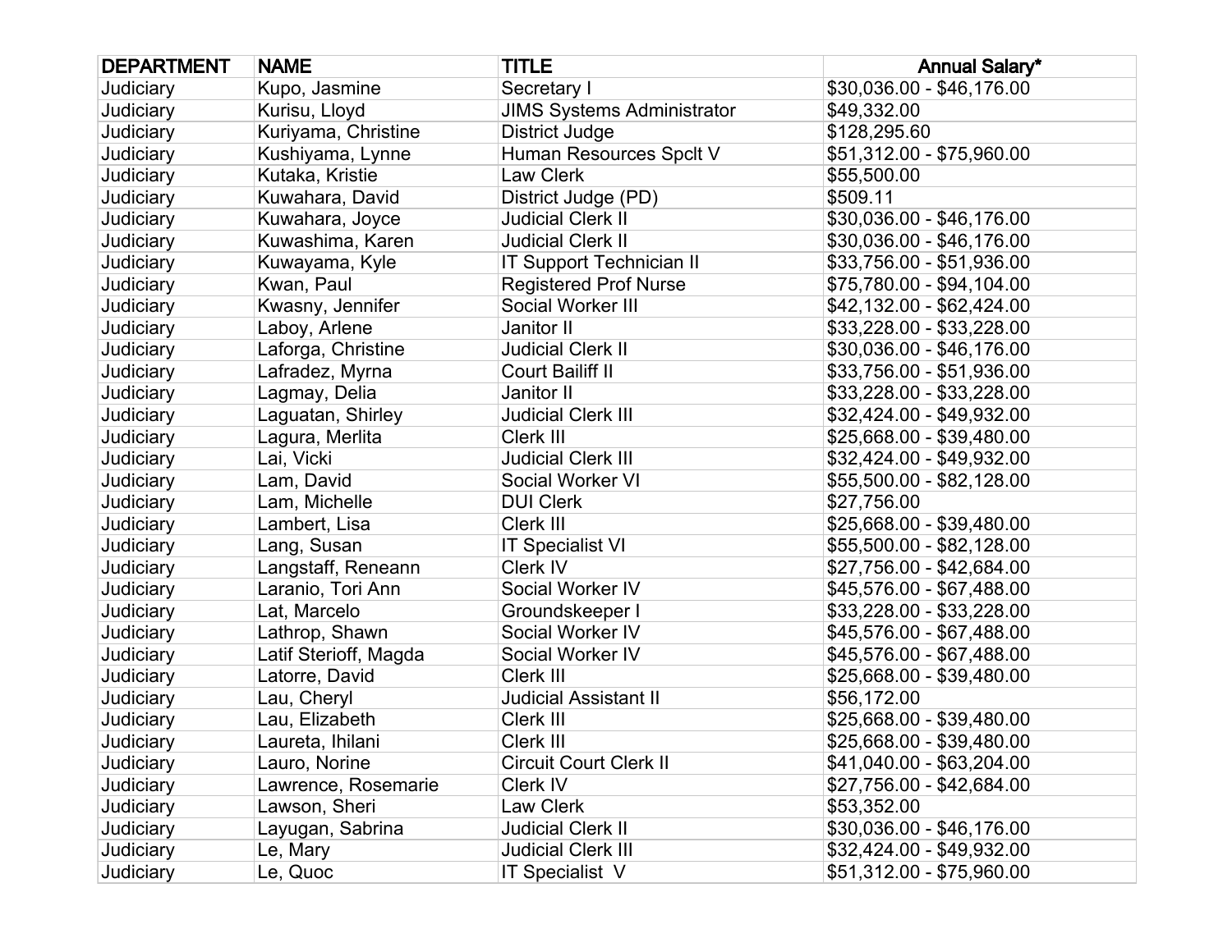| DEPARTMENT | NAME | TITLE | Annual Salary* |
|---|---|---|---|
| Judiciary | Kupo, Jasmine | Secretary I | $30,036.00 - $46,176.00 |
| Judiciary | Kurisu, Lloyd | JIMS Systems Administrator | $49,332.00 |
| Judiciary | Kuriyama, Christine | District Judge | $128,295.60 |
| Judiciary | Kushiyama, Lynne | Human Resources Spclt V | $51,312.00 - $75,960.00 |
| Judiciary | Kutaka, Kristie | Law Clerk | $55,500.00 |
| Judiciary | Kuwahara, David | District Judge (PD) | $509.11 |
| Judiciary | Kuwahara, Joyce | Judicial Clerk II | $30,036.00 - $46,176.00 |
| Judiciary | Kuwashima, Karen | Judicial Clerk II | $30,036.00 - $46,176.00 |
| Judiciary | Kuwayama, Kyle | IT Support Technician II | $33,756.00 - $51,936.00 |
| Judiciary | Kwan, Paul | Registered Prof Nurse | $75,780.00 - $94,104.00 |
| Judiciary | Kwasny, Jennifer | Social Worker III | $42,132.00 - $62,424.00 |
| Judiciary | Laboy, Arlene | Janitor II | $33,228.00 - $33,228.00 |
| Judiciary | Laforga, Christine | Judicial Clerk II | $30,036.00 - $46,176.00 |
| Judiciary | Lafradez, Myrna | Court Bailiff II | $33,756.00 - $51,936.00 |
| Judiciary | Lagmay, Delia | Janitor II | $33,228.00 - $33,228.00 |
| Judiciary | Laguatan, Shirley | Judicial Clerk III | $32,424.00 - $49,932.00 |
| Judiciary | Lagura, Merlita | Clerk III | $25,668.00 - $39,480.00 |
| Judiciary | Lai, Vicki | Judicial Clerk III | $32,424.00 - $49,932.00 |
| Judiciary | Lam, David | Social Worker VI | $55,500.00 - $82,128.00 |
| Judiciary | Lam, Michelle | DUI Clerk | $27,756.00 |
| Judiciary | Lambert, Lisa | Clerk III | $25,668.00 - $39,480.00 |
| Judiciary | Lang, Susan | IT Specialist VI | $55,500.00 - $82,128.00 |
| Judiciary | Langstaff, Reneann | Clerk IV | $27,756.00 - $42,684.00 |
| Judiciary | Laranio, Tori Ann | Social Worker IV | $45,576.00 - $67,488.00 |
| Judiciary | Lat, Marcelo | Groundskeeper I | $33,228.00 - $33,228.00 |
| Judiciary | Lathrop, Shawn | Social Worker IV | $45,576.00 - $67,488.00 |
| Judiciary | Latif Sterioff, Magda | Social Worker IV | $45,576.00 - $67,488.00 |
| Judiciary | Latorre, David | Clerk III | $25,668.00 - $39,480.00 |
| Judiciary | Lau, Cheryl | Judicial Assistant II | $56,172.00 |
| Judiciary | Lau, Elizabeth | Clerk III | $25,668.00 - $39,480.00 |
| Judiciary | Laureta, Ihilani | Clerk III | $25,668.00 - $39,480.00 |
| Judiciary | Lauro, Norine | Circuit Court Clerk II | $41,040.00 - $63,204.00 |
| Judiciary | Lawrence, Rosemarie | Clerk IV | $27,756.00 - $42,684.00 |
| Judiciary | Lawson, Sheri | Law Clerk | $53,352.00 |
| Judiciary | Layugan, Sabrina | Judicial Clerk II | $30,036.00 - $46,176.00 |
| Judiciary | Le, Mary | Judicial Clerk III | $32,424.00 - $49,932.00 |
| Judiciary | Le, Quoc | IT Specialist V | $51,312.00 - $75,960.00 |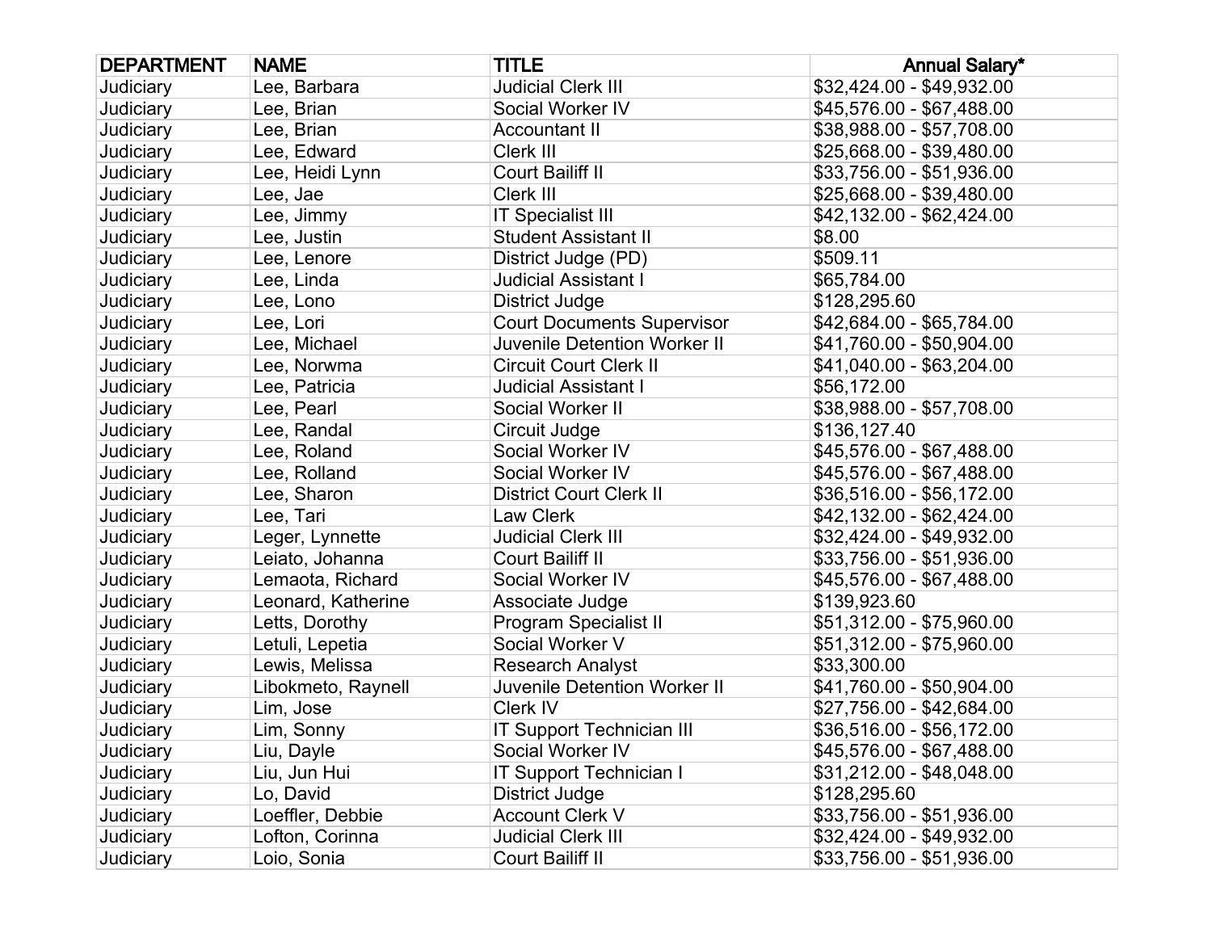| DEPARTMENT | NAME | TITLE | Annual Salary* |
|---|---|---|---|
| Judiciary | Lee, Barbara | Judicial Clerk III | $32,424.00 - $49,932.00 |
| Judiciary | Lee, Brian | Social Worker IV | $45,576.00 - $67,488.00 |
| Judiciary | Lee, Brian | Accountant II | $38,988.00 - $57,708.00 |
| Judiciary | Lee, Edward | Clerk III | $25,668.00 - $39,480.00 |
| Judiciary | Lee, Heidi Lynn | Court Bailiff II | $33,756.00 - $51,936.00 |
| Judiciary | Lee, Jae | Clerk III | $25,668.00 - $39,480.00 |
| Judiciary | Lee, Jimmy | IT Specialist III | $42,132.00 - $62,424.00 |
| Judiciary | Lee, Justin | Student Assistant II | $8.00 |
| Judiciary | Lee, Lenore | District Judge (PD) | $509.11 |
| Judiciary | Lee, Linda | Judicial Assistant I | $65,784.00 |
| Judiciary | Lee, Lono | District Judge | $128,295.60 |
| Judiciary | Lee, Lori | Court Documents Supervisor | $42,684.00 - $65,784.00 |
| Judiciary | Lee, Michael | Juvenile Detention Worker II | $41,760.00 - $50,904.00 |
| Judiciary | Lee, Norwma | Circuit Court Clerk II | $41,040.00 - $63,204.00 |
| Judiciary | Lee, Patricia | Judicial Assistant I | $56,172.00 |
| Judiciary | Lee, Pearl | Social Worker II | $38,988.00 - $57,708.00 |
| Judiciary | Lee, Randal | Circuit Judge | $136,127.40 |
| Judiciary | Lee, Roland | Social Worker IV | $45,576.00 - $67,488.00 |
| Judiciary | Lee, Rolland | Social Worker IV | $45,576.00 - $67,488.00 |
| Judiciary | Lee, Sharon | District Court Clerk II | $36,516.00 - $56,172.00 |
| Judiciary | Lee, Tari | Law Clerk | $42,132.00 - $62,424.00 |
| Judiciary | Leger, Lynnette | Judicial Clerk III | $32,424.00 - $49,932.00 |
| Judiciary | Leiato, Johanna | Court Bailiff II | $33,756.00 - $51,936.00 |
| Judiciary | Lemaota, Richard | Social Worker IV | $45,576.00 - $67,488.00 |
| Judiciary | Leonard, Katherine | Associate Judge | $139,923.60 |
| Judiciary | Letts, Dorothy | Program Specialist II | $51,312.00 - $75,960.00 |
| Judiciary | Letuli, Lepetia | Social Worker V | $51,312.00 - $75,960.00 |
| Judiciary | Lewis, Melissa | Research Analyst | $33,300.00 |
| Judiciary | Libokmeto, Raynell | Juvenile Detention Worker II | $41,760.00 - $50,904.00 |
| Judiciary | Lim, Jose | Clerk IV | $27,756.00 - $42,684.00 |
| Judiciary | Lim, Sonny | IT Support Technician III | $36,516.00 - $56,172.00 |
| Judiciary | Liu, Dayle | Social Worker IV | $45,576.00 - $67,488.00 |
| Judiciary | Liu, Jun Hui | IT Support Technician I | $31,212.00 - $48,048.00 |
| Judiciary | Lo, David | District Judge | $128,295.60 |
| Judiciary | Loeffler, Debbie | Account Clerk V | $33,756.00 - $51,936.00 |
| Judiciary | Lofton, Corinna | Judicial Clerk III | $32,424.00 - $49,932.00 |
| Judiciary | Loio, Sonia | Court Bailiff II | $33,756.00 - $51,936.00 |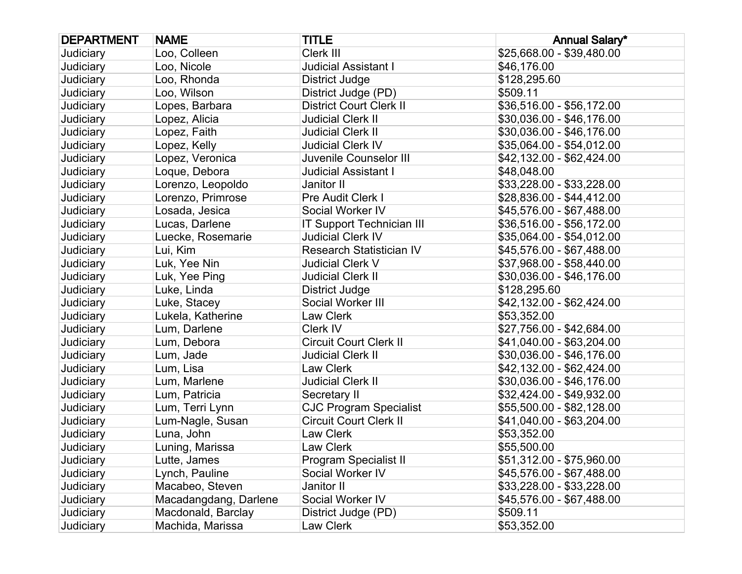| DEPARTMENT | NAME | TITLE | Annual Salary* |
|---|---|---|---|
| Judiciary | Loo, Colleen | Clerk III | $25,668.00 - $39,480.00 |
| Judiciary | Loo, Nicole | Judicial Assistant I | $46,176.00 |
| Judiciary | Loo, Rhonda | District Judge | $128,295.60 |
| Judiciary | Loo, Wilson | District Judge (PD) | $509.11 |
| Judiciary | Lopes, Barbara | District Court Clerk II | $36,516.00 - $56,172.00 |
| Judiciary | Lopez, Alicia | Judicial Clerk II | $30,036.00 - $46,176.00 |
| Judiciary | Lopez, Faith | Judicial Clerk II | $30,036.00 - $46,176.00 |
| Judiciary | Lopez, Kelly | Judicial Clerk IV | $35,064.00 - $54,012.00 |
| Judiciary | Lopez, Veronica | Juvenile Counselor III | $42,132.00 - $62,424.00 |
| Judiciary | Loque, Debora | Judicial Assistant I | $48,048.00 |
| Judiciary | Lorenzo, Leopoldo | Janitor II | $33,228.00 - $33,228.00 |
| Judiciary | Lorenzo, Primrose | Pre Audit Clerk I | $28,836.00 - $44,412.00 |
| Judiciary | Losada, Jesica | Social Worker IV | $45,576.00 - $67,488.00 |
| Judiciary | Lucas, Darlene | IT Support Technician III | $36,516.00 - $56,172.00 |
| Judiciary | Luecke, Rosemarie | Judicial Clerk IV | $35,064.00 - $54,012.00 |
| Judiciary | Lui, Kim | Research Statistician IV | $45,576.00 - $67,488.00 |
| Judiciary | Luk, Yee Nin | Judicial Clerk V | $37,968.00 - $58,440.00 |
| Judiciary | Luk, Yee Ping | Judicial Clerk II | $30,036.00 - $46,176.00 |
| Judiciary | Luke, Linda | District Judge | $128,295.60 |
| Judiciary | Luke, Stacey | Social Worker III | $42,132.00 - $62,424.00 |
| Judiciary | Lukela, Katherine | Law Clerk | $53,352.00 |
| Judiciary | Lum, Darlene | Clerk IV | $27,756.00 - $42,684.00 |
| Judiciary | Lum, Debora | Circuit Court Clerk II | $41,040.00 - $63,204.00 |
| Judiciary | Lum, Jade | Judicial Clerk II | $30,036.00 - $46,176.00 |
| Judiciary | Lum, Lisa | Law Clerk | $42,132.00 - $62,424.00 |
| Judiciary | Lum, Marlene | Judicial Clerk II | $30,036.00 - $46,176.00 |
| Judiciary | Lum, Patricia | Secretary II | $32,424.00 - $49,932.00 |
| Judiciary | Lum, Terri Lynn | CJC Program Specialist | $55,500.00 - $82,128.00 |
| Judiciary | Lum-Nagle, Susan | Circuit Court Clerk II | $41,040.00 - $63,204.00 |
| Judiciary | Luna, John | Law Clerk | $53,352.00 |
| Judiciary | Luning, Marissa | Law Clerk | $55,500.00 |
| Judiciary | Lutte, James | Program Specialist II | $51,312.00 - $75,960.00 |
| Judiciary | Lynch, Pauline | Social Worker IV | $45,576.00 - $67,488.00 |
| Judiciary | Macabeo, Steven | Janitor II | $33,228.00 - $33,228.00 |
| Judiciary | Macadangdang, Darlene | Social Worker IV | $45,576.00 - $67,488.00 |
| Judiciary | Macdonald, Barclay | District Judge (PD) | $509.11 |
| Judiciary | Machida, Marissa | Law Clerk | $53,352.00 |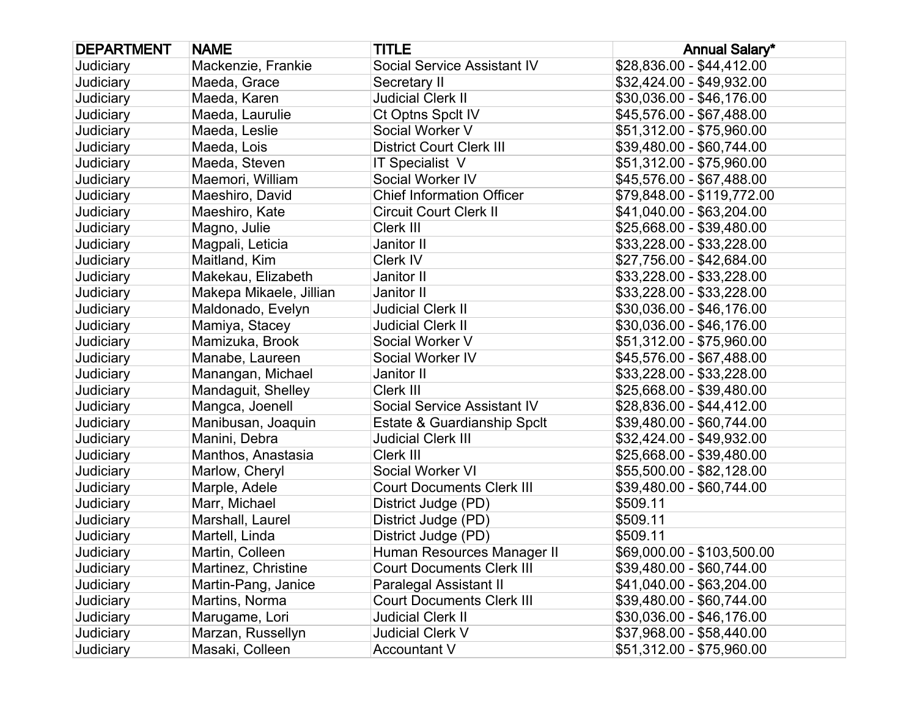| DEPARTMENT | NAME | TITLE | Annual Salary* |
| --- | --- | --- | --- |
| Judiciary | Mackenzie, Frankie | Social Service Assistant IV | $28,836.00 - $44,412.00 |
| Judiciary | Maeda, Grace | Secretary II | $32,424.00 - $49,932.00 |
| Judiciary | Maeda, Karen | Judicial Clerk II | $30,036.00 - $46,176.00 |
| Judiciary | Maeda, Laurulie | Ct Optns Spclt IV | $45,576.00 - $67,488.00 |
| Judiciary | Maeda, Leslie | Social Worker V | $51,312.00 - $75,960.00 |
| Judiciary | Maeda, Lois | District Court Clerk III | $39,480.00 - $60,744.00 |
| Judiciary | Maeda, Steven | IT Specialist V | $51,312.00 - $75,960.00 |
| Judiciary | Maemori, William | Social Worker IV | $45,576.00 - $67,488.00 |
| Judiciary | Maeshiro, David | Chief Information Officer | $79,848.00 - $119,772.00 |
| Judiciary | Maeshiro, Kate | Circuit Court Clerk II | $41,040.00 - $63,204.00 |
| Judiciary | Magno, Julie | Clerk III | $25,668.00 - $39,480.00 |
| Judiciary | Magpali, Leticia | Janitor II | $33,228.00 - $33,228.00 |
| Judiciary | Maitland, Kim | Clerk IV | $27,756.00 - $42,684.00 |
| Judiciary | Makekau, Elizabeth | Janitor II | $33,228.00 - $33,228.00 |
| Judiciary | Makepa Mikaele, Jillian | Janitor II | $33,228.00 - $33,228.00 |
| Judiciary | Maldonado, Evelyn | Judicial Clerk II | $30,036.00 - $46,176.00 |
| Judiciary | Mamiya, Stacey | Judicial Clerk II | $30,036.00 - $46,176.00 |
| Judiciary | Mamizuka, Brook | Social Worker V | $51,312.00 - $75,960.00 |
| Judiciary | Manabe, Laureen | Social Worker IV | $45,576.00 - $67,488.00 |
| Judiciary | Manangan, Michael | Janitor II | $33,228.00 - $33,228.00 |
| Judiciary | Mandaguit, Shelley | Clerk III | $25,668.00 - $39,480.00 |
| Judiciary | Mangca, Joenell | Social Service Assistant IV | $28,836.00 - $44,412.00 |
| Judiciary | Manibusan, Joaquin | Estate & Guardianship Spclt | $39,480.00 - $60,744.00 |
| Judiciary | Manini, Debra | Judicial Clerk III | $32,424.00 - $49,932.00 |
| Judiciary | Manthos, Anastasia | Clerk III | $25,668.00 - $39,480.00 |
| Judiciary | Marlow, Cheryl | Social Worker VI | $55,500.00 - $82,128.00 |
| Judiciary | Marple, Adele | Court Documents Clerk III | $39,480.00 - $60,744.00 |
| Judiciary | Marr, Michael | District Judge (PD) | $509.11 |
| Judiciary | Marshall, Laurel | District Judge (PD) | $509.11 |
| Judiciary | Martell, Linda | District Judge (PD) | $509.11 |
| Judiciary | Martin, Colleen | Human Resources Manager II | $69,000.00 - $103,500.00 |
| Judiciary | Martinez, Christine | Court Documents Clerk III | $39,480.00 - $60,744.00 |
| Judiciary | Martin-Pang, Janice | Paralegal Assistant II | $41,040.00 - $63,204.00 |
| Judiciary | Martins, Norma | Court Documents Clerk III | $39,480.00 - $60,744.00 |
| Judiciary | Marugame, Lori | Judicial Clerk II | $30,036.00 - $46,176.00 |
| Judiciary | Marzan, Russellyn | Judicial Clerk V | $37,968.00 - $58,440.00 |
| Judiciary | Masaki, Colleen | Accountant V | $51,312.00 - $75,960.00 |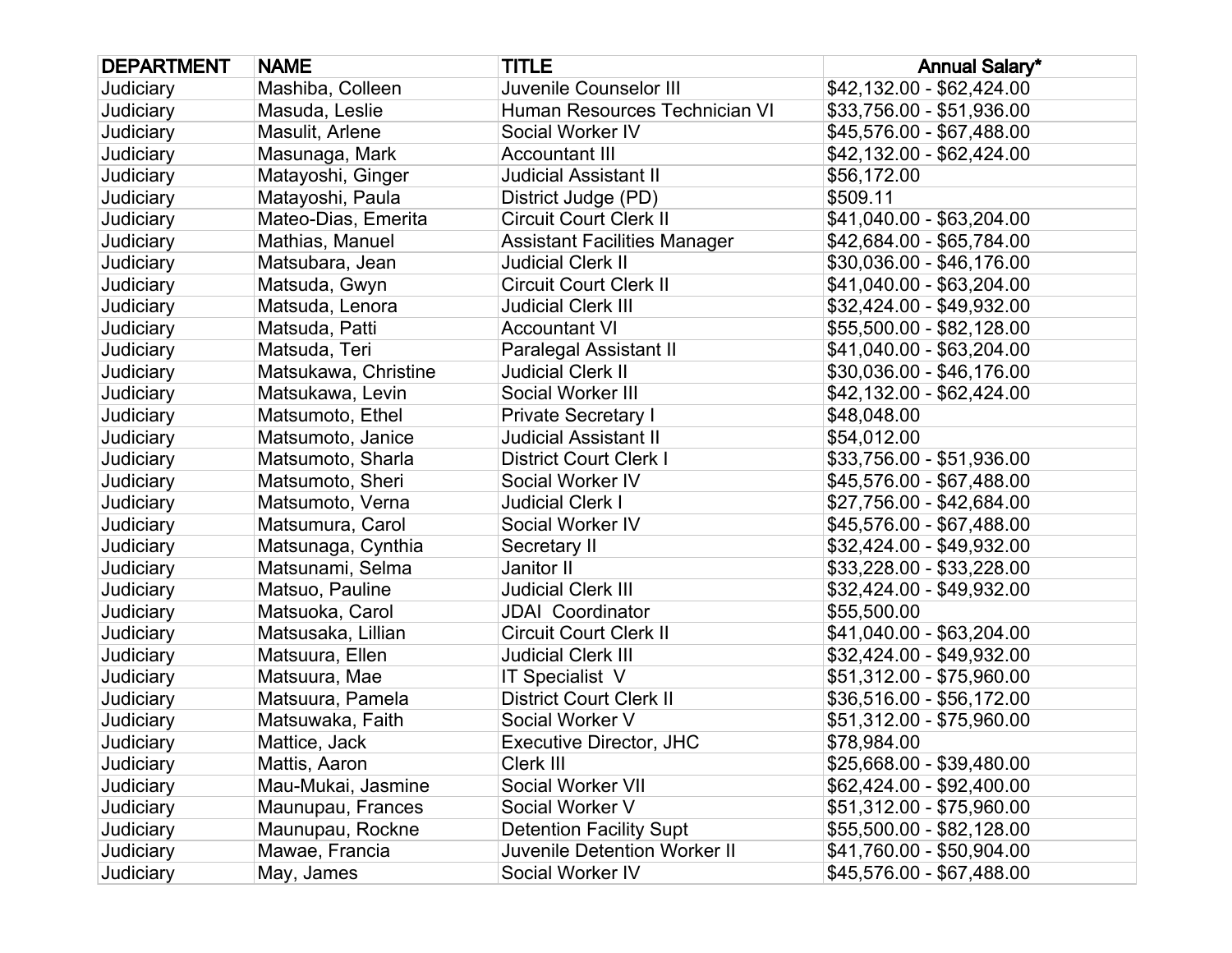| DEPARTMENT | NAME | TITLE | Annual Salary* |
|---|---|---|---|
| Judiciary | Mashiba, Colleen | Juvenile Counselor III | $42,132.00 - $62,424.00 |
| Judiciary | Masuda, Leslie | Human Resources Technician VI | $33,756.00 - $51,936.00 |
| Judiciary | Masulit, Arlene | Social Worker IV | $45,576.00 - $67,488.00 |
| Judiciary | Masunaga, Mark | Accountant III | $42,132.00 - $62,424.00 |
| Judiciary | Matayoshi, Ginger | Judicial Assistant II | $56,172.00 |
| Judiciary | Matayoshi, Paula | District Judge (PD) | $509.11 |
| Judiciary | Mateo-Dias, Emerita | Circuit Court Clerk II | $41,040.00 - $63,204.00 |
| Judiciary | Mathias, Manuel | Assistant Facilities Manager | $42,684.00 - $65,784.00 |
| Judiciary | Matsubara, Jean | Judicial Clerk II | $30,036.00 - $46,176.00 |
| Judiciary | Matsuda, Gwyn | Circuit Court Clerk II | $41,040.00 - $63,204.00 |
| Judiciary | Matsuda, Lenora | Judicial Clerk III | $32,424.00 - $49,932.00 |
| Judiciary | Matsuda, Patti | Accountant VI | $55,500.00 - $82,128.00 |
| Judiciary | Matsuda, Teri | Paralegal Assistant II | $41,040.00 - $63,204.00 |
| Judiciary | Matsukawa, Christine | Judicial Clerk II | $30,036.00 - $46,176.00 |
| Judiciary | Matsukawa, Levin | Social Worker III | $42,132.00 - $62,424.00 |
| Judiciary | Matsumoto, Ethel | Private Secretary I | $48,048.00 |
| Judiciary | Matsumoto, Janice | Judicial Assistant II | $54,012.00 |
| Judiciary | Matsumoto, Sharla | District Court Clerk I | $33,756.00 - $51,936.00 |
| Judiciary | Matsumoto, Sheri | Social Worker IV | $45,576.00 - $67,488.00 |
| Judiciary | Matsumoto, Verna | Judicial Clerk I | $27,756.00 - $42,684.00 |
| Judiciary | Matsumura, Carol | Social Worker IV | $45,576.00 - $67,488.00 |
| Judiciary | Matsunaga, Cynthia | Secretary II | $32,424.00 - $49,932.00 |
| Judiciary | Matsunami, Selma | Janitor II | $33,228.00 - $33,228.00 |
| Judiciary | Matsuo, Pauline | Judicial Clerk III | $32,424.00 - $49,932.00 |
| Judiciary | Matsuoka, Carol | JDAI Coordinator | $55,500.00 |
| Judiciary | Matsusaka, Lillian | Circuit Court Clerk II | $41,040.00 - $63,204.00 |
| Judiciary | Matsuura, Ellen | Judicial Clerk III | $32,424.00 - $49,932.00 |
| Judiciary | Matsuura, Mae | IT Specialist V | $51,312.00 - $75,960.00 |
| Judiciary | Matsuura, Pamela | District Court Clerk II | $36,516.00 - $56,172.00 |
| Judiciary | Matsuwaka, Faith | Social Worker V | $51,312.00 - $75,960.00 |
| Judiciary | Mattice, Jack | Executive Director, JHC | $78,984.00 |
| Judiciary | Mattis, Aaron | Clerk III | $25,668.00 - $39,480.00 |
| Judiciary | Mau-Mukai, Jasmine | Social Worker VII | $62,424.00 - $92,400.00 |
| Judiciary | Maunupau, Frances | Social Worker V | $51,312.00 - $75,960.00 |
| Judiciary | Maunupau, Rockne | Detention Facility Supt | $55,500.00 - $82,128.00 |
| Judiciary | Mawae, Francia | Juvenile Detention Worker II | $41,760.00 - $50,904.00 |
| Judiciary | May, James | Social Worker IV | $45,576.00 - $67,488.00 |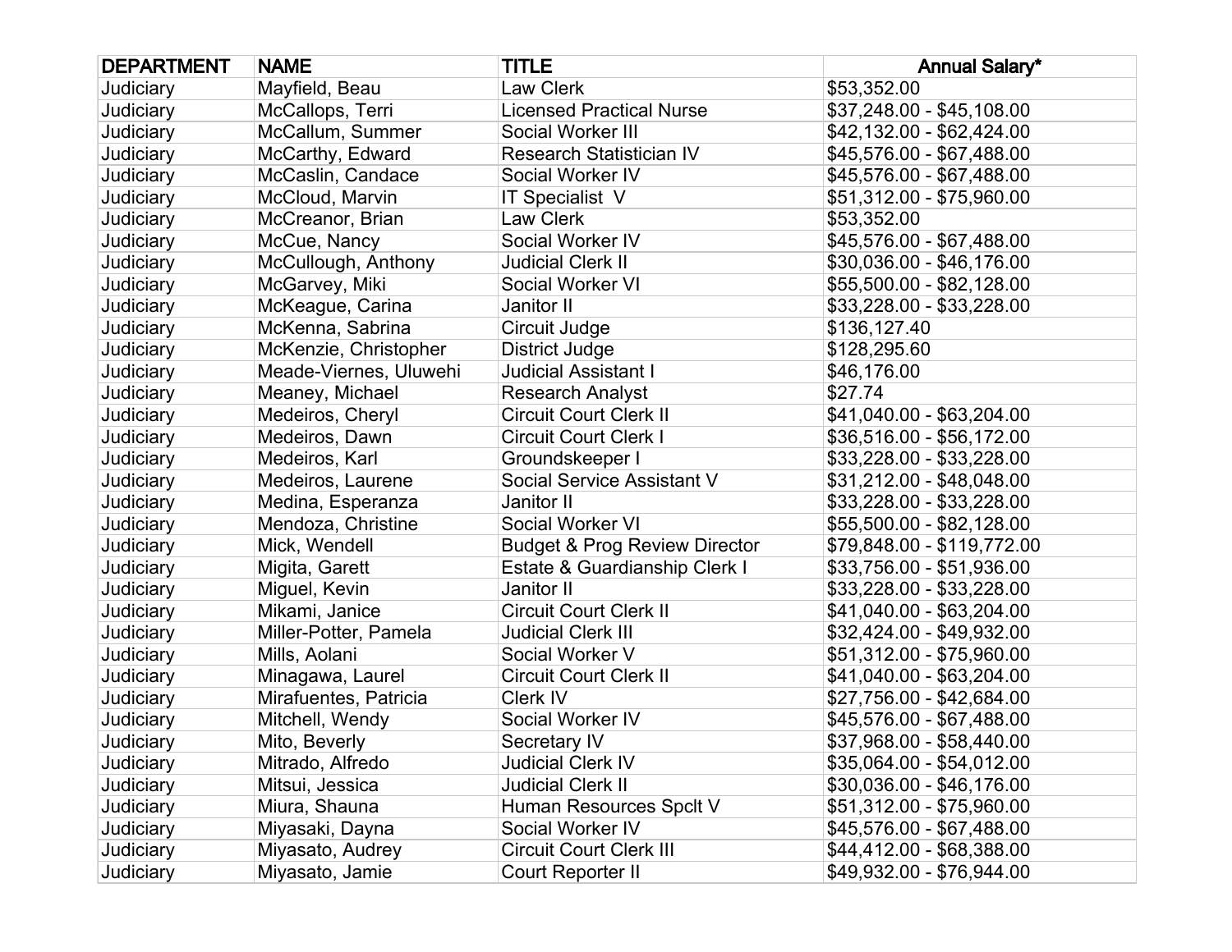| DEPARTMENT | NAME | TITLE | Annual Salary* |
|---|---|---|---|
| Judiciary | Mayfield, Beau | Law Clerk | $53,352.00 |
| Judiciary | McCallops, Terri | Licensed Practical Nurse | $37,248.00 - $45,108.00 |
| Judiciary | McCallum, Summer | Social Worker III | $42,132.00 - $62,424.00 |
| Judiciary | McCarthy, Edward | Research Statistician IV | $45,576.00 - $67,488.00 |
| Judiciary | McCaslin, Candace | Social Worker IV | $45,576.00 - $67,488.00 |
| Judiciary | McCloud, Marvin | IT Specialist V | $51,312.00 - $75,960.00 |
| Judiciary | McCreanor, Brian | Law Clerk | $53,352.00 |
| Judiciary | McCue, Nancy | Social Worker IV | $45,576.00 - $67,488.00 |
| Judiciary | McCullough, Anthony | Judicial Clerk II | $30,036.00 - $46,176.00 |
| Judiciary | McGarvey, Miki | Social Worker VI | $55,500.00 - $82,128.00 |
| Judiciary | McKeague, Carina | Janitor II | $33,228.00 - $33,228.00 |
| Judiciary | McKenna, Sabrina | Circuit Judge | $136,127.40 |
| Judiciary | McKenzie, Christopher | District Judge | $128,295.60 |
| Judiciary | Meade-Viernes, Uluwehi | Judicial Assistant I | $46,176.00 |
| Judiciary | Meaney, Michael | Research Analyst | $27.74 |
| Judiciary | Medeiros, Cheryl | Circuit Court Clerk II | $41,040.00 - $63,204.00 |
| Judiciary | Medeiros, Dawn | Circuit Court Clerk I | $36,516.00 - $56,172.00 |
| Judiciary | Medeiros, Karl | Groundskeeper I | $33,228.00 - $33,228.00 |
| Judiciary | Medeiros, Laurene | Social Service Assistant V | $31,212.00 - $48,048.00 |
| Judiciary | Medina, Esperanza | Janitor II | $33,228.00 - $33,228.00 |
| Judiciary | Mendoza, Christine | Social Worker VI | $55,500.00 - $82,128.00 |
| Judiciary | Mick, Wendell | Budget & Prog Review Director | $79,848.00 - $119,772.00 |
| Judiciary | Migita, Garett | Estate & Guardianship Clerk I | $33,756.00 - $51,936.00 |
| Judiciary | Miguel, Kevin | Janitor II | $33,228.00 - $33,228.00 |
| Judiciary | Mikami, Janice | Circuit Court Clerk II | $41,040.00 - $63,204.00 |
| Judiciary | Miller-Potter, Pamela | Judicial Clerk III | $32,424.00 - $49,932.00 |
| Judiciary | Mills, Aolani | Social Worker V | $51,312.00 - $75,960.00 |
| Judiciary | Minagawa, Laurel | Circuit Court Clerk II | $41,040.00 - $63,204.00 |
| Judiciary | Mirafuentes, Patricia | Clerk IV | $27,756.00 - $42,684.00 |
| Judiciary | Mitchell, Wendy | Social Worker IV | $45,576.00 - $67,488.00 |
| Judiciary | Mito, Beverly | Secretary IV | $37,968.00 - $58,440.00 |
| Judiciary | Mitrado, Alfredo | Judicial Clerk IV | $35,064.00 - $54,012.00 |
| Judiciary | Mitsui, Jessica | Judicial Clerk II | $30,036.00 - $46,176.00 |
| Judiciary | Miura, Shauna | Human Resources Spclt V | $51,312.00 - $75,960.00 |
| Judiciary | Miyasaki, Dayna | Social Worker IV | $45,576.00 - $67,488.00 |
| Judiciary | Miyasato, Audrey | Circuit Court Clerk III | $44,412.00 - $68,388.00 |
| Judiciary | Miyasato, Jamie | Court Reporter II | $49,932.00 - $76,944.00 |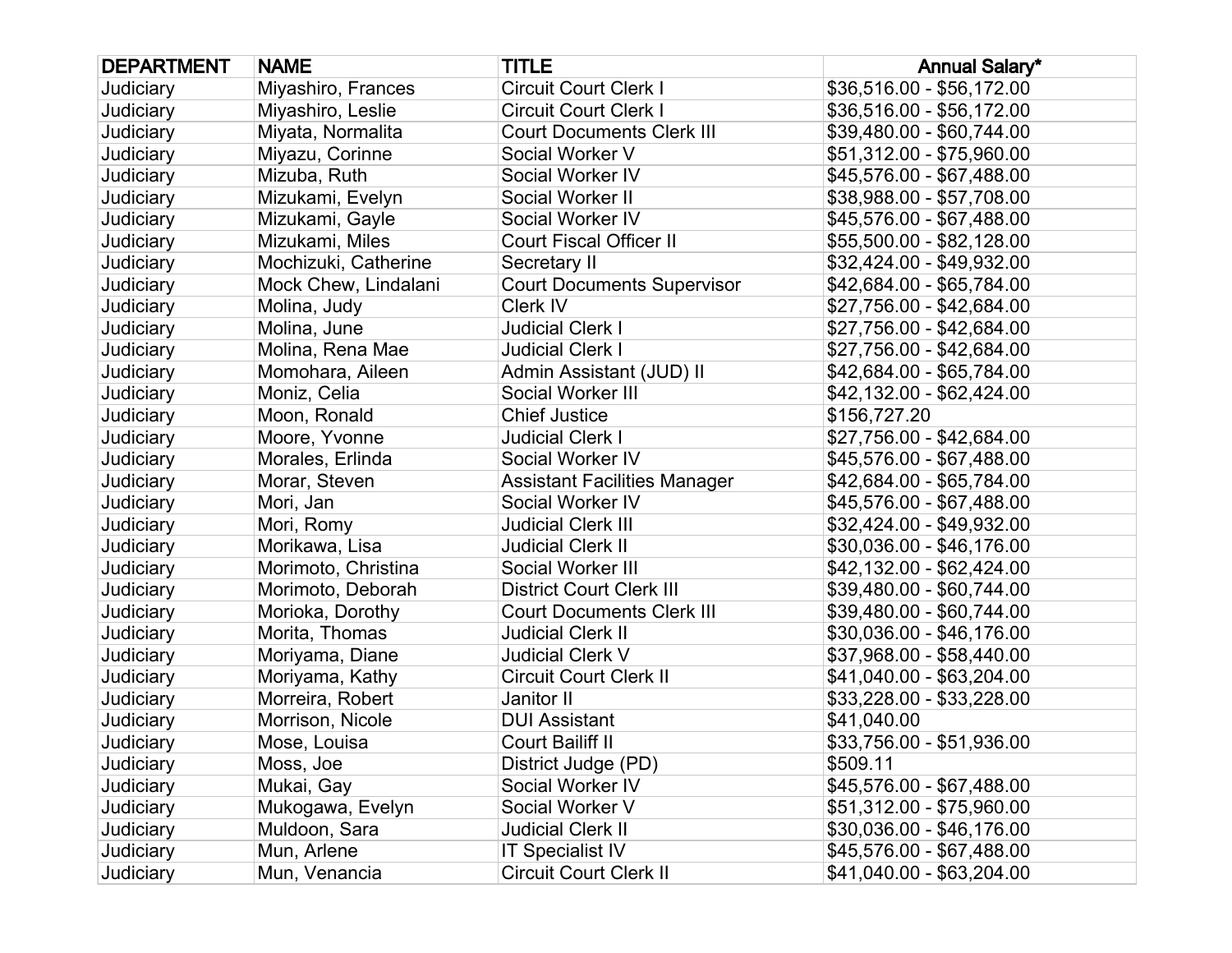| DEPARTMENT | NAME | TITLE | Annual Salary* |
|---|---|---|---|
| Judiciary | Miyashiro, Frances | Circuit Court Clerk I | $36,516.00 - $56,172.00 |
| Judiciary | Miyashiro, Leslie | Circuit Court Clerk I | $36,516.00 - $56,172.00 |
| Judiciary | Miyata, Normalita | Court Documents Clerk III | $39,480.00 - $60,744.00 |
| Judiciary | Miyazu, Corinne | Social Worker V | $51,312.00 - $75,960.00 |
| Judiciary | Mizuba, Ruth | Social Worker IV | $45,576.00 - $67,488.00 |
| Judiciary | Mizukami, Evelyn | Social Worker II | $38,988.00 - $57,708.00 |
| Judiciary | Mizukami, Gayle | Social Worker IV | $45,576.00 - $67,488.00 |
| Judiciary | Mizukami, Miles | Court Fiscal Officer II | $55,500.00 - $82,128.00 |
| Judiciary | Mochizuki, Catherine | Secretary II | $32,424.00 - $49,932.00 |
| Judiciary | Mock Chew, Lindalani | Court Documents Supervisor | $42,684.00 - $65,784.00 |
| Judiciary | Molina, Judy | Clerk IV | $27,756.00 - $42,684.00 |
| Judiciary | Molina, June | Judicial Clerk I | $27,756.00 - $42,684.00 |
| Judiciary | Molina, Rena Mae | Judicial Clerk I | $27,756.00 - $42,684.00 |
| Judiciary | Momohara, Aileen | Admin Assistant (JUD) II | $42,684.00 - $65,784.00 |
| Judiciary | Moniz, Celia | Social Worker III | $42,132.00 - $62,424.00 |
| Judiciary | Moon, Ronald | Chief Justice | $156,727.20 |
| Judiciary | Moore, Yvonne | Judicial Clerk I | $27,756.00 - $42,684.00 |
| Judiciary | Morales, Erlinda | Social Worker IV | $45,576.00 - $67,488.00 |
| Judiciary | Morar, Steven | Assistant Facilities Manager | $42,684.00 - $65,784.00 |
| Judiciary | Mori, Jan | Social Worker IV | $45,576.00 - $67,488.00 |
| Judiciary | Mori, Romy | Judicial Clerk III | $32,424.00 - $49,932.00 |
| Judiciary | Morikawa, Lisa | Judicial Clerk II | $30,036.00 - $46,176.00 |
| Judiciary | Morimoto, Christina | Social Worker III | $42,132.00 - $62,424.00 |
| Judiciary | Morimoto, Deborah | District Court Clerk III | $39,480.00 - $60,744.00 |
| Judiciary | Morioka, Dorothy | Court Documents Clerk III | $39,480.00 - $60,744.00 |
| Judiciary | Morita, Thomas | Judicial Clerk II | $30,036.00 - $46,176.00 |
| Judiciary | Moriyama, Diane | Judicial Clerk V | $37,968.00 - $58,440.00 |
| Judiciary | Moriyama, Kathy | Circuit Court Clerk II | $41,040.00 - $63,204.00 |
| Judiciary | Morreira, Robert | Janitor II | $33,228.00 - $33,228.00 |
| Judiciary | Morrison, Nicole | DUI Assistant | $41,040.00 |
| Judiciary | Mose, Louisa | Court Bailiff II | $33,756.00 - $51,936.00 |
| Judiciary | Moss, Joe | District Judge (PD) | $509.11 |
| Judiciary | Mukai, Gay | Social Worker IV | $45,576.00 - $67,488.00 |
| Judiciary | Mukogawa, Evelyn | Social Worker V | $51,312.00 - $75,960.00 |
| Judiciary | Muldoon, Sara | Judicial Clerk II | $30,036.00 - $46,176.00 |
| Judiciary | Mun, Arlene | IT Specialist IV | $45,576.00 - $67,488.00 |
| Judiciary | Mun, Venancia | Circuit Court Clerk II | $41,040.00 - $63,204.00 |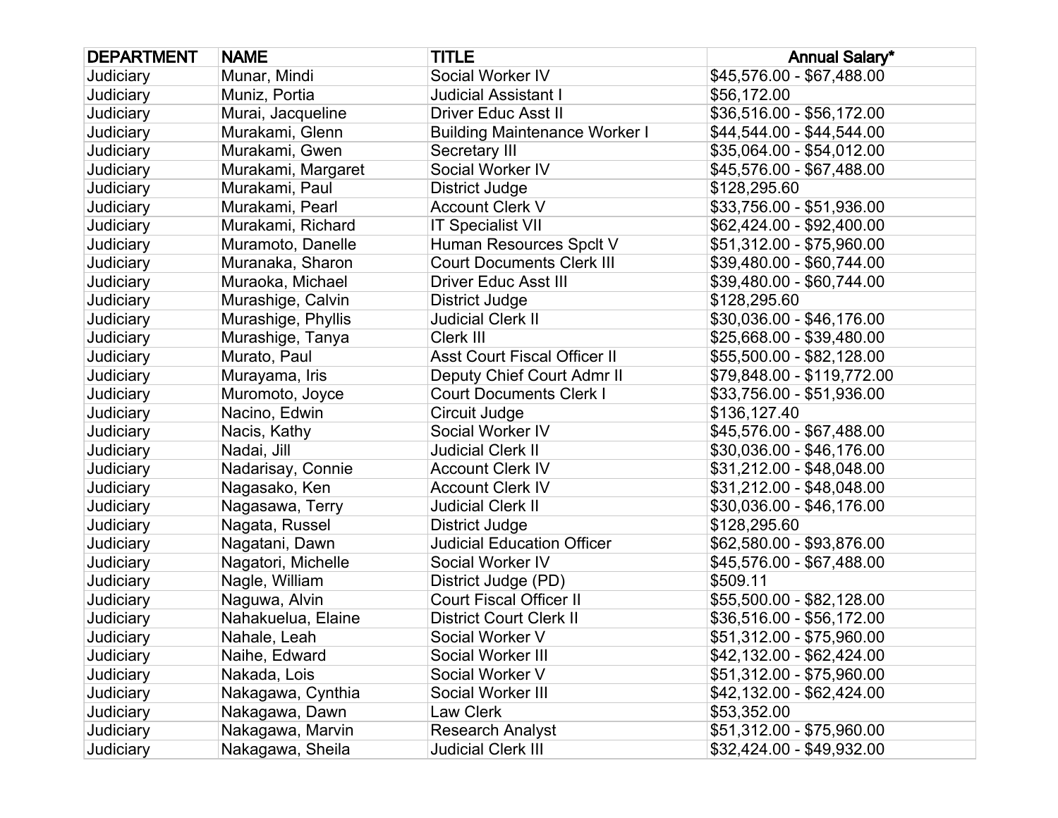| DEPARTMENT | NAME | TITLE | Annual Salary* |
| --- | --- | --- | --- |
| Judiciary | Munar, Mindi | Social Worker IV | $45,576.00 - $67,488.00 |
| Judiciary | Muniz, Portia | Judicial Assistant I | $56,172.00 |
| Judiciary | Murai, Jacqueline | Driver Educ Asst II | $36,516.00 - $56,172.00 |
| Judiciary | Murakami, Glenn | Building Maintenance Worker I | $44,544.00 - $44,544.00 |
| Judiciary | Murakami, Gwen | Secretary III | $35,064.00 - $54,012.00 |
| Judiciary | Murakami, Margaret | Social Worker IV | $45,576.00 - $67,488.00 |
| Judiciary | Murakami, Paul | District Judge | $128,295.60 |
| Judiciary | Murakami, Pearl | Account Clerk V | $33,756.00 - $51,936.00 |
| Judiciary | Murakami, Richard | IT Specialist VII | $62,424.00 - $92,400.00 |
| Judiciary | Muramoto, Danelle | Human Resources Spclt V | $51,312.00 - $75,960.00 |
| Judiciary | Muranaka, Sharon | Court Documents Clerk III | $39,480.00 - $60,744.00 |
| Judiciary | Muraoka, Michael | Driver Educ Asst III | $39,480.00 - $60,744.00 |
| Judiciary | Murashige, Calvin | District Judge | $128,295.60 |
| Judiciary | Murashige, Phyllis | Judicial Clerk II | $30,036.00 - $46,176.00 |
| Judiciary | Murashige, Tanya | Clerk III | $25,668.00 - $39,480.00 |
| Judiciary | Murato, Paul | Asst Court Fiscal Officer II | $55,500.00 - $82,128.00 |
| Judiciary | Murayama, Iris | Deputy Chief Court Admr II | $79,848.00 - $119,772.00 |
| Judiciary | Muromoto, Joyce | Court Documents Clerk I | $33,756.00 - $51,936.00 |
| Judiciary | Nacino, Edwin | Circuit Judge | $136,127.40 |
| Judiciary | Nacis, Kathy | Social Worker IV | $45,576.00 - $67,488.00 |
| Judiciary | Nadai, Jill | Judicial Clerk II | $30,036.00 - $46,176.00 |
| Judiciary | Nadarisay, Connie | Account Clerk IV | $31,212.00 - $48,048.00 |
| Judiciary | Nagasako, Ken | Account Clerk IV | $31,212.00 - $48,048.00 |
| Judiciary | Nagasawa, Terry | Judicial Clerk II | $30,036.00 - $46,176.00 |
| Judiciary | Nagata, Russel | District Judge | $128,295.60 |
| Judiciary | Nagatani, Dawn | Judicial Education Officer | $62,580.00 - $93,876.00 |
| Judiciary | Nagatori, Michelle | Social Worker IV | $45,576.00 - $67,488.00 |
| Judiciary | Nagle, William | District Judge (PD) | $509.11 |
| Judiciary | Naguwa, Alvin | Court Fiscal Officer II | $55,500.00 - $82,128.00 |
| Judiciary | Nahakuelua, Elaine | District Court Clerk II | $36,516.00 - $56,172.00 |
| Judiciary | Nahale, Leah | Social Worker V | $51,312.00 - $75,960.00 |
| Judiciary | Naihe, Edward | Social Worker III | $42,132.00 - $62,424.00 |
| Judiciary | Nakada, Lois | Social Worker V | $51,312.00 - $75,960.00 |
| Judiciary | Nakagawa, Cynthia | Social Worker III | $42,132.00 - $62,424.00 |
| Judiciary | Nakagawa, Dawn | Law Clerk | $53,352.00 |
| Judiciary | Nakagawa, Marvin | Research Analyst | $51,312.00 - $75,960.00 |
| Judiciary | Nakagawa, Sheila | Judicial Clerk III | $32,424.00 - $49,932.00 |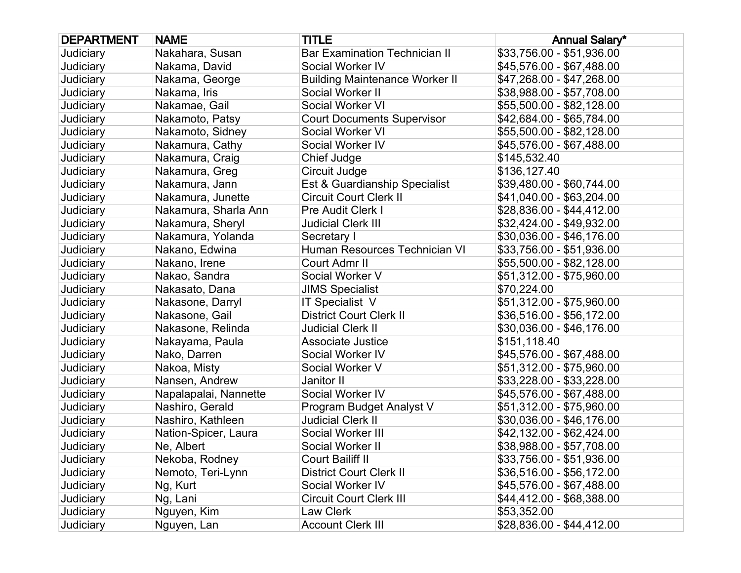| DEPARTMENT | NAME | TITLE | Annual Salary* |
|---|---|---|---|
| Judiciary | Nakahara, Susan | Bar Examination Technician II | $33,756.00 - $51,936.00 |
| Judiciary | Nakama, David | Social Worker IV | $45,576.00 - $67,488.00 |
| Judiciary | Nakama, George | Building Maintenance Worker II | $47,268.00 - $47,268.00 |
| Judiciary | Nakama, Iris | Social Worker II | $38,988.00 - $57,708.00 |
| Judiciary | Nakamae, Gail | Social Worker VI | $55,500.00 - $82,128.00 |
| Judiciary | Nakamoto, Patsy | Court Documents Supervisor | $42,684.00 - $65,784.00 |
| Judiciary | Nakamoto, Sidney | Social Worker VI | $55,500.00 - $82,128.00 |
| Judiciary | Nakamura, Cathy | Social Worker IV | $45,576.00 - $67,488.00 |
| Judiciary | Nakamura, Craig | Chief Judge | $145,532.40 |
| Judiciary | Nakamura, Greg | Circuit Judge | $136,127.40 |
| Judiciary | Nakamura, Jann | Est & Guardianship Specialist | $39,480.00 - $60,744.00 |
| Judiciary | Nakamura, Junette | Circuit Court Clerk II | $41,040.00 - $63,204.00 |
| Judiciary | Nakamura, Sharla Ann | Pre Audit Clerk I | $28,836.00 - $44,412.00 |
| Judiciary | Nakamura, Sheryl | Judicial Clerk III | $32,424.00 - $49,932.00 |
| Judiciary | Nakamura, Yolanda | Secretary I | $30,036.00 - $46,176.00 |
| Judiciary | Nakano, Edwina | Human Resources Technician VI | $33,756.00 - $51,936.00 |
| Judiciary | Nakano, Irene | Court Admr II | $55,500.00 - $82,128.00 |
| Judiciary | Nakao, Sandra | Social Worker V | $51,312.00 - $75,960.00 |
| Judiciary | Nakasato, Dana | JIMS Specialist | $70,224.00 |
| Judiciary | Nakasone, Darryl | IT Specialist  V | $51,312.00 - $75,960.00 |
| Judiciary | Nakasone, Gail | District Court Clerk II | $36,516.00 - $56,172.00 |
| Judiciary | Nakasone, Relinda | Judicial Clerk II | $30,036.00 - $46,176.00 |
| Judiciary | Nakayama, Paula | Associate Justice | $151,118.40 |
| Judiciary | Nako, Darren | Social Worker IV | $45,576.00 - $67,488.00 |
| Judiciary | Nakoa, Misty | Social Worker V | $51,312.00 - $75,960.00 |
| Judiciary | Nansen, Andrew | Janitor II | $33,228.00 - $33,228.00 |
| Judiciary | Napalapalai, Nannette | Social Worker IV | $45,576.00 - $67,488.00 |
| Judiciary | Nashiro, Gerald | Program Budget Analyst V | $51,312.00 - $75,960.00 |
| Judiciary | Nashiro, Kathleen | Judicial Clerk II | $30,036.00 - $46,176.00 |
| Judiciary | Nation-Spicer, Laura | Social Worker III | $42,132.00 - $62,424.00 |
| Judiciary | Ne, Albert | Social Worker II | $38,988.00 - $57,708.00 |
| Judiciary | Nekoba, Rodney | Court Bailiff II | $33,756.00 - $51,936.00 |
| Judiciary | Nemoto, Teri-Lynn | District Court Clerk II | $36,516.00 - $56,172.00 |
| Judiciary | Ng, Kurt | Social Worker IV | $45,576.00 - $67,488.00 |
| Judiciary | Ng, Lani | Circuit Court Clerk III | $44,412.00 - $68,388.00 |
| Judiciary | Nguyen, Kim | Law Clerk | $53,352.00 |
| Judiciary | Nguyen, Lan | Account Clerk III | $28,836.00 - $44,412.00 |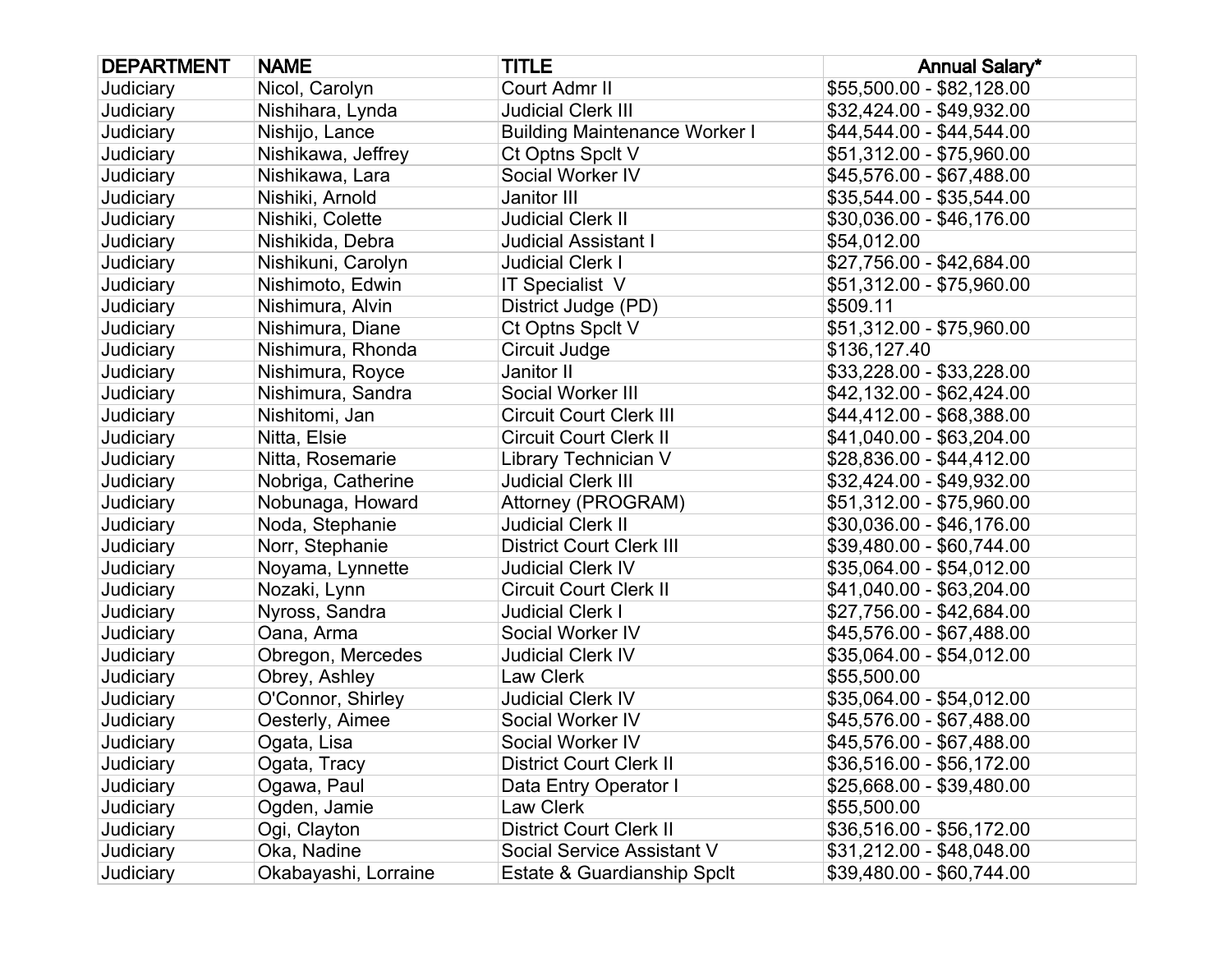| DEPARTMENT | NAME | TITLE | Annual Salary* |
|---|---|---|---|
| Judiciary | Nicol, Carolyn | Court Admr II | $55,500.00 - $82,128.00 |
| Judiciary | Nishihara, Lynda | Judicial Clerk III | $32,424.00 - $49,932.00 |
| Judiciary | Nishijo, Lance | Building Maintenance Worker I | $44,544.00 - $44,544.00 |
| Judiciary | Nishikawa, Jeffrey | Ct Optns Spclt V | $51,312.00 - $75,960.00 |
| Judiciary | Nishikawa, Lara | Social Worker IV | $45,576.00 - $67,488.00 |
| Judiciary | Nishiki, Arnold | Janitor III | $35,544.00 - $35,544.00 |
| Judiciary | Nishiki, Colette | Judicial Clerk II | $30,036.00 - $46,176.00 |
| Judiciary | Nishikida, Debra | Judicial Assistant I | $54,012.00 |
| Judiciary | Nishikuni, Carolyn | Judicial Clerk I | $27,756.00 - $42,684.00 |
| Judiciary | Nishimoto, Edwin | IT Specialist V | $51,312.00 - $75,960.00 |
| Judiciary | Nishimura, Alvin | District Judge (PD) | $509.11 |
| Judiciary | Nishimura, Diane | Ct Optns Spclt V | $51,312.00 - $75,960.00 |
| Judiciary | Nishimura, Rhonda | Circuit Judge | $136,127.40 |
| Judiciary | Nishimura, Royce | Janitor II | $33,228.00 - $33,228.00 |
| Judiciary | Nishimura, Sandra | Social Worker III | $42,132.00 - $62,424.00 |
| Judiciary | Nishitomi, Jan | Circuit Court Clerk III | $44,412.00 - $68,388.00 |
| Judiciary | Nitta, Elsie | Circuit Court Clerk II | $41,040.00 - $63,204.00 |
| Judiciary | Nitta, Rosemarie | Library Technician V | $28,836.00 - $44,412.00 |
| Judiciary | Nobriga, Catherine | Judicial Clerk III | $32,424.00 - $49,932.00 |
| Judiciary | Nobunaga, Howard | Attorney (PROGRAM) | $51,312.00 - $75,960.00 |
| Judiciary | Noda, Stephanie | Judicial Clerk II | $30,036.00 - $46,176.00 |
| Judiciary | Norr, Stephanie | District Court Clerk III | $39,480.00 - $60,744.00 |
| Judiciary | Noyama, Lynnette | Judicial Clerk IV | $35,064.00 - $54,012.00 |
| Judiciary | Nozaki, Lynn | Circuit Court Clerk II | $41,040.00 - $63,204.00 |
| Judiciary | Nyross, Sandra | Judicial Clerk I | $27,756.00 - $42,684.00 |
| Judiciary | Oana, Arma | Social Worker IV | $45,576.00 - $67,488.00 |
| Judiciary | Obregon, Mercedes | Judicial Clerk IV | $35,064.00 - $54,012.00 |
| Judiciary | Obrey, Ashley | Law Clerk | $55,500.00 |
| Judiciary | O'Connor, Shirley | Judicial Clerk IV | $35,064.00 - $54,012.00 |
| Judiciary | Oesterly, Aimee | Social Worker IV | $45,576.00 - $67,488.00 |
| Judiciary | Ogata, Lisa | Social Worker IV | $45,576.00 - $67,488.00 |
| Judiciary | Ogata, Tracy | District Court Clerk II | $36,516.00 - $56,172.00 |
| Judiciary | Ogawa, Paul | Data Entry Operator I | $25,668.00 - $39,480.00 |
| Judiciary | Ogden, Jamie | Law Clerk | $55,500.00 |
| Judiciary | Ogi, Clayton | District Court Clerk II | $36,516.00 - $56,172.00 |
| Judiciary | Oka, Nadine | Social Service Assistant V | $31,212.00 - $48,048.00 |
| Judiciary | Okabayashi, Lorraine | Estate & Guardianship Spclt | $39,480.00 - $60,744.00 |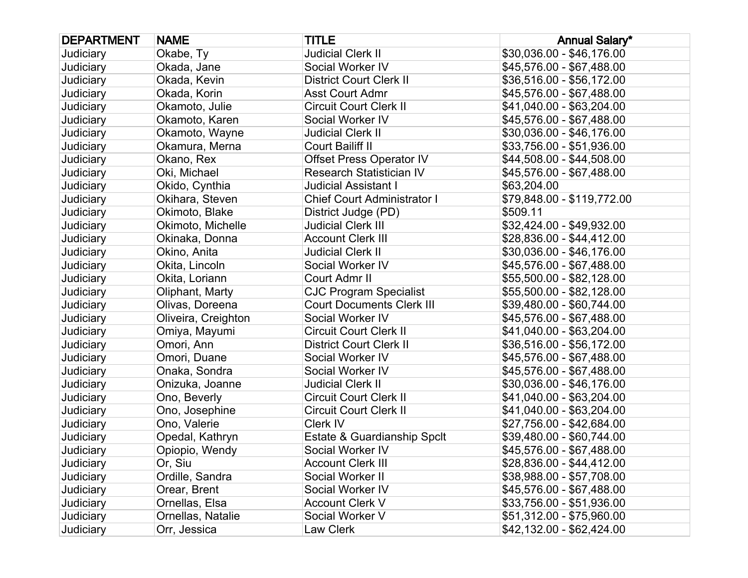| DEPARTMENT | NAME | TITLE | Annual Salary* |
|---|---|---|---|
| Judiciary | Okabe, Ty | Judicial Clerk II | $30,036.00 - $46,176.00 |
| Judiciary | Okada, Jane | Social Worker IV | $45,576.00 - $67,488.00 |
| Judiciary | Okada, Kevin | District Court Clerk II | $36,516.00 - $56,172.00 |
| Judiciary | Okada, Korin | Asst Court Admr | $45,576.00 - $67,488.00 |
| Judiciary | Okamoto, Julie | Circuit Court Clerk II | $41,040.00 - $63,204.00 |
| Judiciary | Okamoto, Karen | Social Worker IV | $45,576.00 - $67,488.00 |
| Judiciary | Okamoto, Wayne | Judicial Clerk II | $30,036.00 - $46,176.00 |
| Judiciary | Okamura, Merna | Court Bailiff II | $33,756.00 - $51,936.00 |
| Judiciary | Okano, Rex | Offset Press Operator IV | $44,508.00 - $44,508.00 |
| Judiciary | Oki, Michael | Research Statistician IV | $45,576.00 - $67,488.00 |
| Judiciary | Okido, Cynthia | Judicial Assistant I | $63,204.00 |
| Judiciary | Okihara, Steven | Chief Court Administrator I | $79,848.00 - $119,772.00 |
| Judiciary | Okimoto, Blake | District Judge (PD) | $509.11 |
| Judiciary | Okimoto, Michelle | Judicial Clerk III | $32,424.00 - $49,932.00 |
| Judiciary | Okinaka, Donna | Account Clerk III | $28,836.00 - $44,412.00 |
| Judiciary | Okino, Anita | Judicial Clerk II | $30,036.00 - $46,176.00 |
| Judiciary | Okita, Lincoln | Social Worker IV | $45,576.00 - $67,488.00 |
| Judiciary | Okita, Loriann | Court Admr II | $55,500.00 - $82,128.00 |
| Judiciary | Oliphant, Marty | CJC Program Specialist | $55,500.00 - $82,128.00 |
| Judiciary | Olivas, Doreena | Court Documents Clerk III | $39,480.00 - $60,744.00 |
| Judiciary | Oliveira, Creighton | Social Worker IV | $45,576.00 - $67,488.00 |
| Judiciary | Omiya, Mayumi | Circuit Court Clerk II | $41,040.00 - $63,204.00 |
| Judiciary | Omori, Ann | District Court Clerk II | $36,516.00 - $56,172.00 |
| Judiciary | Omori, Duane | Social Worker IV | $45,576.00 - $67,488.00 |
| Judiciary | Onaka, Sondra | Social Worker IV | $45,576.00 - $67,488.00 |
| Judiciary | Onizuka, Joanne | Judicial Clerk II | $30,036.00 - $46,176.00 |
| Judiciary | Ono, Beverly | Circuit Court Clerk II | $41,040.00 - $63,204.00 |
| Judiciary | Ono, Josephine | Circuit Court Clerk II | $41,040.00 - $63,204.00 |
| Judiciary | Ono, Valerie | Clerk IV | $27,756.00 - $42,684.00 |
| Judiciary | Opedal, Kathryn | Estate & Guardianship Spclt | $39,480.00 - $60,744.00 |
| Judiciary | Opiopio, Wendy | Social Worker IV | $45,576.00 - $67,488.00 |
| Judiciary | Or, Siu | Account Clerk III | $28,836.00 - $44,412.00 |
| Judiciary | Ordille, Sandra | Social Worker II | $38,988.00 - $57,708.00 |
| Judiciary | Orear, Brent | Social Worker IV | $45,576.00 - $67,488.00 |
| Judiciary | Ornellas, Elsa | Account Clerk V | $33,756.00 - $51,936.00 |
| Judiciary | Ornellas, Natalie | Social Worker V | $51,312.00 - $75,960.00 |
| Judiciary | Orr, Jessica | Law Clerk | $42,132.00 - $62,424.00 |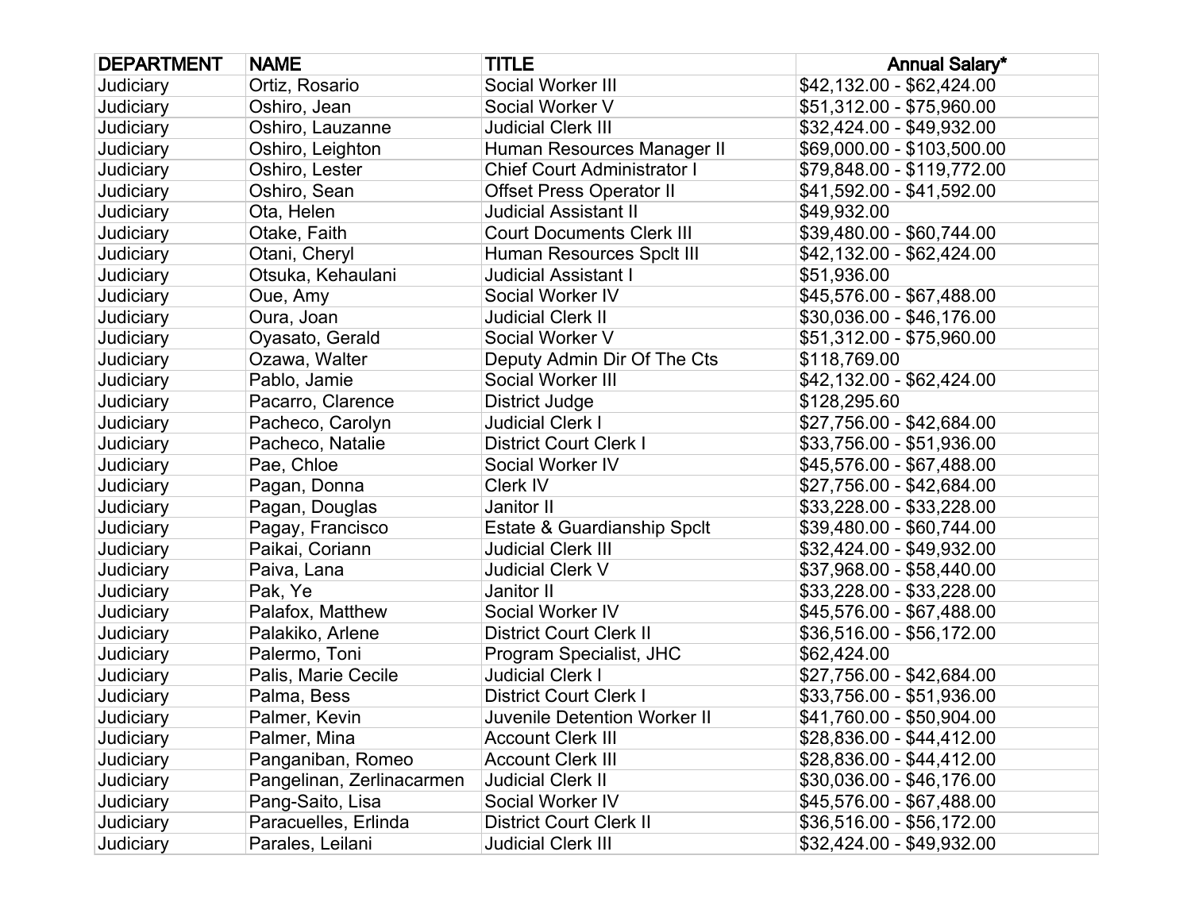| DEPARTMENT | NAME | TITLE | Annual Salary* |
|---|---|---|---|
| Judiciary | Ortiz, Rosario | Social Worker III | $42,132.00 - $62,424.00 |
| Judiciary | Oshiro, Jean | Social Worker V | $51,312.00 - $75,960.00 |
| Judiciary | Oshiro, Lauzanne | Judicial Clerk III | $32,424.00 - $49,932.00 |
| Judiciary | Oshiro, Leighton | Human Resources Manager II | $69,000.00 - $103,500.00 |
| Judiciary | Oshiro, Lester | Chief Court Administrator I | $79,848.00 - $119,772.00 |
| Judiciary | Oshiro, Sean | Offset Press Operator II | $41,592.00 - $41,592.00 |
| Judiciary | Ota, Helen | Judicial Assistant II | $49,932.00 |
| Judiciary | Otake, Faith | Court Documents Clerk III | $39,480.00 - $60,744.00 |
| Judiciary | Otani, Cheryl | Human Resources Spclt III | $42,132.00 - $62,424.00 |
| Judiciary | Otsuka, Kehaulani | Judicial Assistant I | $51,936.00 |
| Judiciary | Oue, Amy | Social Worker IV | $45,576.00 - $67,488.00 |
| Judiciary | Oura, Joan | Judicial Clerk II | $30,036.00 - $46,176.00 |
| Judiciary | Oyasato, Gerald | Social Worker V | $51,312.00 - $75,960.00 |
| Judiciary | Ozawa, Walter | Deputy Admin Dir Of The Cts | $118,769.00 |
| Judiciary | Pablo, Jamie | Social Worker III | $42,132.00 - $62,424.00 |
| Judiciary | Pacarro, Clarence | District Judge | $128,295.60 |
| Judiciary | Pacheco, Carolyn | Judicial Clerk I | $27,756.00 - $42,684.00 |
| Judiciary | Pacheco, Natalie | District Court Clerk I | $33,756.00 - $51,936.00 |
| Judiciary | Pae, Chloe | Social Worker IV | $45,576.00 - $67,488.00 |
| Judiciary | Pagan, Donna | Clerk IV | $27,756.00 - $42,684.00 |
| Judiciary | Pagan, Douglas | Janitor II | $33,228.00 - $33,228.00 |
| Judiciary | Pagay, Francisco | Estate & Guardianship Spclt | $39,480.00 - $60,744.00 |
| Judiciary | Paikai, Coriann | Judicial Clerk III | $32,424.00 - $49,932.00 |
| Judiciary | Paiva, Lana | Judicial Clerk V | $37,968.00 - $58,440.00 |
| Judiciary | Pak, Ye | Janitor II | $33,228.00 - $33,228.00 |
| Judiciary | Palafox, Matthew | Social Worker IV | $45,576.00 - $67,488.00 |
| Judiciary | Palakiko, Arlene | District Court Clerk II | $36,516.00 - $56,172.00 |
| Judiciary | Palermo, Toni | Program Specialist, JHC | $62,424.00 |
| Judiciary | Palis, Marie Cecile | Judicial Clerk I | $27,756.00 - $42,684.00 |
| Judiciary | Palma, Bess | District Court Clerk I | $33,756.00 - $51,936.00 |
| Judiciary | Palmer, Kevin | Juvenile Detention Worker II | $41,760.00 - $50,904.00 |
| Judiciary | Palmer, Mina | Account Clerk III | $28,836.00 - $44,412.00 |
| Judiciary | Panganiban, Romeo | Account Clerk III | $28,836.00 - $44,412.00 |
| Judiciary | Pangelinan, Zerlinacarmen | Judicial Clerk II | $30,036.00 - $46,176.00 |
| Judiciary | Pang-Saito, Lisa | Social Worker IV | $45,576.00 - $67,488.00 |
| Judiciary | Paracuelles, Erlinda | District Court Clerk II | $36,516.00 - $56,172.00 |
| Judiciary | Parales, Leilani | Judicial Clerk III | $32,424.00 - $49,932.00 |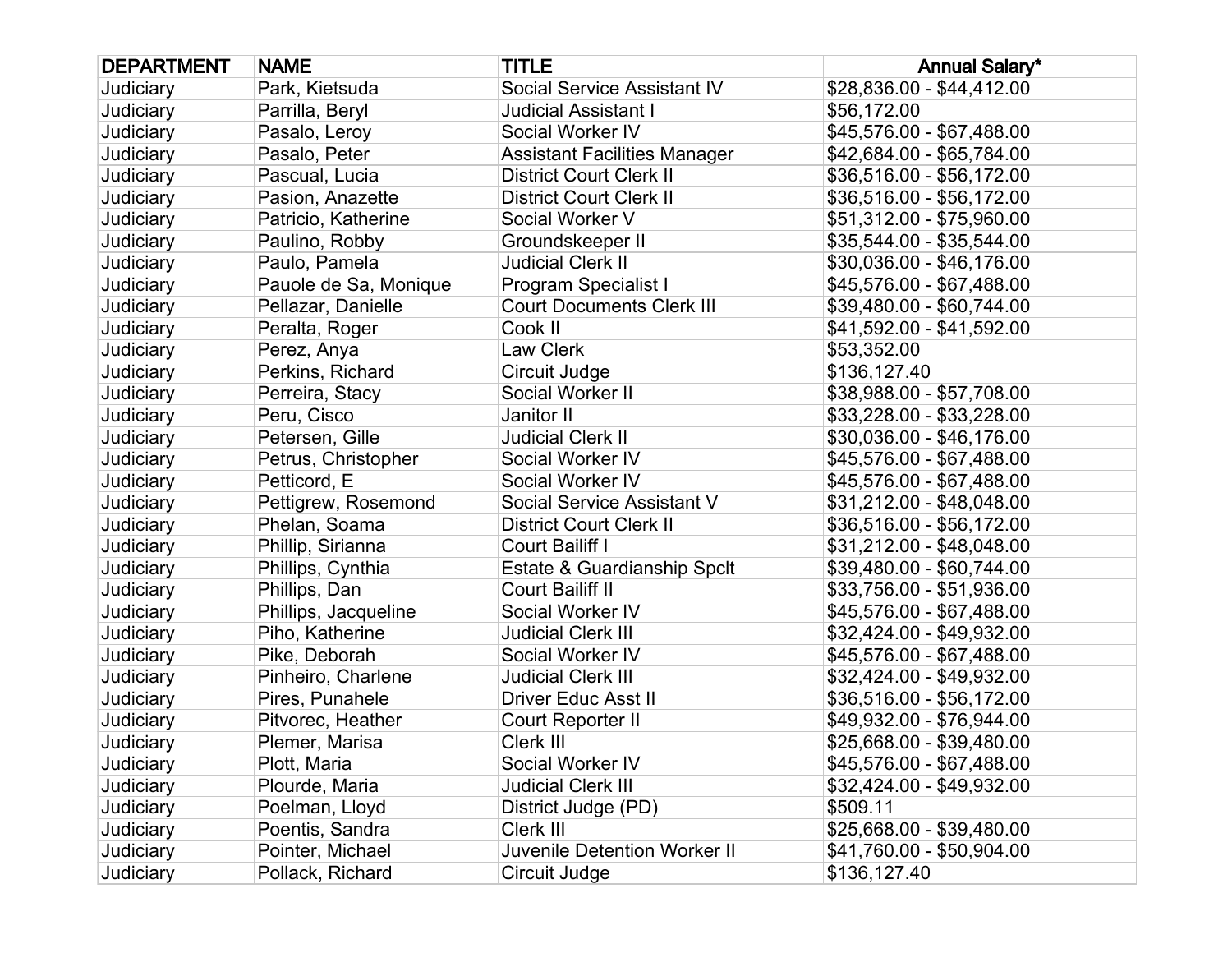| DEPARTMENT | NAME | TITLE | Annual Salary* |
|---|---|---|---|
| Judiciary | Park, Kietsuda | Social Service Assistant IV | $28,836.00 - $44,412.00 |
| Judiciary | Parrilla, Beryl | Judicial Assistant I | $56,172.00 |
| Judiciary | Pasalo, Leroy | Social Worker IV | $45,576.00 - $67,488.00 |
| Judiciary | Pasalo, Peter | Assistant Facilities Manager | $42,684.00 - $65,784.00 |
| Judiciary | Pascual, Lucia | District Court Clerk II | $36,516.00 - $56,172.00 |
| Judiciary | Pasion, Anazette | District Court Clerk II | $36,516.00 - $56,172.00 |
| Judiciary | Patricio, Katherine | Social Worker V | $51,312.00 - $75,960.00 |
| Judiciary | Paulino, Robby | Groundskeeper II | $35,544.00 - $35,544.00 |
| Judiciary | Paulo, Pamela | Judicial Clerk II | $30,036.00 - $46,176.00 |
| Judiciary | Pauole de Sa, Monique | Program Specialist I | $45,576.00 - $67,488.00 |
| Judiciary | Pellazar, Danielle | Court Documents Clerk III | $39,480.00 - $60,744.00 |
| Judiciary | Peralta, Roger | Cook II | $41,592.00 - $41,592.00 |
| Judiciary | Perez, Anya | Law Clerk | $53,352.00 |
| Judiciary | Perkins, Richard | Circuit Judge | $136,127.40 |
| Judiciary | Perreira, Stacy | Social Worker II | $38,988.00 - $57,708.00 |
| Judiciary | Peru, Cisco | Janitor II | $33,228.00 - $33,228.00 |
| Judiciary | Petersen, Gille | Judicial Clerk II | $30,036.00 - $46,176.00 |
| Judiciary | Petrus, Christopher | Social Worker IV | $45,576.00 - $67,488.00 |
| Judiciary | Petticord, E | Social Worker IV | $45,576.00 - $67,488.00 |
| Judiciary | Pettigrew, Rosemond | Social Service Assistant V | $31,212.00 - $48,048.00 |
| Judiciary | Phelan, Soama | District Court Clerk II | $36,516.00 - $56,172.00 |
| Judiciary | Phillip, Sirianna | Court Bailiff I | $31,212.00 - $48,048.00 |
| Judiciary | Phillips, Cynthia | Estate & Guardianship Spclt | $39,480.00 - $60,744.00 |
| Judiciary | Phillips, Dan | Court Bailiff II | $33,756.00 - $51,936.00 |
| Judiciary | Phillips, Jacqueline | Social Worker IV | $45,576.00 - $67,488.00 |
| Judiciary | Piho, Katherine | Judicial Clerk III | $32,424.00 - $49,932.00 |
| Judiciary | Pike, Deborah | Social Worker IV | $45,576.00 - $67,488.00 |
| Judiciary | Pinheiro, Charlene | Judicial Clerk III | $32,424.00 - $49,932.00 |
| Judiciary | Pires, Punahele | Driver Educ Asst II | $36,516.00 - $56,172.00 |
| Judiciary | Pitvorec, Heather | Court Reporter II | $49,932.00 - $76,944.00 |
| Judiciary | Plemer, Marisa | Clerk III | $25,668.00 - $39,480.00 |
| Judiciary | Plott, Maria | Social Worker IV | $45,576.00 - $67,488.00 |
| Judiciary | Plourde, Maria | Judicial Clerk III | $32,424.00 - $49,932.00 |
| Judiciary | Poelman, Lloyd | District Judge (PD) | $509.11 |
| Judiciary | Poentis, Sandra | Clerk III | $25,668.00 - $39,480.00 |
| Judiciary | Pointer, Michael | Juvenile Detention Worker II | $41,760.00 - $50,904.00 |
| Judiciary | Pollack, Richard | Circuit Judge | $136,127.40 |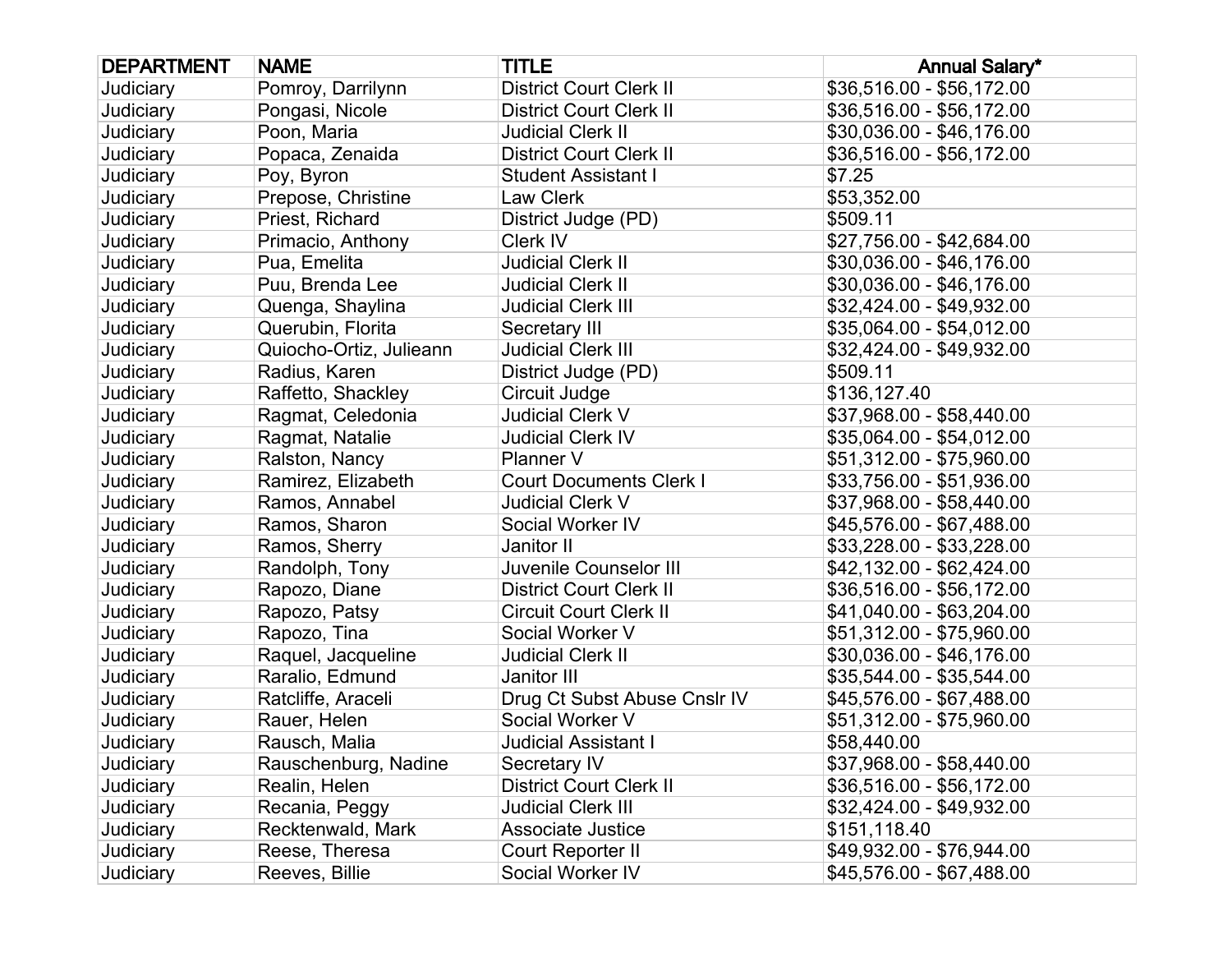| DEPARTMENT | NAME | TITLE | Annual Salary* |
| --- | --- | --- | --- |
| Judiciary | Pomroy, Darrilynn | District Court Clerk II | $36,516.00 - $56,172.00 |
| Judiciary | Pongasi, Nicole | District Court Clerk II | $36,516.00 - $56,172.00 |
| Judiciary | Poon, Maria | Judicial Clerk II | $30,036.00 - $46,176.00 |
| Judiciary | Popaca, Zenaida | District Court Clerk II | $36,516.00 - $56,172.00 |
| Judiciary | Poy, Byron | Student Assistant I | $7.25 |
| Judiciary | Prepose, Christine | Law Clerk | $53,352.00 |
| Judiciary | Priest, Richard | District Judge (PD) | $509.11 |
| Judiciary | Primacio, Anthony | Clerk IV | $27,756.00 - $42,684.00 |
| Judiciary | Pua, Emelita | Judicial Clerk II | $30,036.00 - $46,176.00 |
| Judiciary | Puu, Brenda Lee | Judicial Clerk II | $30,036.00 - $46,176.00 |
| Judiciary | Quenga, Shaylina | Judicial Clerk III | $32,424.00 - $49,932.00 |
| Judiciary | Querubin, Florita | Secretary III | $35,064.00 - $54,012.00 |
| Judiciary | Quiocho-Ortiz, Julieann | Judicial Clerk III | $32,424.00 - $49,932.00 |
| Judiciary | Radius, Karen | District Judge (PD) | $509.11 |
| Judiciary | Raffetto, Shackley | Circuit Judge | $136,127.40 |
| Judiciary | Ragmat, Celedonia | Judicial Clerk V | $37,968.00 - $58,440.00 |
| Judiciary | Ragmat, Natalie | Judicial Clerk IV | $35,064.00 - $54,012.00 |
| Judiciary | Ralston, Nancy | Planner V | $51,312.00 - $75,960.00 |
| Judiciary | Ramirez, Elizabeth | Court Documents Clerk I | $33,756.00 - $51,936.00 |
| Judiciary | Ramos, Annabel | Judicial Clerk V | $37,968.00 - $58,440.00 |
| Judiciary | Ramos, Sharon | Social Worker IV | $45,576.00 - $67,488.00 |
| Judiciary | Ramos, Sherry | Janitor II | $33,228.00 - $33,228.00 |
| Judiciary | Randolph, Tony | Juvenile Counselor III | $42,132.00 - $62,424.00 |
| Judiciary | Rapozo, Diane | District Court Clerk II | $36,516.00 - $56,172.00 |
| Judiciary | Rapozo, Patsy | Circuit Court Clerk II | $41,040.00 - $63,204.00 |
| Judiciary | Rapozo, Tina | Social Worker V | $51,312.00 - $75,960.00 |
| Judiciary | Raquel, Jacqueline | Judicial Clerk II | $30,036.00 - $46,176.00 |
| Judiciary | Raralio, Edmund | Janitor III | $35,544.00 - $35,544.00 |
| Judiciary | Ratcliffe, Araceli | Drug Ct Subst Abuse Cnslr IV | $45,576.00 - $67,488.00 |
| Judiciary | Rauer, Helen | Social Worker V | $51,312.00 - $75,960.00 |
| Judiciary | Rausch, Malia | Judicial Assistant I | $58,440.00 |
| Judiciary | Rauschenburg, Nadine | Secretary IV | $37,968.00 - $58,440.00 |
| Judiciary | Realin, Helen | District Court Clerk II | $36,516.00 - $56,172.00 |
| Judiciary | Recania, Peggy | Judicial Clerk III | $32,424.00 - $49,932.00 |
| Judiciary | Recktenwald, Mark | Associate Justice | $151,118.40 |
| Judiciary | Reese, Theresa | Court Reporter II | $49,932.00 - $76,944.00 |
| Judiciary | Reeves, Billie | Social Worker IV | $45,576.00 - $67,488.00 |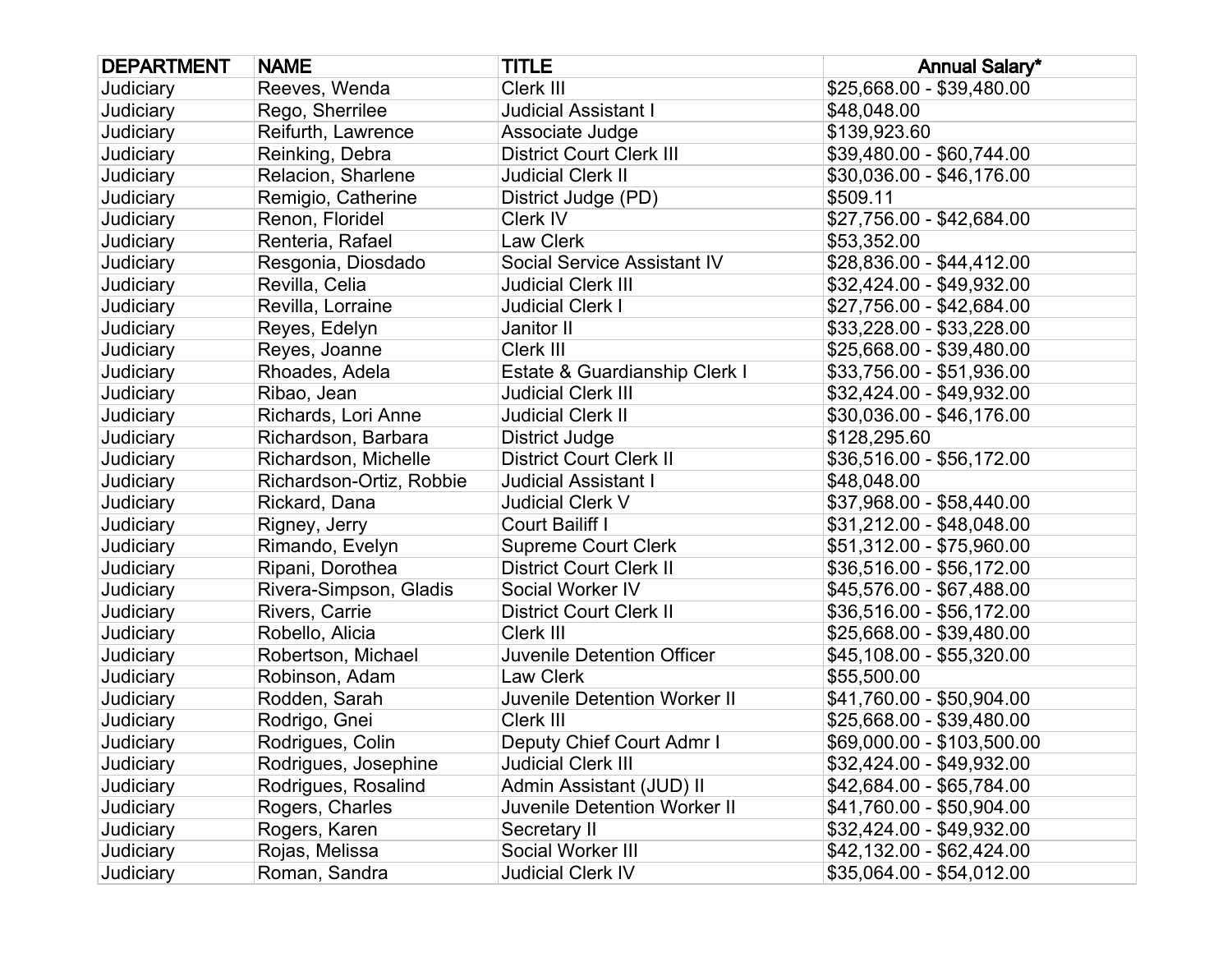| DEPARTMENT | NAME | TITLE | Annual Salary* |
|---|---|---|---|
| Judiciary | Reeves, Wenda | Clerk III | $25,668.00 - $39,480.00 |
| Judiciary | Rego, Sherrilee | Judicial Assistant I | $48,048.00 |
| Judiciary | Reifurth, Lawrence | Associate Judge | $139,923.60 |
| Judiciary | Reinking, Debra | District Court Clerk III | $39,480.00 - $60,744.00 |
| Judiciary | Relacion, Sharlene | Judicial Clerk II | $30,036.00 - $46,176.00 |
| Judiciary | Remigio, Catherine | District Judge (PD) | $509.11 |
| Judiciary | Renon, Floridel | Clerk IV | $27,756.00 - $42,684.00 |
| Judiciary | Renteria, Rafael | Law Clerk | $53,352.00 |
| Judiciary | Resgonia, Diosdado | Social Service Assistant IV | $28,836.00 - $44,412.00 |
| Judiciary | Revilla, Celia | Judicial Clerk III | $32,424.00 - $49,932.00 |
| Judiciary | Revilla, Lorraine | Judicial Clerk I | $27,756.00 - $42,684.00 |
| Judiciary | Reyes, Edelyn | Janitor II | $33,228.00 - $33,228.00 |
| Judiciary | Reyes, Joanne | Clerk III | $25,668.00 - $39,480.00 |
| Judiciary | Rhoades, Adela | Estate & Guardianship Clerk I | $33,756.00 - $51,936.00 |
| Judiciary | Ribao, Jean | Judicial Clerk III | $32,424.00 - $49,932.00 |
| Judiciary | Richards, Lori Anne | Judicial Clerk II | $30,036.00 - $46,176.00 |
| Judiciary | Richardson, Barbara | District Judge | $128,295.60 |
| Judiciary | Richardson, Michelle | District Court Clerk II | $36,516.00 - $56,172.00 |
| Judiciary | Richardson-Ortiz, Robbie | Judicial Assistant I | $48,048.00 |
| Judiciary | Rickard, Dana | Judicial Clerk V | $37,968.00 - $58,440.00 |
| Judiciary | Rigney, Jerry | Court Bailiff I | $31,212.00 - $48,048.00 |
| Judiciary | Rimando, Evelyn | Supreme Court Clerk | $51,312.00 - $75,960.00 |
| Judiciary | Ripani, Dorothea | District Court Clerk II | $36,516.00 - $56,172.00 |
| Judiciary | Rivera-Simpson, Gladis | Social Worker IV | $45,576.00 - $67,488.00 |
| Judiciary | Rivers, Carrie | District Court Clerk II | $36,516.00 - $56,172.00 |
| Judiciary | Robello, Alicia | Clerk III | $25,668.00 - $39,480.00 |
| Judiciary | Robertson, Michael | Juvenile Detention Officer | $45,108.00 - $55,320.00 |
| Judiciary | Robinson, Adam | Law Clerk | $55,500.00 |
| Judiciary | Rodden, Sarah | Juvenile Detention Worker II | $41,760.00 - $50,904.00 |
| Judiciary | Rodrigo, Gnei | Clerk III | $25,668.00 - $39,480.00 |
| Judiciary | Rodrigues, Colin | Deputy Chief Court Admr I | $69,000.00 - $103,500.00 |
| Judiciary | Rodrigues, Josephine | Judicial Clerk III | $32,424.00 - $49,932.00 |
| Judiciary | Rodrigues, Rosalind | Admin Assistant (JUD) II | $42,684.00 - $65,784.00 |
| Judiciary | Rogers, Charles | Juvenile Detention Worker II | $41,760.00 - $50,904.00 |
| Judiciary | Rogers, Karen | Secretary II | $32,424.00 - $49,932.00 |
| Judiciary | Rojas, Melissa | Social Worker III | $42,132.00 - $62,424.00 |
| Judiciary | Roman, Sandra | Judicial Clerk IV | $35,064.00 - $54,012.00 |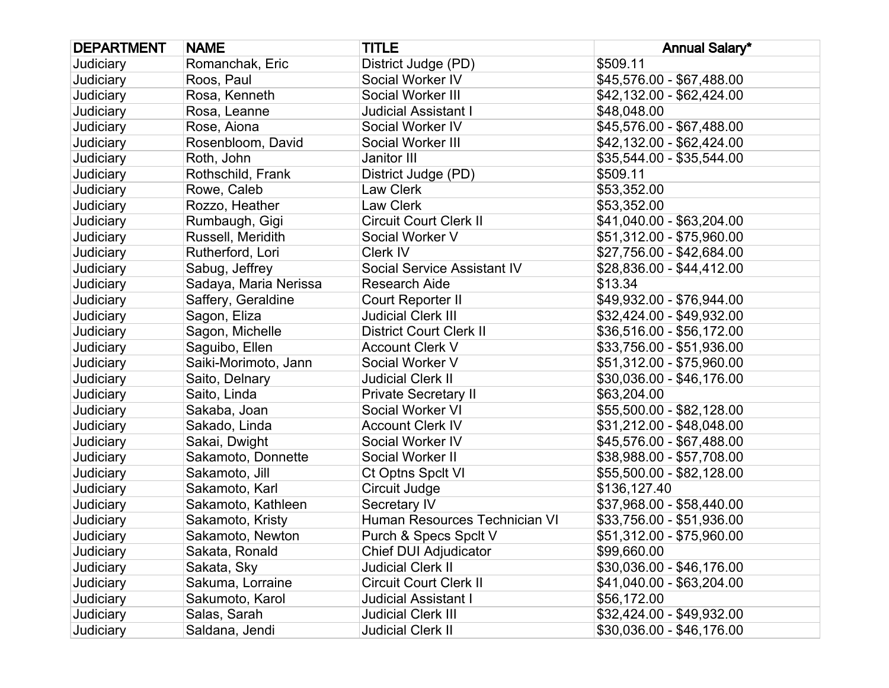| DEPARTMENT | NAME | TITLE | Annual Salary* |
|---|---|---|---|
| Judiciary | Romanchak, Eric | District Judge (PD) | $509.11 |
| Judiciary | Roos, Paul | Social Worker IV | $45,576.00 - $67,488.00 |
| Judiciary | Rosa, Kenneth | Social Worker III | $42,132.00 - $62,424.00 |
| Judiciary | Rosa, Leanne | Judicial Assistant I | $48,048.00 |
| Judiciary | Rose, Aiona | Social Worker IV | $45,576.00 - $67,488.00 |
| Judiciary | Rosenbloom, David | Social Worker III | $42,132.00 - $62,424.00 |
| Judiciary | Roth, John | Janitor III | $35,544.00 - $35,544.00 |
| Judiciary | Rothschild, Frank | District Judge (PD) | $509.11 |
| Judiciary | Rowe, Caleb | Law Clerk | $53,352.00 |
| Judiciary | Rozzo, Heather | Law Clerk | $53,352.00 |
| Judiciary | Rumbaugh, Gigi | Circuit Court Clerk II | $41,040.00 - $63,204.00 |
| Judiciary | Russell, Meridith | Social Worker V | $51,312.00 - $75,960.00 |
| Judiciary | Rutherford, Lori | Clerk IV | $27,756.00 - $42,684.00 |
| Judiciary | Sabug, Jeffrey | Social Service Assistant IV | $28,836.00 - $44,412.00 |
| Judiciary | Sadaya, Maria Nerissa | Research Aide | $13.34 |
| Judiciary | Saffery, Geraldine | Court Reporter II | $49,932.00 - $76,944.00 |
| Judiciary | Sagon, Eliza | Judicial Clerk III | $32,424.00 - $49,932.00 |
| Judiciary | Sagon, Michelle | District Court Clerk II | $36,516.00 - $56,172.00 |
| Judiciary | Saguibo, Ellen | Account Clerk V | $33,756.00 - $51,936.00 |
| Judiciary | Saiki-Morimoto, Jann | Social Worker V | $51,312.00 - $75,960.00 |
| Judiciary | Saito, Delnary | Judicial Clerk II | $30,036.00 - $46,176.00 |
| Judiciary | Saito, Linda | Private Secretary II | $63,204.00 |
| Judiciary | Sakaba, Joan | Social Worker VI | $55,500.00 - $82,128.00 |
| Judiciary | Sakado, Linda | Account Clerk IV | $31,212.00 - $48,048.00 |
| Judiciary | Sakai, Dwight | Social Worker IV | $45,576.00 - $67,488.00 |
| Judiciary | Sakamoto, Donnette | Social Worker II | $38,988.00 - $57,708.00 |
| Judiciary | Sakamoto, Jill | Ct Optns Spclt VI | $55,500.00 - $82,128.00 |
| Judiciary | Sakamoto, Karl | Circuit Judge | $136,127.40 |
| Judiciary | Sakamoto, Kathleen | Secretary IV | $37,968.00 - $58,440.00 |
| Judiciary | Sakamoto, Kristy | Human Resources Technician VI | $33,756.00 - $51,936.00 |
| Judiciary | Sakamoto, Newton | Purch & Specs Spclt V | $51,312.00 - $75,960.00 |
| Judiciary | Sakata, Ronald | Chief DUI Adjudicator | $99,660.00 |
| Judiciary | Sakata, Sky | Judicial Clerk II | $30,036.00 - $46,176.00 |
| Judiciary | Sakuma, Lorraine | Circuit Court Clerk II | $41,040.00 - $63,204.00 |
| Judiciary | Sakumoto, Karol | Judicial Assistant I | $56,172.00 |
| Judiciary | Salas, Sarah | Judicial Clerk III | $32,424.00 - $49,932.00 |
| Judiciary | Saldana, Jendi | Judicial Clerk II | $30,036.00 - $46,176.00 |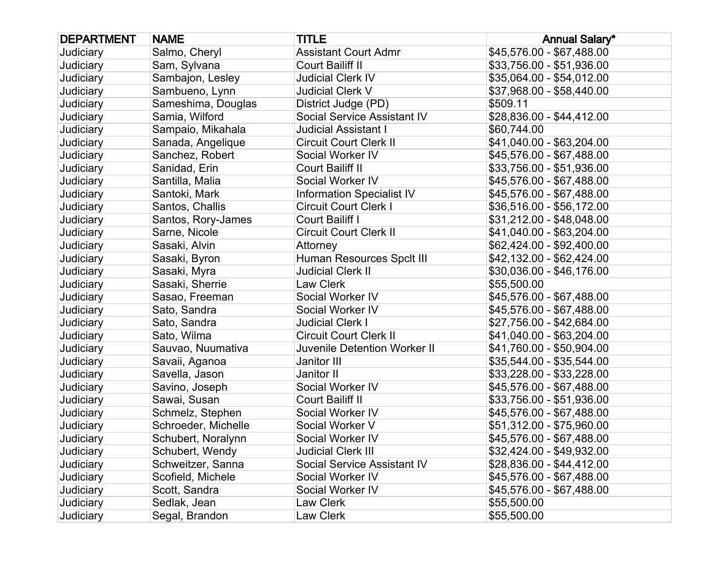| DEPARTMENT | NAME | TITLE | Annual Salary* |
|---|---|---|---|
| Judiciary | Salmo, Cheryl | Assistant Court Admr | $45,576.00 - $67,488.00 |
| Judiciary | Sam, Sylvana | Court Bailiff II | $33,756.00 - $51,936.00 |
| Judiciary | Sambajon, Lesley | Judicial Clerk IV | $35,064.00 - $54,012.00 |
| Judiciary | Sambueno, Lynn | Judicial Clerk V | $37,968.00 - $58,440.00 |
| Judiciary | Sameshima, Douglas | District Judge (PD) | $509.11 |
| Judiciary | Samia, Wilford | Social Service Assistant IV | $28,836.00 - $44,412.00 |
| Judiciary | Sampaio, Mikahala | Judicial Assistant I | $60,744.00 |
| Judiciary | Sanada, Angelique | Circuit Court Clerk II | $41,040.00 - $63,204.00 |
| Judiciary | Sanchez, Robert | Social Worker IV | $45,576.00 - $67,488.00 |
| Judiciary | Sanidad, Erin | Court Bailiff II | $33,756.00 - $51,936.00 |
| Judiciary | Santilla, Malia | Social Worker IV | $45,576.00 - $67,488.00 |
| Judiciary | Santoki, Mark | Information Specialist IV | $45,576.00 - $67,488.00 |
| Judiciary | Santos, Challis | Circuit Court Clerk I | $36,516.00 - $56,172.00 |
| Judiciary | Santos, Rory-James | Court Bailiff I | $31,212.00 - $48,048.00 |
| Judiciary | Sarne, Nicole | Circuit Court Clerk II | $41,040.00 - $63,204.00 |
| Judiciary | Sasaki, Alvin | Attorney | $62,424.00 - $92,400.00 |
| Judiciary | Sasaki, Byron | Human Resources Spclt III | $42,132.00 - $62,424.00 |
| Judiciary | Sasaki, Myra | Judicial Clerk II | $30,036.00 - $46,176.00 |
| Judiciary | Sasaki, Sherrie | Law Clerk | $55,500.00 |
| Judiciary | Sasao, Freeman | Social Worker IV | $45,576.00 - $67,488.00 |
| Judiciary | Sato, Sandra | Social Worker IV | $45,576.00 - $67,488.00 |
| Judiciary | Sato, Sandra | Judicial Clerk I | $27,756.00 - $42,684.00 |
| Judiciary | Sato, Wilma | Circuit Court Clerk II | $41,040.00 - $63,204.00 |
| Judiciary | Sauvao, Nuumativa | Juvenile Detention Worker II | $41,760.00 - $50,904.00 |
| Judiciary | Savaii, Aganoa | Janitor III | $35,544.00 - $35,544.00 |
| Judiciary | Savella, Jason | Janitor II | $33,228.00 - $33,228.00 |
| Judiciary | Savino, Joseph | Social Worker IV | $45,576.00 - $67,488.00 |
| Judiciary | Sawai, Susan | Court Bailiff II | $33,756.00 - $51,936.00 |
| Judiciary | Schmelz, Stephen | Social Worker IV | $45,576.00 - $67,488.00 |
| Judiciary | Schroeder, Michelle | Social Worker V | $51,312.00 - $75,960.00 |
| Judiciary | Schubert, Noralynn | Social Worker IV | $45,576.00 - $67,488.00 |
| Judiciary | Schubert, Wendy | Judicial Clerk III | $32,424.00 - $49,932.00 |
| Judiciary | Schweitzer, Sanna | Social Service Assistant IV | $28,836.00 - $44,412.00 |
| Judiciary | Scofield, Michele | Social Worker IV | $45,576.00 - $67,488.00 |
| Judiciary | Scott, Sandra | Social Worker IV | $45,576.00 - $67,488.00 |
| Judiciary | Sedlak, Jean | Law Clerk | $55,500.00 |
| Judiciary | Segal, Brandon | Law Clerk | $55,500.00 |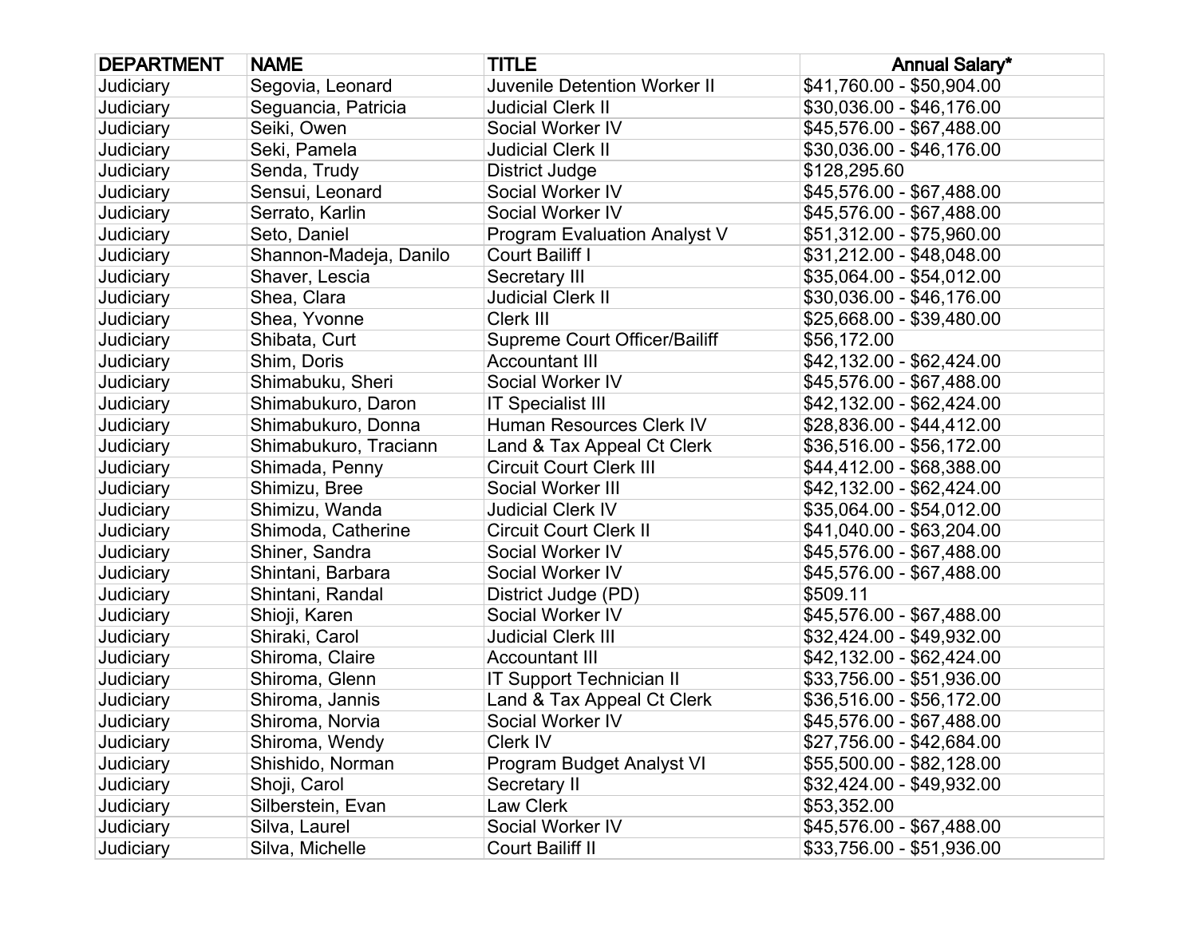| DEPARTMENT | NAME | TITLE | Annual Salary* |
|---|---|---|---|
| Judiciary | Segovia, Leonard | Juvenile Detention Worker II | $41,760.00 - $50,904.00 |
| Judiciary | Seguancia, Patricia | Judicial Clerk II | $30,036.00 - $46,176.00 |
| Judiciary | Seiki, Owen | Social Worker IV | $45,576.00 - $67,488.00 |
| Judiciary | Seki, Pamela | Judicial Clerk II | $30,036.00 - $46,176.00 |
| Judiciary | Senda, Trudy | District Judge | $128,295.60 |
| Judiciary | Sensui, Leonard | Social Worker IV | $45,576.00 - $67,488.00 |
| Judiciary | Serrato, Karlin | Social Worker IV | $45,576.00 - $67,488.00 |
| Judiciary | Seto, Daniel | Program Evaluation Analyst V | $51,312.00 - $75,960.00 |
| Judiciary | Shannon-Madeja, Danilo | Court Bailiff I | $31,212.00 - $48,048.00 |
| Judiciary | Shaver, Lescia | Secretary III | $35,064.00 - $54,012.00 |
| Judiciary | Shea, Clara | Judicial Clerk II | $30,036.00 - $46,176.00 |
| Judiciary | Shea, Yvonne | Clerk III | $25,668.00 - $39,480.00 |
| Judiciary | Shibata, Curt | Supreme Court Officer/Bailiff | $56,172.00 |
| Judiciary | Shim, Doris | Accountant III | $42,132.00 - $62,424.00 |
| Judiciary | Shimabuku, Sheri | Social Worker IV | $45,576.00 - $67,488.00 |
| Judiciary | Shimabukuro, Daron | IT Specialist III | $42,132.00 - $62,424.00 |
| Judiciary | Shimabukuro, Donna | Human Resources Clerk IV | $28,836.00 - $44,412.00 |
| Judiciary | Shimabukuro, Traciann | Land & Tax Appeal Ct Clerk | $36,516.00 - $56,172.00 |
| Judiciary | Shimada, Penny | Circuit Court Clerk III | $44,412.00 - $68,388.00 |
| Judiciary | Shimizu, Bree | Social Worker III | $42,132.00 - $62,424.00 |
| Judiciary | Shimizu, Wanda | Judicial Clerk IV | $35,064.00 - $54,012.00 |
| Judiciary | Shimoda, Catherine | Circuit Court Clerk II | $41,040.00 - $63,204.00 |
| Judiciary | Shiner, Sandra | Social Worker IV | $45,576.00 - $67,488.00 |
| Judiciary | Shintani, Barbara | Social Worker IV | $45,576.00 - $67,488.00 |
| Judiciary | Shintani, Randal | District Judge (PD) | $509.11 |
| Judiciary | Shioji, Karen | Social Worker IV | $45,576.00 - $67,488.00 |
| Judiciary | Shiraki, Carol | Judicial Clerk III | $32,424.00 - $49,932.00 |
| Judiciary | Shiroma, Claire | Accountant III | $42,132.00 - $62,424.00 |
| Judiciary | Shiroma, Glenn | IT Support Technician II | $33,756.00 - $51,936.00 |
| Judiciary | Shiroma, Jannis | Land & Tax Appeal Ct Clerk | $36,516.00 - $56,172.00 |
| Judiciary | Shiroma, Norvia | Social Worker IV | $45,576.00 - $67,488.00 |
| Judiciary | Shiroma, Wendy | Clerk IV | $27,756.00 - $42,684.00 |
| Judiciary | Shishido, Norman | Program Budget Analyst VI | $55,500.00 - $82,128.00 |
| Judiciary | Shoji, Carol | Secretary II | $32,424.00 - $49,932.00 |
| Judiciary | Silberstein, Evan | Law Clerk | $53,352.00 |
| Judiciary | Silva, Laurel | Social Worker IV | $45,576.00 - $67,488.00 |
| Judiciary | Silva, Michelle | Court Bailiff II | $33,756.00 - $51,936.00 |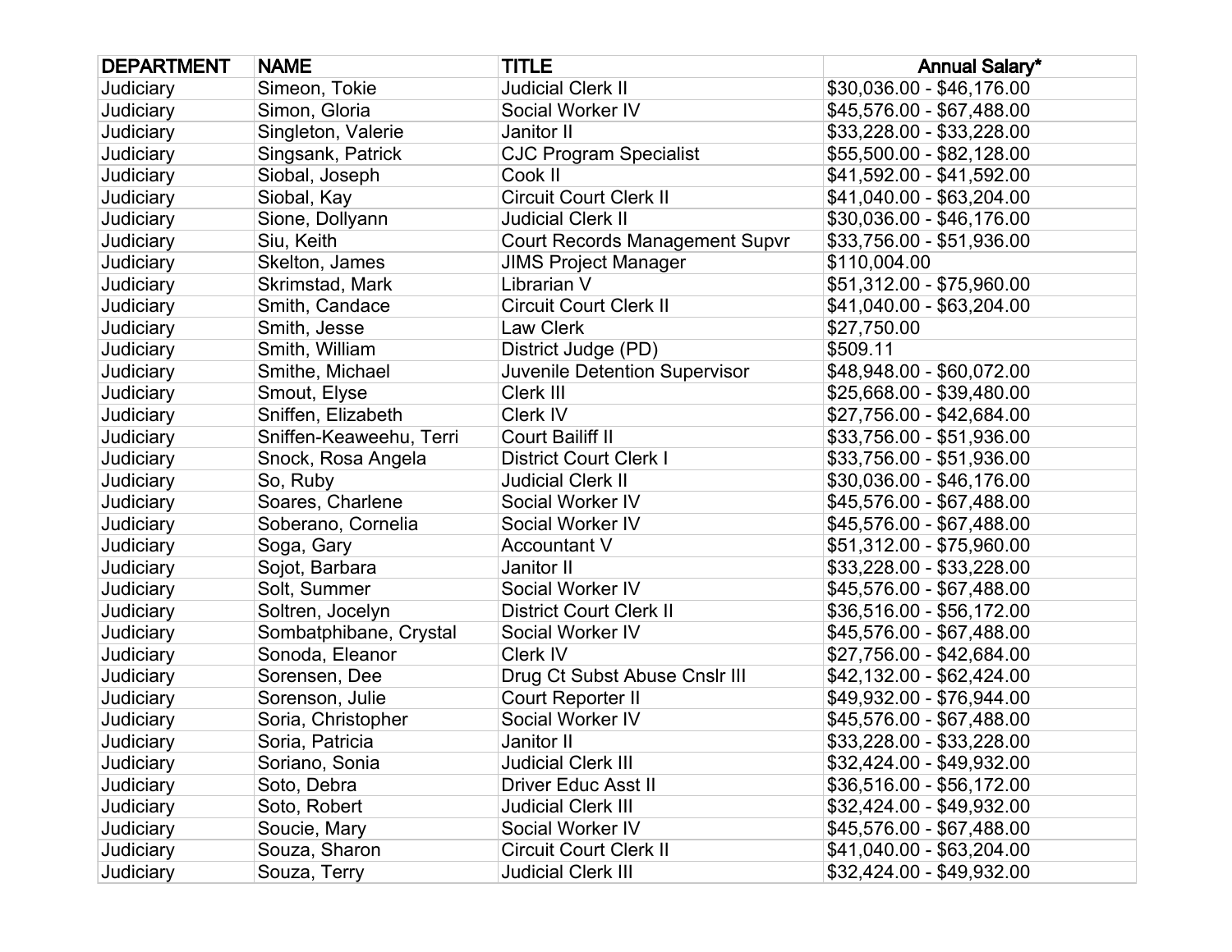| DEPARTMENT | NAME | TITLE | Annual Salary* |
|---|---|---|---|
| Judiciary | Simeon, Tokie | Judicial Clerk II | $30,036.00 - $46,176.00 |
| Judiciary | Simon, Gloria | Social Worker IV | $45,576.00 - $67,488.00 |
| Judiciary | Singleton, Valerie | Janitor II | $33,228.00 - $33,228.00 |
| Judiciary | Singsank, Patrick | CJC Program Specialist | $55,500.00 - $82,128.00 |
| Judiciary | Siobal, Joseph | Cook II | $41,592.00 - $41,592.00 |
| Judiciary | Siobal, Kay | Circuit Court Clerk II | $41,040.00 - $63,204.00 |
| Judiciary | Sione, Dollyann | Judicial Clerk II | $30,036.00 - $46,176.00 |
| Judiciary | Siu, Keith | Court Records Management Supvr | $33,756.00 - $51,936.00 |
| Judiciary | Skelton, James | JIMS Project Manager | $110,004.00 |
| Judiciary | Skrimstad, Mark | Librarian V | $51,312.00 - $75,960.00 |
| Judiciary | Smith, Candace | Circuit Court Clerk II | $41,040.00 - $63,204.00 |
| Judiciary | Smith, Jesse | Law Clerk | $27,750.00 |
| Judiciary | Smith, William | District Judge (PD) | $509.11 |
| Judiciary | Smithe, Michael | Juvenile Detention Supervisor | $48,948.00 - $60,072.00 |
| Judiciary | Smout, Elyse | Clerk III | $25,668.00 - $39,480.00 |
| Judiciary | Sniffen, Elizabeth | Clerk IV | $27,756.00 - $42,684.00 |
| Judiciary | Sniffen-Keaweehu, Terri | Court Bailiff II | $33,756.00 - $51,936.00 |
| Judiciary | Snock, Rosa Angela | District Court Clerk I | $33,756.00 - $51,936.00 |
| Judiciary | So, Ruby | Judicial Clerk II | $30,036.00 - $46,176.00 |
| Judiciary | Soares, Charlene | Social Worker IV | $45,576.00 - $67,488.00 |
| Judiciary | Soberano, Cornelia | Social Worker IV | $45,576.00 - $67,488.00 |
| Judiciary | Soga, Gary | Accountant V | $51,312.00 - $75,960.00 |
| Judiciary | Sojot, Barbara | Janitor II | $33,228.00 - $33,228.00 |
| Judiciary | Solt, Summer | Social Worker IV | $45,576.00 - $67,488.00 |
| Judiciary | Soltren, Jocelyn | District Court Clerk II | $36,516.00 - $56,172.00 |
| Judiciary | Sombatphibane, Crystal | Social Worker IV | $45,576.00 - $67,488.00 |
| Judiciary | Sonoda, Eleanor | Clerk IV | $27,756.00 - $42,684.00 |
| Judiciary | Sorensen, Dee | Drug Ct Subst Abuse Cnslr III | $42,132.00 - $62,424.00 |
| Judiciary | Sorenson, Julie | Court Reporter II | $49,932.00 - $76,944.00 |
| Judiciary | Soria, Christopher | Social Worker IV | $45,576.00 - $67,488.00 |
| Judiciary | Soria, Patricia | Janitor II | $33,228.00 - $33,228.00 |
| Judiciary | Soriano, Sonia | Judicial Clerk III | $32,424.00 - $49,932.00 |
| Judiciary | Soto, Debra | Driver Educ Asst II | $36,516.00 - $56,172.00 |
| Judiciary | Soto, Robert | Judicial Clerk III | $32,424.00 - $49,932.00 |
| Judiciary | Soucie, Mary | Social Worker IV | $45,576.00 - $67,488.00 |
| Judiciary | Souza, Sharon | Circuit Court Clerk II | $41,040.00 - $63,204.00 |
| Judiciary | Souza, Terry | Judicial Clerk III | $32,424.00 - $49,932.00 |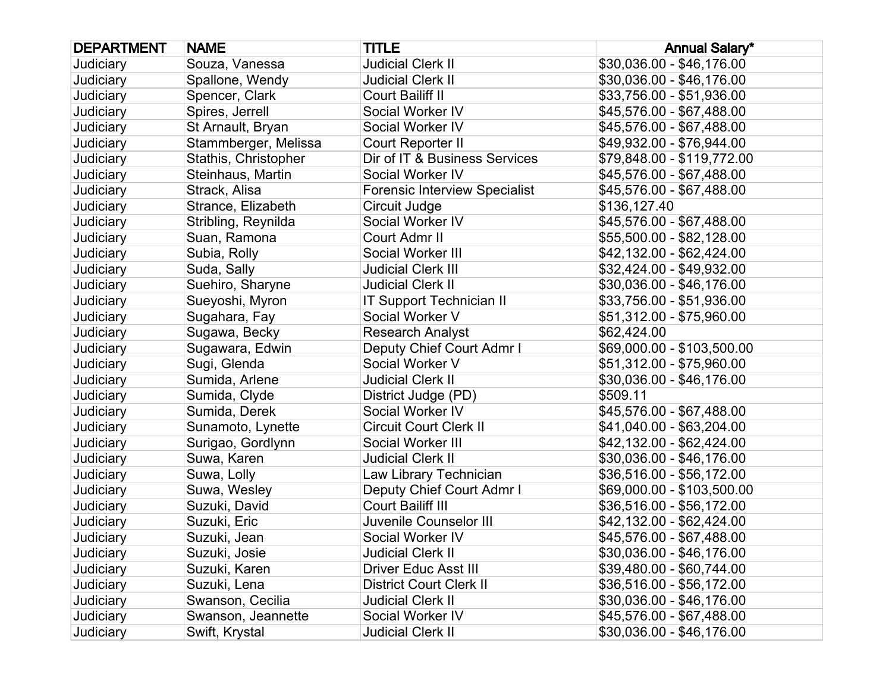| DEPARTMENT | NAME | TITLE | Annual Salary* |
| --- | --- | --- | --- |
| Judiciary | Souza, Vanessa | Judicial Clerk II | $30,036.00 - $46,176.00 |
| Judiciary | Spallone, Wendy | Judicial Clerk II | $30,036.00 - $46,176.00 |
| Judiciary | Spencer, Clark | Court Bailiff II | $33,756.00 - $51,936.00 |
| Judiciary | Spires, Jerrell | Social Worker IV | $45,576.00 - $67,488.00 |
| Judiciary | St Arnault, Bryan | Social Worker IV | $45,576.00 - $67,488.00 |
| Judiciary | Stammberger, Melissa | Court Reporter II | $49,932.00 - $76,944.00 |
| Judiciary | Stathis, Christopher | Dir of IT & Business Services | $79,848.00 - $119,772.00 |
| Judiciary | Steinhaus, Martin | Social Worker IV | $45,576.00 - $67,488.00 |
| Judiciary | Strack, Alisa | Forensic Interview Specialist | $45,576.00 - $67,488.00 |
| Judiciary | Strance, Elizabeth | Circuit Judge | $136,127.40 |
| Judiciary | Stribling, Reynilda | Social Worker IV | $45,576.00 - $67,488.00 |
| Judiciary | Suan, Ramona | Court Admr II | $55,500.00 - $82,128.00 |
| Judiciary | Subia, Rolly | Social Worker III | $42,132.00 - $62,424.00 |
| Judiciary | Suda, Sally | Judicial Clerk III | $32,424.00 - $49,932.00 |
| Judiciary | Suehiro, Sharyne | Judicial Clerk II | $30,036.00 - $46,176.00 |
| Judiciary | Sueyoshi, Myron | IT Support Technician II | $33,756.00 - $51,936.00 |
| Judiciary | Sugahara, Fay | Social Worker V | $51,312.00 - $75,960.00 |
| Judiciary | Sugawa, Becky | Research Analyst | $62,424.00 |
| Judiciary | Sugawara, Edwin | Deputy Chief Court Admr I | $69,000.00 - $103,500.00 |
| Judiciary | Sugi, Glenda | Social Worker V | $51,312.00 - $75,960.00 |
| Judiciary | Sumida, Arlene | Judicial Clerk II | $30,036.00 - $46,176.00 |
| Judiciary | Sumida, Clyde | District Judge (PD) | $509.11 |
| Judiciary | Sumida, Derek | Social Worker IV | $45,576.00 - $67,488.00 |
| Judiciary | Sunamoto, Lynette | Circuit Court Clerk II | $41,040.00 - $63,204.00 |
| Judiciary | Surigao, Gordlynn | Social Worker III | $42,132.00 - $62,424.00 |
| Judiciary | Suwa, Karen | Judicial Clerk II | $30,036.00 - $46,176.00 |
| Judiciary | Suwa, Lolly | Law Library Technician | $36,516.00 - $56,172.00 |
| Judiciary | Suwa, Wesley | Deputy Chief Court Admr I | $69,000.00 - $103,500.00 |
| Judiciary | Suzuki, David | Court Bailiff III | $36,516.00 - $56,172.00 |
| Judiciary | Suzuki, Eric | Juvenile Counselor III | $42,132.00 - $62,424.00 |
| Judiciary | Suzuki, Jean | Social Worker IV | $45,576.00 - $67,488.00 |
| Judiciary | Suzuki, Josie | Judicial Clerk II | $30,036.00 - $46,176.00 |
| Judiciary | Suzuki, Karen | Driver Educ Asst III | $39,480.00 - $60,744.00 |
| Judiciary | Suzuki, Lena | District Court Clerk II | $36,516.00 - $56,172.00 |
| Judiciary | Swanson, Cecilia | Judicial Clerk II | $30,036.00 - $46,176.00 |
| Judiciary | Swanson, Jeannette | Social Worker IV | $45,576.00 - $67,488.00 |
| Judiciary | Swift, Krystal | Judicial Clerk II | $30,036.00 - $46,176.00 |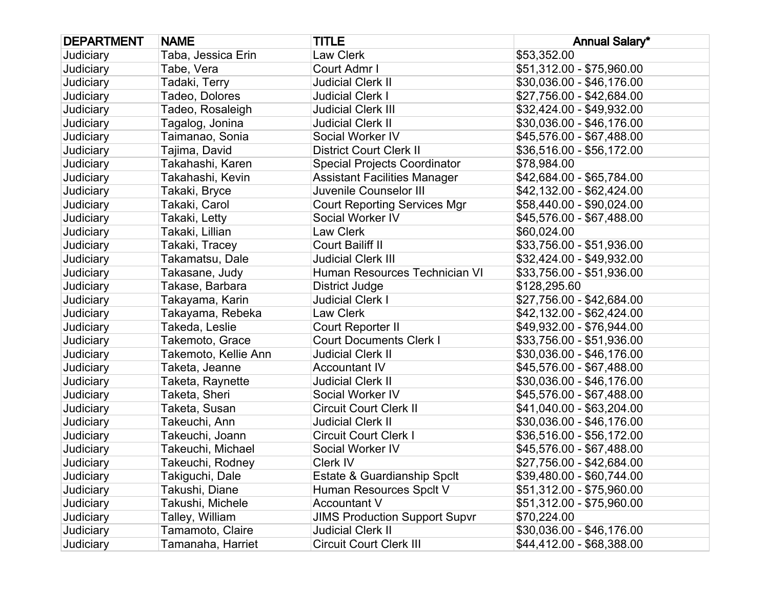| DEPARTMENT | NAME | TITLE | Annual Salary* |
|---|---|---|---|
| Judiciary | Taba, Jessica Erin | Law Clerk | $53,352.00 |
| Judiciary | Tabe, Vera | Court Admr I | $51,312.00 - $75,960.00 |
| Judiciary | Tadaki, Terry | Judicial Clerk II | $30,036.00 - $46,176.00 |
| Judiciary | Tadeo, Dolores | Judicial Clerk I | $27,756.00 - $42,684.00 |
| Judiciary | Tadeo, Rosaleigh | Judicial Clerk III | $32,424.00 - $49,932.00 |
| Judiciary | Tagalog, Jonina | Judicial Clerk II | $30,036.00 - $46,176.00 |
| Judiciary | Taimanao, Sonia | Social Worker IV | $45,576.00 - $67,488.00 |
| Judiciary | Tajima, David | District Court Clerk II | $36,516.00 - $56,172.00 |
| Judiciary | Takahashi, Karen | Special Projects Coordinator | $78,984.00 |
| Judiciary | Takahashi, Kevin | Assistant Facilities Manager | $42,684.00 - $65,784.00 |
| Judiciary | Takaki, Bryce | Juvenile Counselor III | $42,132.00 - $62,424.00 |
| Judiciary | Takaki, Carol | Court Reporting Services Mgr | $58,440.00 - $90,024.00 |
| Judiciary | Takaki, Letty | Social Worker IV | $45,576.00 - $67,488.00 |
| Judiciary | Takaki, Lillian | Law Clerk | $60,024.00 |
| Judiciary | Takaki, Tracey | Court Bailiff II | $33,756.00 - $51,936.00 |
| Judiciary | Takamatsu, Dale | Judicial Clerk III | $32,424.00 - $49,932.00 |
| Judiciary | Takasane, Judy | Human Resources Technician VI | $33,756.00 - $51,936.00 |
| Judiciary | Takase, Barbara | District Judge | $128,295.60 |
| Judiciary | Takayama, Karin | Judicial Clerk I | $27,756.00 - $42,684.00 |
| Judiciary | Takayama, Rebeka | Law Clerk | $42,132.00 - $62,424.00 |
| Judiciary | Takeda, Leslie | Court Reporter II | $49,932.00 - $76,944.00 |
| Judiciary | Takemoto, Grace | Court Documents Clerk I | $33,756.00 - $51,936.00 |
| Judiciary | Takemoto, Kellie Ann | Judicial Clerk II | $30,036.00 - $46,176.00 |
| Judiciary | Taketa, Jeanne | Accountant IV | $45,576.00 - $67,488.00 |
| Judiciary | Taketa, Raynette | Judicial Clerk II | $30,036.00 - $46,176.00 |
| Judiciary | Taketa, Sheri | Social Worker IV | $45,576.00 - $67,488.00 |
| Judiciary | Taketa, Susan | Circuit Court Clerk II | $41,040.00 - $63,204.00 |
| Judiciary | Takeuchi, Ann | Judicial Clerk II | $30,036.00 - $46,176.00 |
| Judiciary | Takeuchi, Joann | Circuit Court Clerk I | $36,516.00 - $56,172.00 |
| Judiciary | Takeuchi, Michael | Social Worker IV | $45,576.00 - $67,488.00 |
| Judiciary | Takeuchi, Rodney | Clerk IV | $27,756.00 - $42,684.00 |
| Judiciary | Takiguchi, Dale | Estate & Guardianship Spclt | $39,480.00 - $60,744.00 |
| Judiciary | Takushi, Diane | Human Resources Spclt V | $51,312.00 - $75,960.00 |
| Judiciary | Takushi, Michele | Accountant V | $51,312.00 - $75,960.00 |
| Judiciary | Talley, William | JIMS Production Support Supvr | $70,224.00 |
| Judiciary | Tamamoto, Claire | Judicial Clerk II | $30,036.00 - $46,176.00 |
| Judiciary | Tamanaha, Harriet | Circuit Court Clerk III | $44,412.00 - $68,388.00 |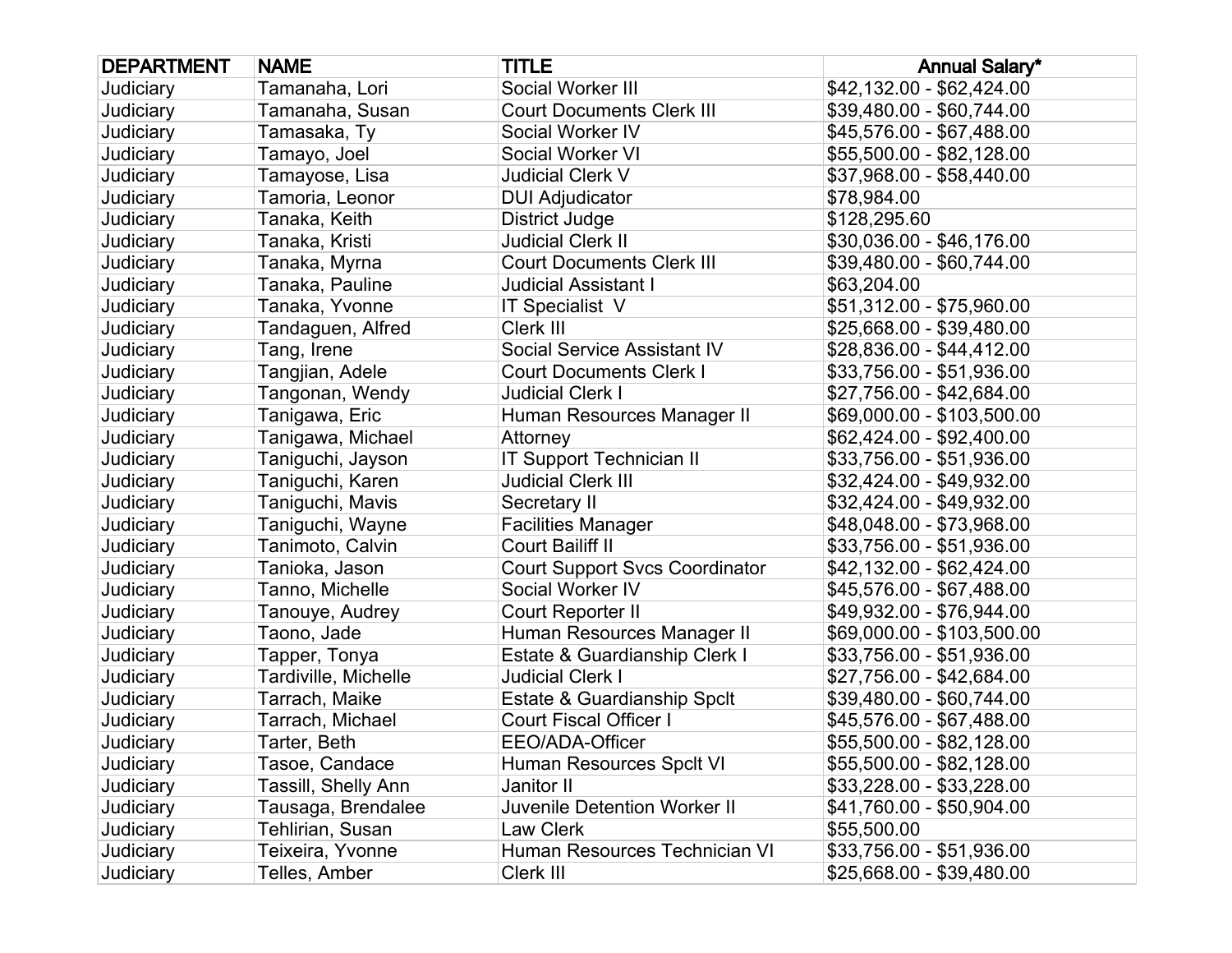| DEPARTMENT | NAME | TITLE | Annual Salary* |
| --- | --- | --- | --- |
| Judiciary | Tamanaha, Lori | Social Worker III | $42,132.00 - $62,424.00 |
| Judiciary | Tamanaha, Susan | Court Documents Clerk III | $39,480.00 - $60,744.00 |
| Judiciary | Tamasaka, Ty | Social Worker IV | $45,576.00 - $67,488.00 |
| Judiciary | Tamayo, Joel | Social Worker VI | $55,500.00 - $82,128.00 |
| Judiciary | Tamayose, Lisa | Judicial Clerk V | $37,968.00 - $58,440.00 |
| Judiciary | Tamoria, Leonor | DUI Adjudicator | $78,984.00 |
| Judiciary | Tanaka, Keith | District Judge | $128,295.60 |
| Judiciary | Tanaka, Kristi | Judicial Clerk II | $30,036.00 - $46,176.00 |
| Judiciary | Tanaka, Myrna | Court Documents Clerk III | $39,480.00 - $60,744.00 |
| Judiciary | Tanaka, Pauline | Judicial Assistant I | $63,204.00 |
| Judiciary | Tanaka, Yvonne | IT Specialist V | $51,312.00 - $75,960.00 |
| Judiciary | Tandaguen, Alfred | Clerk III | $25,668.00 - $39,480.00 |
| Judiciary | Tang, Irene | Social Service Assistant IV | $28,836.00 - $44,412.00 |
| Judiciary | Tangjian, Adele | Court Documents Clerk I | $33,756.00 - $51,936.00 |
| Judiciary | Tangonan, Wendy | Judicial Clerk I | $27,756.00 - $42,684.00 |
| Judiciary | Tanigawa, Eric | Human Resources Manager II | $69,000.00 - $103,500.00 |
| Judiciary | Tanigawa, Michael | Attorney | $62,424.00 - $92,400.00 |
| Judiciary | Taniguchi, Jayson | IT Support Technician II | $33,756.00 - $51,936.00 |
| Judiciary | Taniguchi, Karen | Judicial Clerk III | $32,424.00 - $49,932.00 |
| Judiciary | Taniguchi, Mavis | Secretary II | $32,424.00 - $49,932.00 |
| Judiciary | Taniguchi, Wayne | Facilities Manager | $48,048.00 - $73,968.00 |
| Judiciary | Tanimoto, Calvin | Court Bailiff II | $33,756.00 - $51,936.00 |
| Judiciary | Tanioka, Jason | Court Support Svcs Coordinator | $42,132.00 - $62,424.00 |
| Judiciary | Tanno, Michelle | Social Worker IV | $45,576.00 - $67,488.00 |
| Judiciary | Tanouye, Audrey | Court Reporter II | $49,932.00 - $76,944.00 |
| Judiciary | Taono, Jade | Human Resources Manager II | $69,000.00 - $103,500.00 |
| Judiciary | Tapper, Tonya | Estate & Guardianship Clerk I | $33,756.00 - $51,936.00 |
| Judiciary | Tardiville, Michelle | Judicial Clerk I | $27,756.00 - $42,684.00 |
| Judiciary | Tarrach, Maike | Estate & Guardianship Spclt | $39,480.00 - $60,744.00 |
| Judiciary | Tarrach, Michael | Court Fiscal Officer I | $45,576.00 - $67,488.00 |
| Judiciary | Tarter, Beth | EEO/ADA-Officer | $55,500.00 - $82,128.00 |
| Judiciary | Tasoe, Candace | Human Resources Spclt VI | $55,500.00 - $82,128.00 |
| Judiciary | Tassill, Shelly Ann | Janitor II | $33,228.00 - $33,228.00 |
| Judiciary | Tausaga, Brendalee | Juvenile Detention Worker II | $41,760.00 - $50,904.00 |
| Judiciary | Tehlirian, Susan | Law Clerk | $55,500.00 |
| Judiciary | Teixeira, Yvonne | Human Resources Technician VI | $33,756.00 - $51,936.00 |
| Judiciary | Telles, Amber | Clerk III | $25,668.00 - $39,480.00 |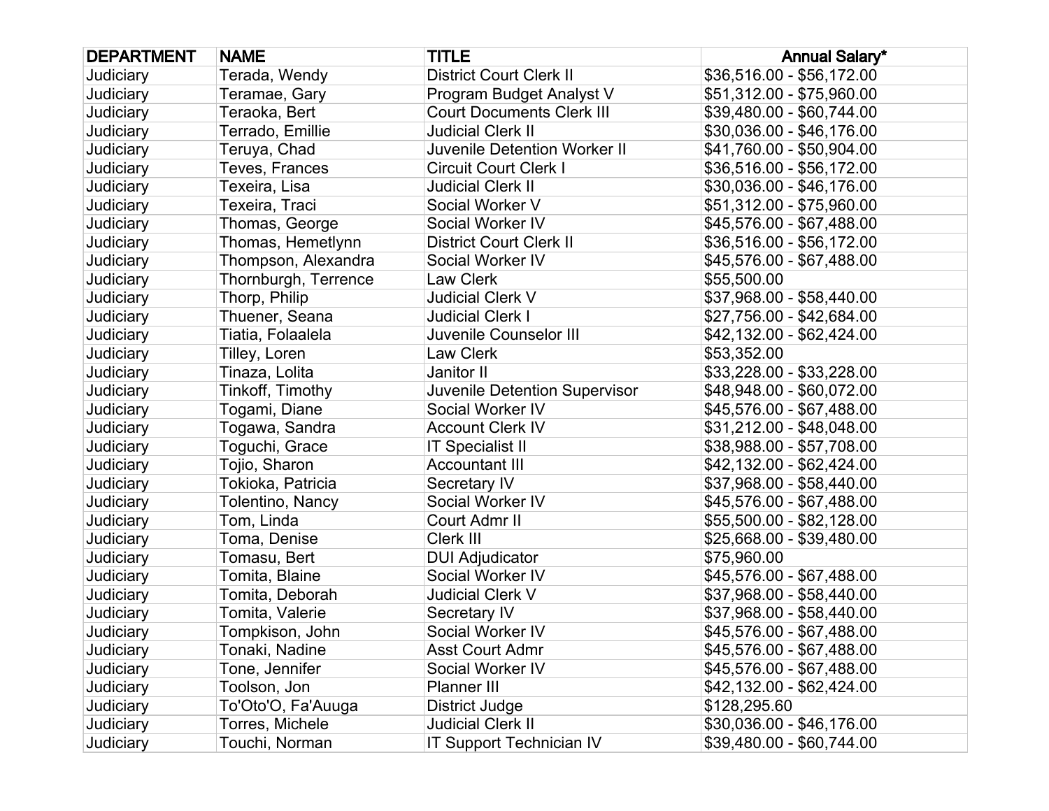| DEPARTMENT | NAME | TITLE | Annual Salary* |
|---|---|---|---|
| Judiciary | Terada, Wendy | District Court Clerk II | $36,516.00 - $56,172.00 |
| Judiciary | Teramae, Gary | Program Budget Analyst V | $51,312.00 - $75,960.00 |
| Judiciary | Teraoka, Bert | Court Documents Clerk III | $39,480.00 - $60,744.00 |
| Judiciary | Terrado, Emillie | Judicial Clerk II | $30,036.00 - $46,176.00 |
| Judiciary | Teruya, Chad | Juvenile Detention Worker II | $41,760.00 - $50,904.00 |
| Judiciary | Teves, Frances | Circuit Court Clerk I | $36,516.00 - $56,172.00 |
| Judiciary | Texeira, Lisa | Judicial Clerk II | $30,036.00 - $46,176.00 |
| Judiciary | Texeira, Traci | Social Worker V | $51,312.00 - $75,960.00 |
| Judiciary | Thomas, George | Social Worker IV | $45,576.00 - $67,488.00 |
| Judiciary | Thomas, Hemetlynn | District Court Clerk II | $36,516.00 - $56,172.00 |
| Judiciary | Thompson, Alexandra | Social Worker IV | $45,576.00 - $67,488.00 |
| Judiciary | Thornburgh, Terrence | Law Clerk | $55,500.00 |
| Judiciary | Thorp, Philip | Judicial Clerk V | $37,968.00 - $58,440.00 |
| Judiciary | Thuener, Seana | Judicial Clerk I | $27,756.00 - $42,684.00 |
| Judiciary | Tiatia, Folaalela | Juvenile Counselor III | $42,132.00 - $62,424.00 |
| Judiciary | Tilley, Loren | Law Clerk | $53,352.00 |
| Judiciary | Tinaza, Lolita | Janitor II | $33,228.00 - $33,228.00 |
| Judiciary | Tinkoff, Timothy | Juvenile Detention Supervisor | $48,948.00 - $60,072.00 |
| Judiciary | Togami, Diane | Social Worker IV | $45,576.00 - $67,488.00 |
| Judiciary | Togawa, Sandra | Account Clerk IV | $31,212.00 - $48,048.00 |
| Judiciary | Toguchi, Grace | IT Specialist II | $38,988.00 - $57,708.00 |
| Judiciary | Tojio, Sharon | Accountant III | $42,132.00 - $62,424.00 |
| Judiciary | Tokioka, Patricia | Secretary IV | $37,968.00 - $58,440.00 |
| Judiciary | Tolentino, Nancy | Social Worker IV | $45,576.00 - $67,488.00 |
| Judiciary | Tom, Linda | Court Admr II | $55,500.00 - $82,128.00 |
| Judiciary | Toma, Denise | Clerk III | $25,668.00 - $39,480.00 |
| Judiciary | Tomasu, Bert | DUI Adjudicator | $75,960.00 |
| Judiciary | Tomita, Blaine | Social Worker IV | $45,576.00 - $67,488.00 |
| Judiciary | Tomita, Deborah | Judicial Clerk V | $37,968.00 - $58,440.00 |
| Judiciary | Tomita, Valerie | Secretary IV | $37,968.00 - $58,440.00 |
| Judiciary | Tompkison, John | Social Worker IV | $45,576.00 - $67,488.00 |
| Judiciary | Tonaki, Nadine | Asst Court Admr | $45,576.00 - $67,488.00 |
| Judiciary | Tone, Jennifer | Social Worker IV | $45,576.00 - $67,488.00 |
| Judiciary | Toolson, Jon | Planner III | $42,132.00 - $62,424.00 |
| Judiciary | To'Oto'O, Fa'Auuga | District Judge | $128,295.60 |
| Judiciary | Torres, Michele | Judicial Clerk II | $30,036.00 - $46,176.00 |
| Judiciary | Touchi, Norman | IT Support Technician IV | $39,480.00 - $60,744.00 |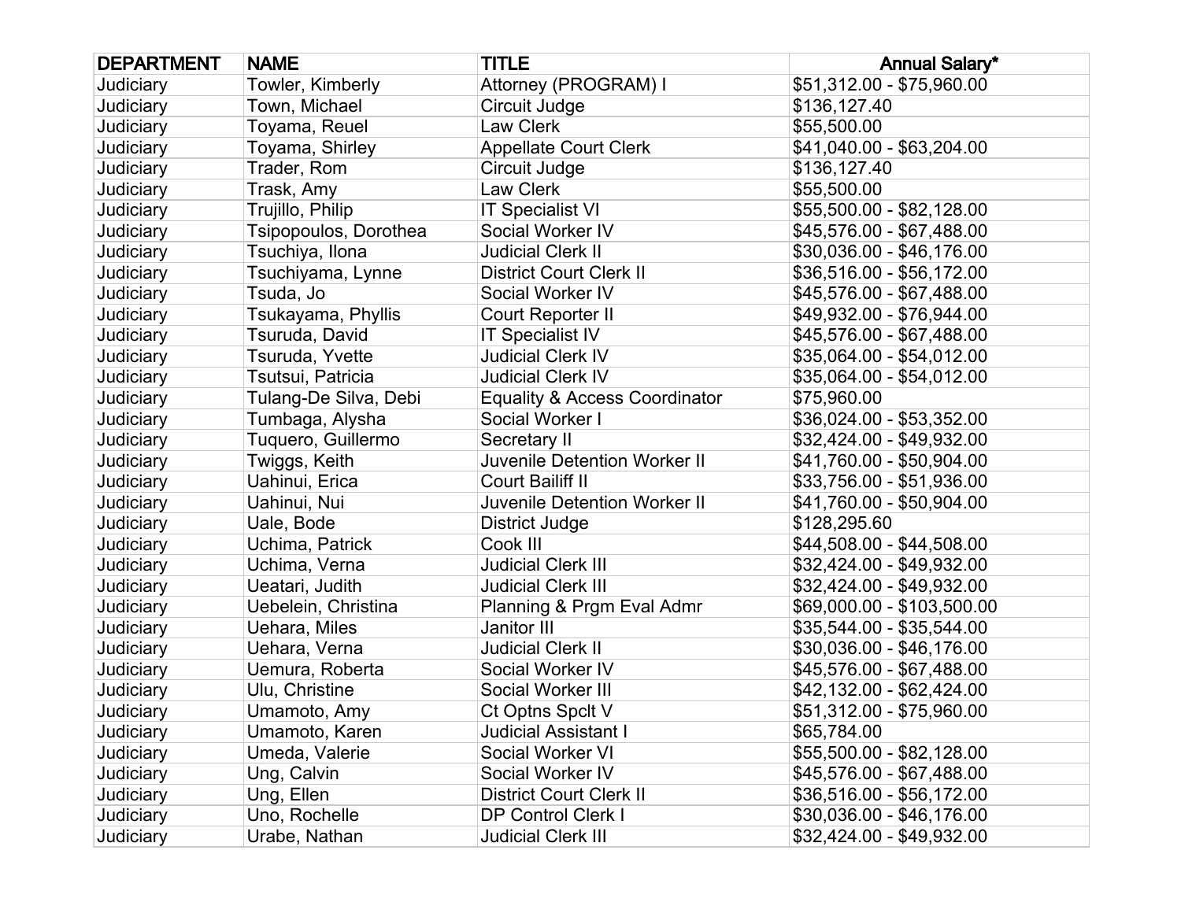| DEPARTMENT | NAME | TITLE | Annual Salary* |
| --- | --- | --- | --- |
| Judiciary | Towler, Kimberly | Attorney (PROGRAM) I | $51,312.00 - $75,960.00 |
| Judiciary | Town, Michael | Circuit Judge | $136,127.40 |
| Judiciary | Toyama, Reuel | Law Clerk | $55,500.00 |
| Judiciary | Toyama, Shirley | Appellate Court Clerk | $41,040.00 - $63,204.00 |
| Judiciary | Trader, Rom | Circuit Judge | $136,127.40 |
| Judiciary | Trask, Amy | Law Clerk | $55,500.00 |
| Judiciary | Trujillo, Philip | IT Specialist VI | $55,500.00 - $82,128.00 |
| Judiciary | Tsipopoulos, Dorothea | Social Worker IV | $45,576.00 - $67,488.00 |
| Judiciary | Tsuchiya, Ilona | Judicial Clerk II | $30,036.00 - $46,176.00 |
| Judiciary | Tsuchiyama, Lynne | District Court Clerk II | $36,516.00 - $56,172.00 |
| Judiciary | Tsuda, Jo | Social Worker IV | $45,576.00 - $67,488.00 |
| Judiciary | Tsukayama, Phyllis | Court Reporter II | $49,932.00 - $76,944.00 |
| Judiciary | Tsuruda, David | IT Specialist IV | $45,576.00 - $67,488.00 |
| Judiciary | Tsuruda, Yvette | Judicial Clerk IV | $35,064.00 - $54,012.00 |
| Judiciary | Tsutsui, Patricia | Judicial Clerk IV | $35,064.00 - $54,012.00 |
| Judiciary | Tulang-De Silva, Debi | Equality & Access Coordinator | $75,960.00 |
| Judiciary | Tumbaga, Alysha | Social Worker I | $36,024.00 - $53,352.00 |
| Judiciary | Tuquero, Guillermo | Secretary II | $32,424.00 - $49,932.00 |
| Judiciary | Twiggs, Keith | Juvenile Detention Worker II | $41,760.00 - $50,904.00 |
| Judiciary | Uahinui, Erica | Court Bailiff II | $33,756.00 - $51,936.00 |
| Judiciary | Uahinui, Nui | Juvenile Detention Worker II | $41,760.00 - $50,904.00 |
| Judiciary | Uale, Bode | District Judge | $128,295.60 |
| Judiciary | Uchima, Patrick | Cook III | $44,508.00 - $44,508.00 |
| Judiciary | Uchima, Verna | Judicial Clerk III | $32,424.00 - $49,932.00 |
| Judiciary | Ueatari, Judith | Judicial Clerk III | $32,424.00 - $49,932.00 |
| Judiciary | Uebelein, Christina | Planning & Prgm Eval Admr | $69,000.00 - $103,500.00 |
| Judiciary | Uehara, Miles | Janitor III | $35,544.00 - $35,544.00 |
| Judiciary | Uehara, Verna | Judicial Clerk II | $30,036.00 - $46,176.00 |
| Judiciary | Uemura, Roberta | Social Worker IV | $45,576.00 - $67,488.00 |
| Judiciary | Ulu, Christine | Social Worker III | $42,132.00 - $62,424.00 |
| Judiciary | Umamoto, Amy | Ct Optns Spclt V | $51,312.00 - $75,960.00 |
| Judiciary | Umamoto, Karen | Judicial Assistant I | $65,784.00 |
| Judiciary | Umeda, Valerie | Social Worker VI | $55,500.00 - $82,128.00 |
| Judiciary | Ung, Calvin | Social Worker IV | $45,576.00 - $67,488.00 |
| Judiciary | Ung, Ellen | District Court Clerk II | $36,516.00 - $56,172.00 |
| Judiciary | Uno, Rochelle | DP Control Clerk I | $30,036.00 - $46,176.00 |
| Judiciary | Urabe, Nathan | Judicial Clerk III | $32,424.00 - $49,932.00 |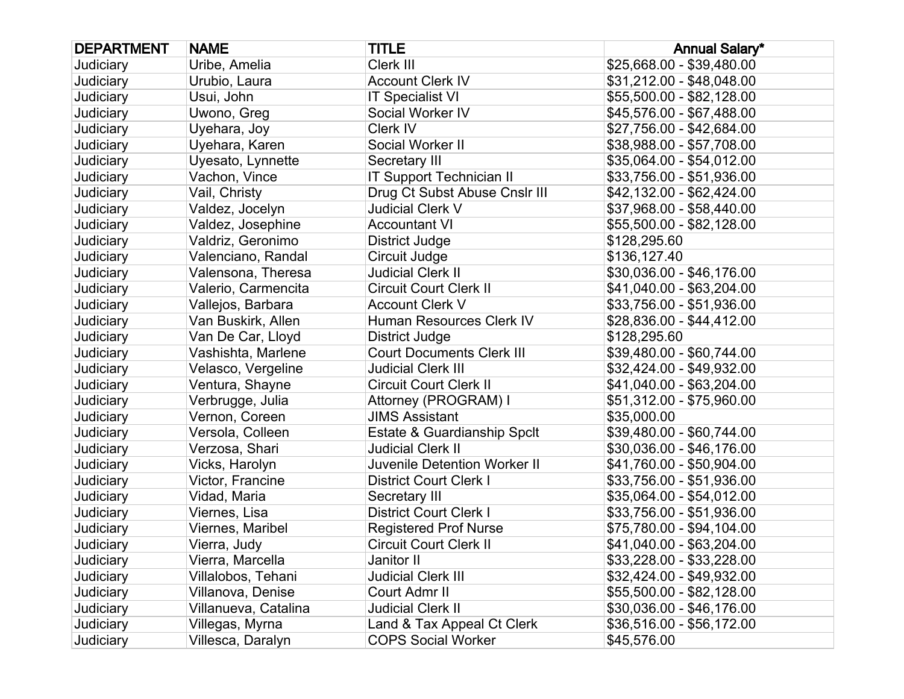| DEPARTMENT | NAME | TITLE | Annual Salary* |
|---|---|---|---|
| Judiciary | Uribe, Amelia | Clerk III | $25,668.00 - $39,480.00 |
| Judiciary | Urubio, Laura | Account Clerk IV | $31,212.00 - $48,048.00 |
| Judiciary | Usui, John | IT Specialist VI | $55,500.00 - $82,128.00 |
| Judiciary | Uwono, Greg | Social Worker IV | $45,576.00 - $67,488.00 |
| Judiciary | Uyehara, Joy | Clerk IV | $27,756.00 - $42,684.00 |
| Judiciary | Uyehara, Karen | Social Worker II | $38,988.00 - $57,708.00 |
| Judiciary | Uyesato, Lynnette | Secretary III | $35,064.00 - $54,012.00 |
| Judiciary | Vachon, Vince | IT Support Technician II | $33,756.00 - $51,936.00 |
| Judiciary | Vail, Christy | Drug Ct Subst Abuse Cnslr III | $42,132.00 - $62,424.00 |
| Judiciary | Valdez, Jocelyn | Judicial Clerk V | $37,968.00 - $58,440.00 |
| Judiciary | Valdez, Josephine | Accountant VI | $55,500.00 - $82,128.00 |
| Judiciary | Valdriz, Geronimo | District Judge | $128,295.60 |
| Judiciary | Valenciano, Randal | Circuit Judge | $136,127.40 |
| Judiciary | Valensona, Theresa | Judicial Clerk II | $30,036.00 - $46,176.00 |
| Judiciary | Valerio, Carmencita | Circuit Court Clerk II | $41,040.00 - $63,204.00 |
| Judiciary | Vallejos, Barbara | Account Clerk V | $33,756.00 - $51,936.00 |
| Judiciary | Van Buskirk, Allen | Human Resources Clerk IV | $28,836.00 - $44,412.00 |
| Judiciary | Van De Car, Lloyd | District Judge | $128,295.60 |
| Judiciary | Vashishta, Marlene | Court Documents Clerk III | $39,480.00 - $60,744.00 |
| Judiciary | Velasco, Vergeline | Judicial Clerk III | $32,424.00 - $49,932.00 |
| Judiciary | Ventura, Shayne | Circuit Court Clerk II | $41,040.00 - $63,204.00 |
| Judiciary | Verbrugge, Julia | Attorney (PROGRAM) I | $51,312.00 - $75,960.00 |
| Judiciary | Vernon, Coreen | JIMS Assistant | $35,000.00 |
| Judiciary | Versola, Colleen | Estate & Guardianship Spclt | $39,480.00 - $60,744.00 |
| Judiciary | Verzosa, Shari | Judicial Clerk II | $30,036.00 - $46,176.00 |
| Judiciary | Vicks, Harolyn | Juvenile Detention Worker II | $41,760.00 - $50,904.00 |
| Judiciary | Victor, Francine | District Court Clerk I | $33,756.00 - $51,936.00 |
| Judiciary | Vidad, Maria | Secretary III | $35,064.00 - $54,012.00 |
| Judiciary | Viernes, Lisa | District Court Clerk I | $33,756.00 - $51,936.00 |
| Judiciary | Viernes, Maribel | Registered Prof Nurse | $75,780.00 - $94,104.00 |
| Judiciary | Vierra, Judy | Circuit Court Clerk II | $41,040.00 - $63,204.00 |
| Judiciary | Vierra, Marcella | Janitor II | $33,228.00 - $33,228.00 |
| Judiciary | Villalobos, Tehani | Judicial Clerk III | $32,424.00 - $49,932.00 |
| Judiciary | Villanova, Denise | Court Admr II | $55,500.00 - $82,128.00 |
| Judiciary | Villanueva, Catalina | Judicial Clerk II | $30,036.00 - $46,176.00 |
| Judiciary | Villegas, Myrna | Land & Tax Appeal Ct Clerk | $36,516.00 - $56,172.00 |
| Judiciary | Villesca, Daralyn | COPS Social Worker | $45,576.00 |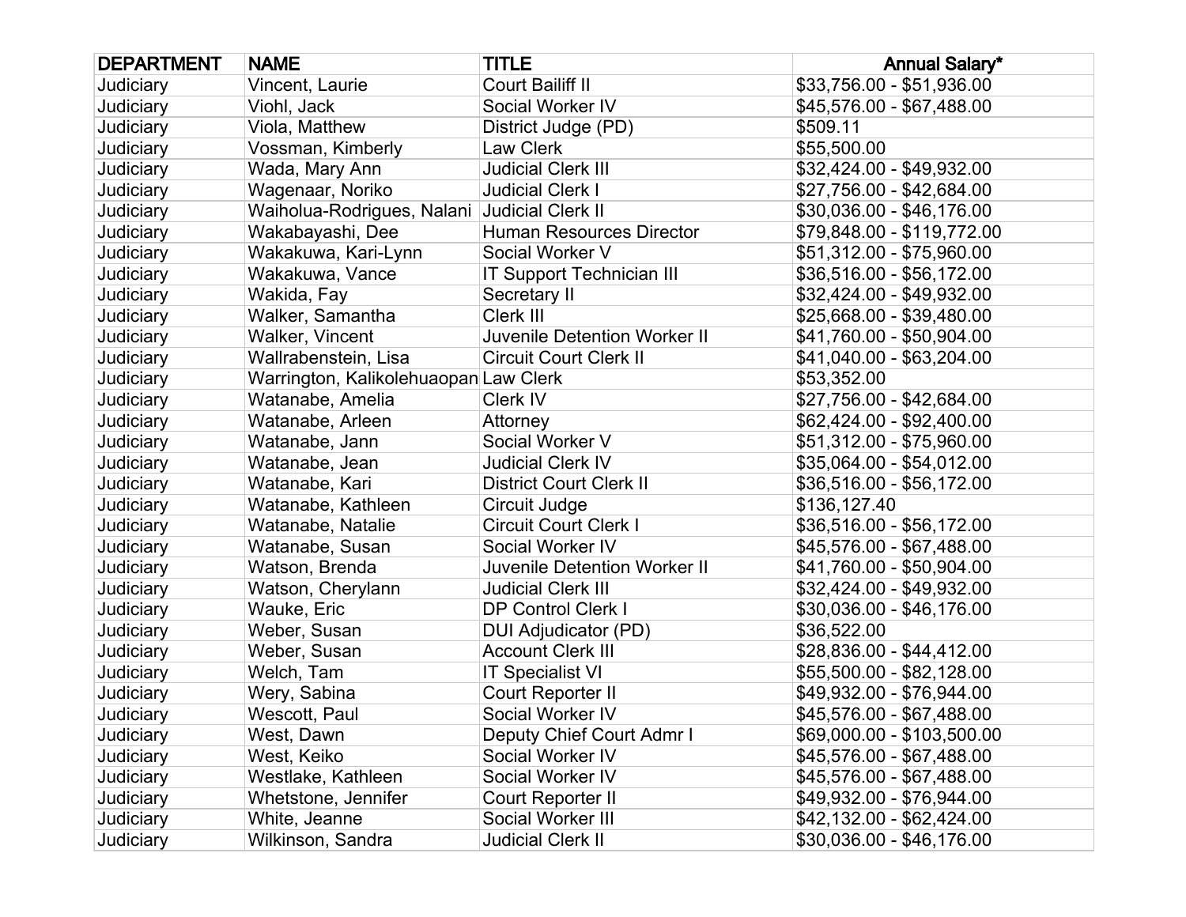| DEPARTMENT | NAME | TITLE | Annual Salary* |
|---|---|---|---|
| Judiciary | Vincent, Laurie | Court Bailiff II | $33,756.00 - $51,936.00 |
| Judiciary | Viohl, Jack | Social Worker IV | $45,576.00 - $67,488.00 |
| Judiciary | Viola, Matthew | District Judge (PD) | $509.11 |
| Judiciary | Vossman, Kimberly | Law Clerk | $55,500.00 |
| Judiciary | Wada, Mary Ann | Judicial Clerk III | $32,424.00 - $49,932.00 |
| Judiciary | Wagenaar, Noriko | Judicial Clerk I | $27,756.00 - $42,684.00 |
| Judiciary | Waiholua-Rodrigues, Nalani | Judicial Clerk II | $30,036.00 - $46,176.00 |
| Judiciary | Wakabayashi, Dee | Human Resources Director | $79,848.00 - $119,772.00 |
| Judiciary | Wakakuwa, Kari-Lynn | Social Worker V | $51,312.00 - $75,960.00 |
| Judiciary | Wakakuwa, Vance | IT Support Technician III | $36,516.00 - $56,172.00 |
| Judiciary | Wakida, Fay | Secretary II | $32,424.00 - $49,932.00 |
| Judiciary | Walker, Samantha | Clerk III | $25,668.00 - $39,480.00 |
| Judiciary | Walker, Vincent | Juvenile Detention Worker II | $41,760.00 - $50,904.00 |
| Judiciary | Wallrabenstein, Lisa | Circuit Court Clerk II | $41,040.00 - $63,204.00 |
| Judiciary | Warrington, Kalikolehuaopan | Law Clerk | $53,352.00 |
| Judiciary | Watanabe, Amelia | Clerk IV | $27,756.00 - $42,684.00 |
| Judiciary | Watanabe, Arleen | Attorney | $62,424.00 - $92,400.00 |
| Judiciary | Watanabe, Jann | Social Worker V | $51,312.00 - $75,960.00 |
| Judiciary | Watanabe, Jean | Judicial Clerk IV | $35,064.00 - $54,012.00 |
| Judiciary | Watanabe, Kari | District Court Clerk II | $36,516.00 - $56,172.00 |
| Judiciary | Watanabe, Kathleen | Circuit Judge | $136,127.40 |
| Judiciary | Watanabe, Natalie | Circuit Court Clerk I | $36,516.00 - $56,172.00 |
| Judiciary | Watanabe, Susan | Social Worker IV | $45,576.00 - $67,488.00 |
| Judiciary | Watson, Brenda | Juvenile Detention Worker II | $41,760.00 - $50,904.00 |
| Judiciary | Watson, Cherylann | Judicial Clerk III | $32,424.00 - $49,932.00 |
| Judiciary | Wauke, Eric | DP Control Clerk I | $30,036.00 - $46,176.00 |
| Judiciary | Weber, Susan | DUI Adjudicator (PD) | $36,522.00 |
| Judiciary | Weber, Susan | Account Clerk III | $28,836.00 - $44,412.00 |
| Judiciary | Welch, Tam | IT Specialist VI | $55,500.00 - $82,128.00 |
| Judiciary | Wery, Sabina | Court Reporter II | $49,932.00 - $76,944.00 |
| Judiciary | Wescott, Paul | Social Worker IV | $45,576.00 - $67,488.00 |
| Judiciary | West, Dawn | Deputy Chief Court Admr I | $69,000.00 - $103,500.00 |
| Judiciary | West, Keiko | Social Worker IV | $45,576.00 - $67,488.00 |
| Judiciary | Westlake, Kathleen | Social Worker IV | $45,576.00 - $67,488.00 |
| Judiciary | Whetstone, Jennifer | Court Reporter II | $49,932.00 - $76,944.00 |
| Judiciary | White, Jeanne | Social Worker III | $42,132.00 - $62,424.00 |
| Judiciary | Wilkinson, Sandra | Judicial Clerk II | $30,036.00 - $46,176.00 |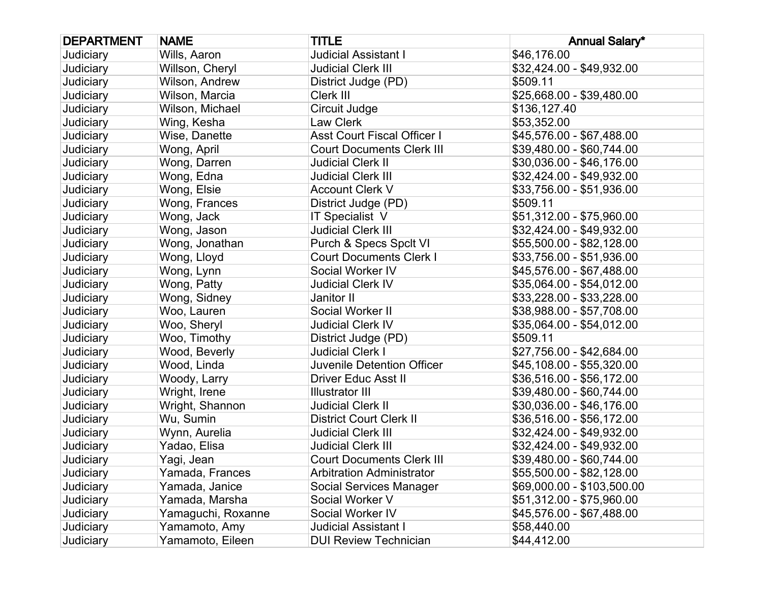| DEPARTMENT | NAME | TITLE | Annual Salary* |
| --- | --- | --- | --- |
| Judiciary | Wills, Aaron | Judicial Assistant I | $46,176.00 |
| Judiciary | Willson, Cheryl | Judicial Clerk III | $32,424.00 - $49,932.00 |
| Judiciary | Wilson, Andrew | District Judge (PD) | $509.11 |
| Judiciary | Wilson, Marcia | Clerk III | $25,668.00 - $39,480.00 |
| Judiciary | Wilson, Michael | Circuit Judge | $136,127.40 |
| Judiciary | Wing, Kesha | Law Clerk | $53,352.00 |
| Judiciary | Wise, Danette | Asst Court Fiscal Officer I | $45,576.00 - $67,488.00 |
| Judiciary | Wong, April | Court Documents Clerk III | $39,480.00 - $60,744.00 |
| Judiciary | Wong, Darren | Judicial Clerk II | $30,036.00 - $46,176.00 |
| Judiciary | Wong, Edna | Judicial Clerk III | $32,424.00 - $49,932.00 |
| Judiciary | Wong, Elsie | Account Clerk V | $33,756.00 - $51,936.00 |
| Judiciary | Wong, Frances | District Judge (PD) | $509.11 |
| Judiciary | Wong, Jack | IT Specialist V | $51,312.00 - $75,960.00 |
| Judiciary | Wong, Jason | Judicial Clerk III | $32,424.00 - $49,932.00 |
| Judiciary | Wong, Jonathan | Purch & Specs Spclt VI | $55,500.00 - $82,128.00 |
| Judiciary | Wong, Lloyd | Court Documents Clerk I | $33,756.00 - $51,936.00 |
| Judiciary | Wong, Lynn | Social Worker IV | $45,576.00 - $67,488.00 |
| Judiciary | Wong, Patty | Judicial Clerk IV | $35,064.00 - $54,012.00 |
| Judiciary | Wong, Sidney | Janitor II | $33,228.00 - $33,228.00 |
| Judiciary | Woo, Lauren | Social Worker II | $38,988.00 - $57,708.00 |
| Judiciary | Woo, Sheryl | Judicial Clerk IV | $35,064.00 - $54,012.00 |
| Judiciary | Woo, Timothy | District Judge (PD) | $509.11 |
| Judiciary | Wood, Beverly | Judicial Clerk I | $27,756.00 - $42,684.00 |
| Judiciary | Wood, Linda | Juvenile Detention Officer | $45,108.00 - $55,320.00 |
| Judiciary | Woody, Larry | Driver Educ Asst II | $36,516.00 - $56,172.00 |
| Judiciary | Wright, Irene | Illustrator III | $39,480.00 - $60,744.00 |
| Judiciary | Wright, Shannon | Judicial Clerk II | $30,036.00 - $46,176.00 |
| Judiciary | Wu, Sumin | District Court Clerk II | $36,516.00 - $56,172.00 |
| Judiciary | Wynn, Aurelia | Judicial Clerk III | $32,424.00 - $49,932.00 |
| Judiciary | Yadao, Elisa | Judicial Clerk III | $32,424.00 - $49,932.00 |
| Judiciary | Yagi, Jean | Court Documents Clerk III | $39,480.00 - $60,744.00 |
| Judiciary | Yamada, Frances | Arbitration Administrator | $55,500.00 - $82,128.00 |
| Judiciary | Yamada, Janice | Social Services Manager | $69,000.00 - $103,500.00 |
| Judiciary | Yamada, Marsha | Social Worker V | $51,312.00 - $75,960.00 |
| Judiciary | Yamaguchi, Roxanne | Social Worker IV | $45,576.00 - $67,488.00 |
| Judiciary | Yamamoto, Amy | Judicial Assistant I | $58,440.00 |
| Judiciary | Yamamoto, Eileen | DUI Review Technician | $44,412.00 |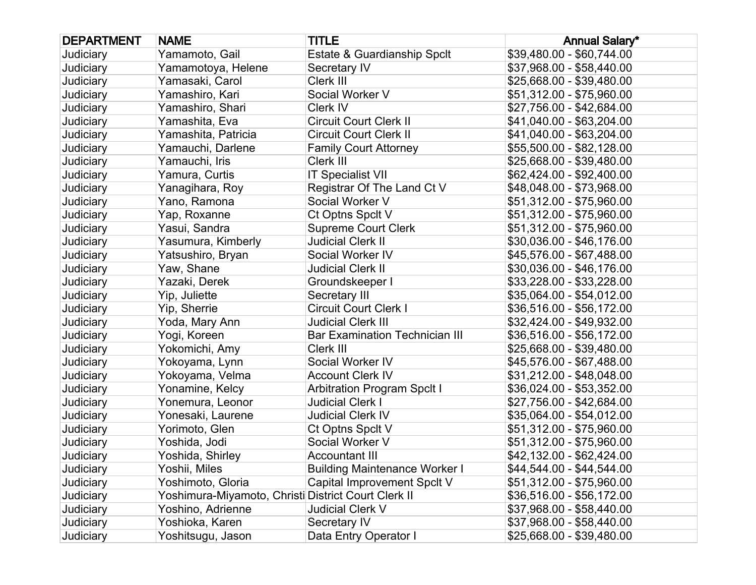| DEPARTMENT | NAME | TITLE | Annual Salary* |
|---|---|---|---|
| Judiciary | Yamamoto, Gail | Estate & Guardianship Spclt | $39,480.00 - $60,744.00 |
| Judiciary | Yamamotoya, Helene | Secretary IV | $37,968.00 - $58,440.00 |
| Judiciary | Yamasaki, Carol | Clerk III | $25,668.00 - $39,480.00 |
| Judiciary | Yamashiro, Kari | Social Worker V | $51,312.00 - $75,960.00 |
| Judiciary | Yamashiro, Shari | Clerk IV | $27,756.00 - $42,684.00 |
| Judiciary | Yamashita, Eva | Circuit Court Clerk II | $41,040.00 - $63,204.00 |
| Judiciary | Yamashita, Patricia | Circuit Court Clerk II | $41,040.00 - $63,204.00 |
| Judiciary | Yamauchi, Darlene | Family Court Attorney | $55,500.00 - $82,128.00 |
| Judiciary | Yamauchi, Iris | Clerk III | $25,668.00 - $39,480.00 |
| Judiciary | Yamura, Curtis | IT Specialist VII | $62,424.00 - $92,400.00 |
| Judiciary | Yanagihara, Roy | Registrar Of The Land Ct V | $48,048.00 - $73,968.00 |
| Judiciary | Yano, Ramona | Social Worker V | $51,312.00 - $75,960.00 |
| Judiciary | Yap, Roxanne | Ct Optns Spclt V | $51,312.00 - $75,960.00 |
| Judiciary | Yasui, Sandra | Supreme Court Clerk | $51,312.00 - $75,960.00 |
| Judiciary | Yasumura, Kimberly | Judicial Clerk II | $30,036.00 - $46,176.00 |
| Judiciary | Yatsushiro, Bryan | Social Worker IV | $45,576.00 - $67,488.00 |
| Judiciary | Yaw, Shane | Judicial Clerk II | $30,036.00 - $46,176.00 |
| Judiciary | Yazaki, Derek | Groundskeeper I | $33,228.00 - $33,228.00 |
| Judiciary | Yip, Juliette | Secretary III | $35,064.00 - $54,012.00 |
| Judiciary | Yip, Sherrie | Circuit Court Clerk I | $36,516.00 - $56,172.00 |
| Judiciary | Yoda, Mary Ann | Judicial Clerk III | $32,424.00 - $49,932.00 |
| Judiciary | Yogi, Koreen | Bar Examination Technician III | $36,516.00 - $56,172.00 |
| Judiciary | Yokomichi, Amy | Clerk III | $25,668.00 - $39,480.00 |
| Judiciary | Yokoyama, Lynn | Social Worker IV | $45,576.00 - $67,488.00 |
| Judiciary | Yokoyama, Velma | Account Clerk IV | $31,212.00 - $48,048.00 |
| Judiciary | Yonamine, Kelcy | Arbitration Program Spclt I | $36,024.00 - $53,352.00 |
| Judiciary | Yonemura, Leonor | Judicial Clerk I | $27,756.00 - $42,684.00 |
| Judiciary | Yonesaki, Laurene | Judicial Clerk IV | $35,064.00 - $54,012.00 |
| Judiciary | Yorimoto, Glen | Ct Optns Spclt V | $51,312.00 - $75,960.00 |
| Judiciary | Yoshida, Jodi | Social Worker V | $51,312.00 - $75,960.00 |
| Judiciary | Yoshida, Shirley | Accountant III | $42,132.00 - $62,424.00 |
| Judiciary | Yoshii, Miles | Building Maintenance Worker I | $44,544.00 - $44,544.00 |
| Judiciary | Yoshimoto, Gloria | Capital Improvement Spclt V | $51,312.00 - $75,960.00 |
| Judiciary | Yoshimura-Miyamoto, Christi | District Court Clerk II | $36,516.00 - $56,172.00 |
| Judiciary | Yoshino, Adrienne | Judicial Clerk V | $37,968.00 - $58,440.00 |
| Judiciary | Yoshioka, Karen | Secretary IV | $37,968.00 - $58,440.00 |
| Judiciary | Yoshitsugu, Jason | Data Entry Operator I | $25,668.00 - $39,480.00 |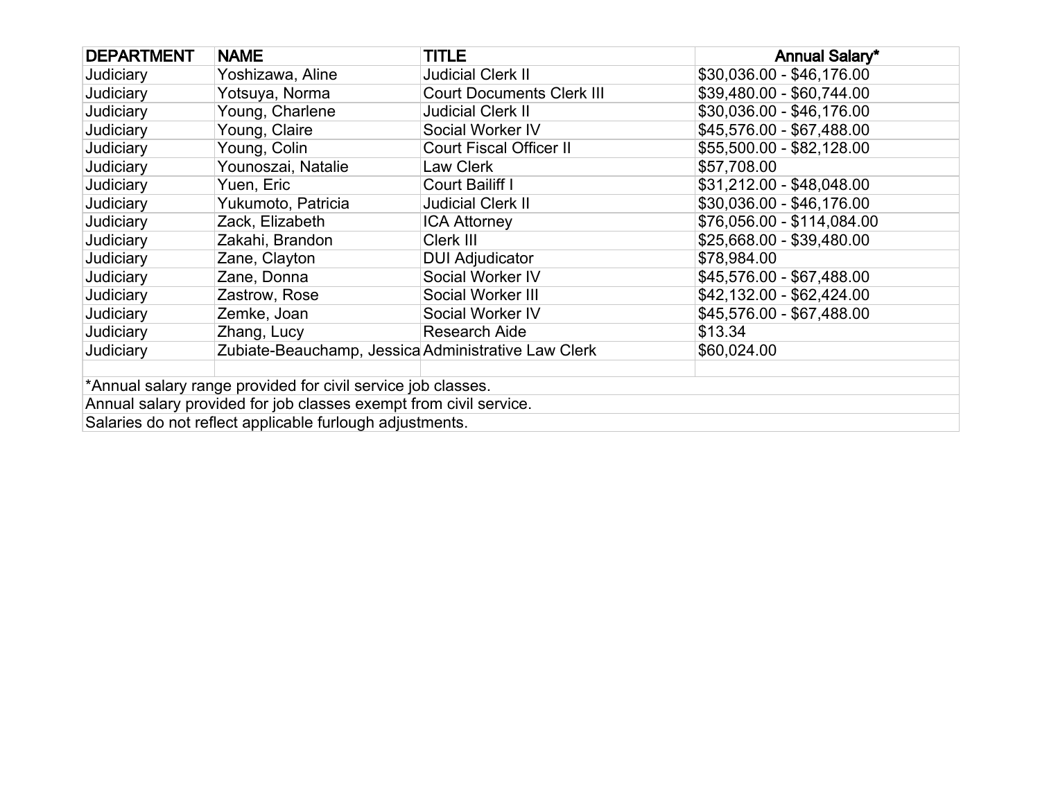| DEPARTMENT | NAME | TITLE | Annual Salary* |
|---|---|---|---|
| Judiciary | Yoshizawa, Aline | Judicial Clerk II | $30,036.00 - $46,176.00 |
| Judiciary | Yotsuya, Norma | Court Documents Clerk III | $39,480.00 - $60,744.00 |
| Judiciary | Young, Charlene | Judicial Clerk II | $30,036.00 - $46,176.00 |
| Judiciary | Young, Claire | Social Worker IV | $45,576.00 - $67,488.00 |
| Judiciary | Young, Colin | Court Fiscal Officer II | $55,500.00 - $82,128.00 |
| Judiciary | Younoszai, Natalie | Law Clerk | $57,708.00 |
| Judiciary | Yuen, Eric | Court Bailiff I | $31,212.00 - $48,048.00 |
| Judiciary | Yukumoto, Patricia | Judicial Clerk II | $30,036.00 - $46,176.00 |
| Judiciary | Zack, Elizabeth | ICA Attorney | $76,056.00 - $114,084.00 |
| Judiciary | Zakahi, Brandon | Clerk III | $25,668.00 - $39,480.00 |
| Judiciary | Zane, Clayton | DUI Adjudicator | $78,984.00 |
| Judiciary | Zane, Donna | Social Worker IV | $45,576.00 - $67,488.00 |
| Judiciary | Zastrow, Rose | Social Worker III | $42,132.00 - $62,424.00 |
| Judiciary | Zemke, Joan | Social Worker IV | $45,576.00 - $67,488.00 |
| Judiciary | Zhang, Lucy | Research Aide | $13.34 |
| Judiciary | Zubiate-Beauchamp, Jessica | Administrative Law Clerk | $60,024.00 |

*Annual salary range provided for civil service job classes.

Annual salary provided for job classes exempt from civil service.

Salaries do not reflect applicable furlough adjustments.